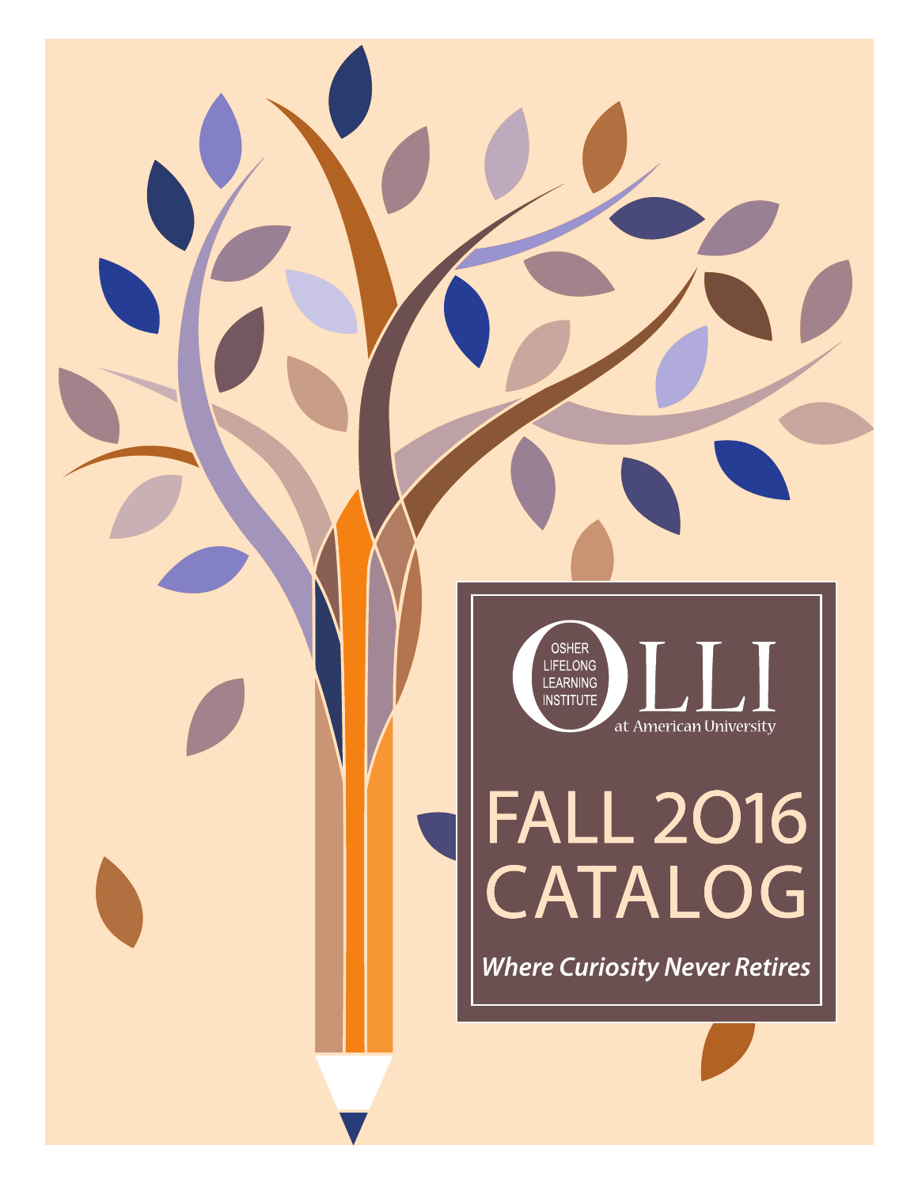OSHER LIFELONG LEARNING INSTITUTE

# OLLI

at American University

# FALL 2016 CATALOG

***Where Curiosity Never Retires***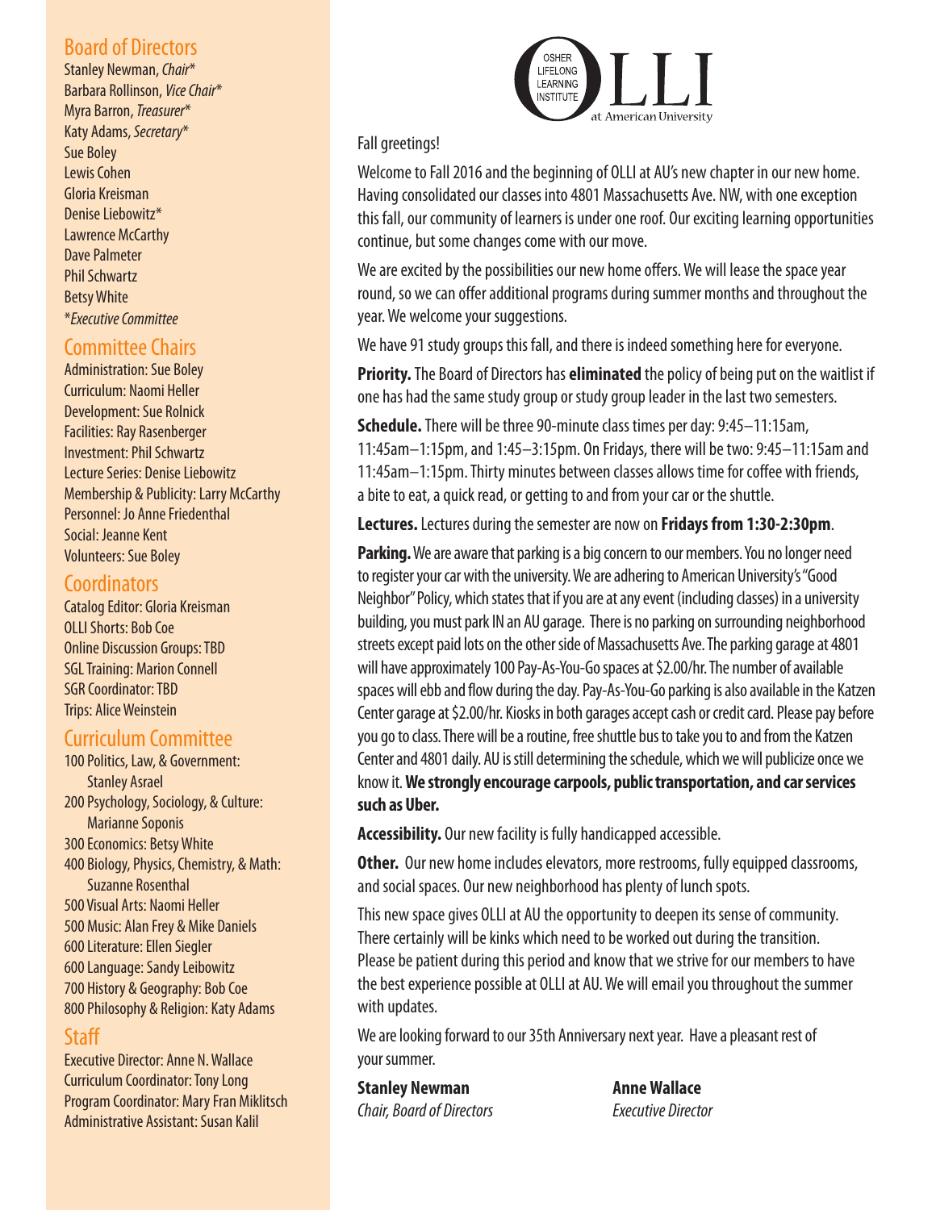## Board of Directors

Stanley Newman, *Chair**
Barbara Rollinson, *Vice Chair**
Myra Barron, *Treasurer**
Katy Adams, *Secretary**
Sue Boley
Lewis Cohen
Gloria Kreisman
Denise Liebowitz*
Lawrence McCarthy
Dave Palmeter
Phil Schwartz
Betsy White
**Executive Committee*

## Committee Chairs

Administration: Sue Boley
Curriculum: Naomi Heller
Development: Sue Rolnick
Facilities: Ray Rasenberger
Investment: Phil Schwartz
Lecture Series: Denise Liebowitz
Membership & Publicity: Larry McCarthy
Personnel: Jo Anne Friedenthal
Social: Jeanne Kent
Volunteers: Sue Boley

## Coordinators

Catalog Editor: Gloria Kreisman
OLLI Shorts: Bob Coe
Online Discussion Groups: TBD
SGL Training: Marion Connell
SGR Coordinator: TBD
Trips: Alice Weinstein

## Curriculum Committee

100 Politics, Law, & Government: Stanley Asrael
200 Psychology, Sociology, & Culture: Marianne Soponis
300 Economics: Betsy White
400 Biology, Physics, Chemistry, & Math: Suzanne Rosenthal
500 Visual Arts: Naomi Heller
500 Music: Alan Frey & Mike Daniels
600 Literature: Ellen Siegler
600 Language: Sandy Leibowitz
700 History & Geography: Bob Coe
800 Philosophy & Religion: Katy Adams

## Staff

Executive Director: Anne N. Wallace
Curriculum Coordinator: Tony Long
Program Coordinator: Mary Fran Miklitsch
Administrative Assistant: Susan Kalil

OSHER LIFELONG LEARNING INSTITUTE OLLI at American University

Fall greetings!

Welcome to Fall 2016 and the beginning of OLLI at AU's new chapter in our new home. Having consolidated our classes into 4801 Massachusetts Ave. NW, with one exception this fall, our community of learners is under one roof. Our exciting learning opportunities continue, but some changes come with our move.

We are excited by the possibilities our new home offers. We will lease the space year round, so we can offer additional programs during summer months and throughout the year. We welcome your suggestions.

We have 91 study groups this fall, and there is indeed something here for everyone.

**Priority.** The Board of Directors has **eliminated** the policy of being put on the waitlist if one has had the same study group or study group leader in the last two semesters.

**Schedule.** There will be three 90-minute class times per day: 9:45–11:15am, 11:45am–1:15pm, and 1:45–3:15pm. On Fridays, there will be two: 9:45–11:15am and 11:45am–1:15pm. Thirty minutes between classes allows time for coffee with friends, a bite to eat, a quick read, or getting to and from your car or the shuttle.

**Lectures.** Lectures during the semester are now on **Fridays from 1:30-2:30pm**.

**Parking.** We are aware that parking is a big concern to our members. You no longer need to register your car with the university. We are adhering to American University's "Good Neighbor" Policy, which states that if you are at any event (including classes) in a university building, you must park IN an AU garage. There is no parking on surrounding neighborhood streets except paid lots on the other side of Massachusetts Ave. The parking garage at 4801 will have approximately 100 Pay-As-You-Go spaces at $2.00/hr. The number of available spaces will ebb and flow during the day. Pay-As-You-Go parking is also available in the Katzen Center garage at $2.00/hr. Kiosks in both garages accept cash or credit card. Please pay before you go to class. There will be a routine, free shuttle bus to take you to and from the Katzen Center and 4801 daily. AU is still determining the schedule, which we will publicize once we know it. **We strongly encourage carpools, public transportation, and car services such as Uber.**

**Accessibility.** Our new facility is fully handicapped accessible.

**Other.** Our new home includes elevators, more restrooms, fully equipped classrooms, and social spaces. Our new neighborhood has plenty of lunch spots.

This new space gives OLLI at AU the opportunity to deepen its sense of community. There certainly will be kinks which need to be worked out during the transition. Please be patient during this period and know that we strive for our members to have the best experience possible at OLLI at AU. We will email you throughout the summer with updates.

We are looking forward to our 35th Anniversary next year. Have a pleasant rest of your summer.

**Stanley Newman**
*Chair, Board of Directors*

**Anne Wallace**
*Executive Director*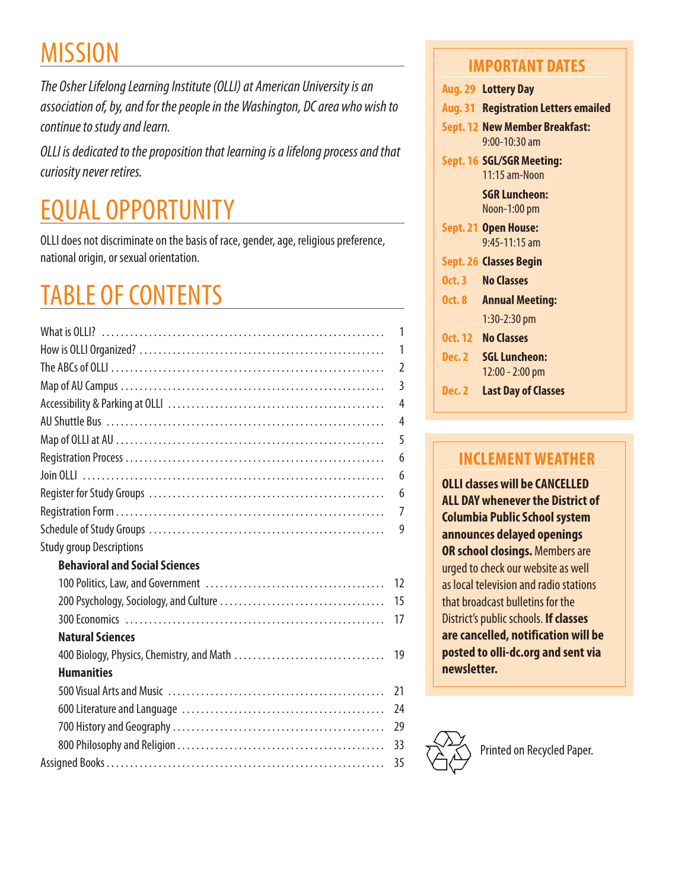# MISSION

*The Osher Lifelong Learning Institute (OLLI) at American University is an association of, by, and for the people in the Washington, DC area who wish to continue to study and learn.*

*OLLI is dedicated to the proposition that learning is a lifelong process and that curiosity never retires.*

# EQUAL OPPORTUNITY

OLLI does not discriminate on the basis of race, gender, age, religious preference, national origin, or sexual orientation.

# TABLE OF CONTENTS

| | |
|---|---|
| What is OLLI? | 1 |
| How is OLLI Organized? | 1 |
| The ABCs of OLLI | 2 |
| Map of AU Campus | 3 |
| Accessibility & Parking at OLLI | 4 |
| AU Shuttle Bus | 4 |
| Map of OLLI at AU | 5 |
| Registration Process | 6 |
| Join OLLI | 6 |
| Register for Study Groups | 6 |
| Registration Form | 7 |
| Schedule of Study Groups | 9 |
| Study group Descriptions | |
| **Behavioral and Social Sciences** | |
| 100 Politics, Law, and Government | 12 |
| 200 Psychology, Sociology, and Culture | 15 |
| 300 Economics | 17 |
| **Natural Sciences** | |
| 400 Biology, Physics, Chemistry, and Math | 19 |
| **Humanities** | |
| 500 Visual Arts and Music | 21 |
| 600 Literature and Language | 24 |
| 700 History and Geography | 29 |
| 800 Philosophy and Religion | 33 |
| Assigned Books | 35 |

## IMPORTANT DATES

| | |
|---|---|
| Aug. 29 | **Lottery Day** |
| Aug. 31 | **Registration Letters emailed** |
| Sept. 12 | **New Member Breakfast:** 9:00-10:30 am |
| Sept. 16 | **SGL/SGR Meeting:** 11:15 am-Noon |
| | **SGR Luncheon:** Noon-1:00 pm |
| Sept. 21 | **Open House:** 9:45-11:15 am |
| Sept. 26 | **Classes Begin** |
| Oct. 3 | **No Classes** |
| Oct. 8 | **Annual Meeting:** 1:30-2:30 pm |
| Oct. 12 | **No Classes** |
| Dec. 2 | **SGL Luncheon:** 12:00 - 2:00 pm |
| Dec. 2 | **Last Day of Classes** |

## INCLEMENT WEATHER

**OLLI classes will be CANCELLED ALL DAY whenever the District of Columbia Public School system announces delayed openings OR school closings.** Members are urged to check our website as well as local television and radio stations that broadcast bulletins for the District's public schools. **If classes are cancelled, notification will be posted to olli-dc.org and sent via newsletter.**

Printed on Recycled Paper.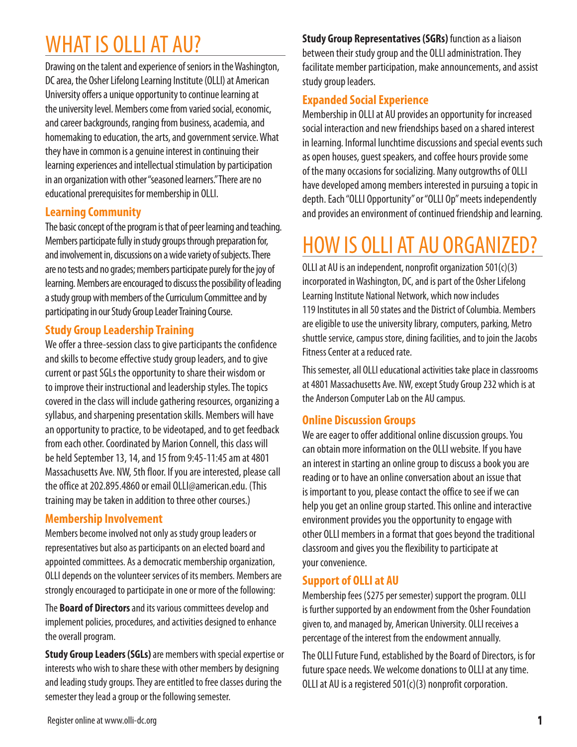# WHAT IS OLLI AT AU?

Drawing on the talent and experience of seniors in the Washington, DC area, the Osher Lifelong Learning Institute (OLLI) at American University offers a unique opportunity to continue learning at the university level. Members come from varied social, economic, and career backgrounds, ranging from business, academia, and homemaking to education, the arts, and government service. What they have in common is a genuine interest in continuing their learning experiences and intellectual stimulation by participation in an organization with other "seasoned learners." There are no educational prerequisites for membership in OLLI.

## Learning Community

The basic concept of the program is that of peer learning and teaching. Members participate fully in study groups through preparation for, and involvement in, discussions on a wide variety of subjects. There are no tests and no grades; members participate purely for the joy of learning. Members are encouraged to discuss the possibility of leading a study group with members of the Curriculum Committee and by participating in our Study Group Leader Training Course.

## Study Group Leadership Training

We offer a three-session class to give participants the confidence and skills to become effective study group leaders, and to give current or past SGLs the opportunity to share their wisdom or to improve their instructional and leadership styles. The topics covered in the class will include gathering resources, organizing a syllabus, and sharpening presentation skills. Members will have an opportunity to practice, to be videotaped, and to get feedback from each other. Coordinated by Marion Connell, this class will be held September 13, 14, and 15 from 9:45-11:45 am at 4801 Massachusetts Ave. NW, 5th floor. If you are interested, please call the office at 202.895.4860 or email OLLI@american.edu. (This training may be taken in addition to three other courses.)

## Membership Involvement

Members become involved not only as study group leaders or representatives but also as participants on an elected board and appointed committees. As a democratic membership organization, OLLI depends on the volunteer services of its members. Members are strongly encouraged to participate in one or more of the following:

The **Board of Directors** and its various committees develop and implement policies, procedures, and activities designed to enhance the overall program.

**Study Group Leaders (SGLs)** are members with special expertise or interests who wish to share these with other members by designing and leading study groups. They are entitled to free classes during the semester they lead a group or the following semester.

**Study Group Representatives (SGRs)** function as a liaison between their study group and the OLLI administration. They facilitate member participation, make announcements, and assist study group leaders.

## Expanded Social Experience

Membership in OLLI at AU provides an opportunity for increased social interaction and new friendships based on a shared interest in learning. Informal lunchtime discussions and special events such as open houses, guest speakers, and coffee hours provide some of the many occasions for socializing. Many outgrowths of OLLI have developed among members interested in pursuing a topic in depth. Each "OLLI Opportunity" or "OLLI Op" meets independently and provides an environment of continued friendship and learning.

# HOW IS OLLI AT AU ORGANIZED?

OLLI at AU is an independent, nonprofit organization 501(c)(3) incorporated in Washington, DC, and is part of the Osher Lifelong Learning Institute National Network, which now includes 119 Institutes in all 50 states and the District of Columbia. Members are eligible to use the university library, computers, parking, Metro shuttle service, campus store, dining facilities, and to join the Jacobs Fitness Center at a reduced rate.

This semester, all OLLI educational activities take place in classrooms at 4801 Massachusetts Ave. NW, except Study Group 232 which is at the Anderson Computer Lab on the AU campus.

## Online Discussion Groups

We are eager to offer additional online discussion groups. You can obtain more information on the OLLI website. If you have an interest in starting an online group to discuss a book you are reading or to have an online conversation about an issue that is important to you, please contact the office to see if we can help you get an online group started. This online and interactive environment provides you the opportunity to engage with other OLLI members in a format that goes beyond the traditional classroom and gives you the flexibility to participate at your convenience.

## Support of OLLI at AU

Membership fees ($275 per semester) support the program. OLLI is further supported by an endowment from the Osher Foundation given to, and managed by, American University. OLLI receives a percentage of the interest from the endowment annually.

The OLLI Future Fund, established by the Board of Directors, is for future space needs. We welcome donations to OLLI at any time. OLLI at AU is a registered 501(c)(3) nonprofit corporation.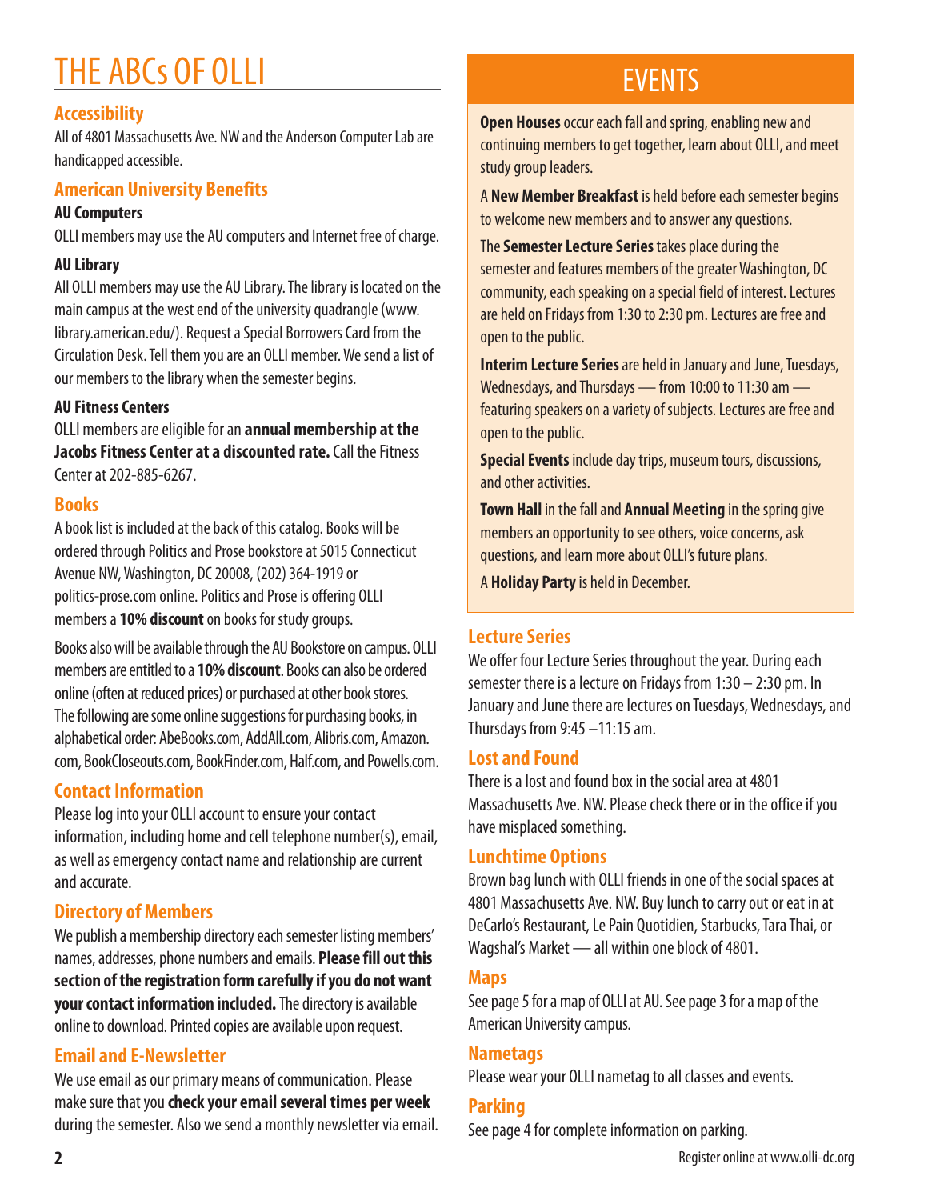# THE ABCs OF OLLI

## Accessibility

All of 4801 Massachusetts Ave. NW and the Anderson Computer Lab are handicapped accessible.

## American University Benefits

### AU Computers

OLLI members may use the AU computers and Internet free of charge.

### AU Library

All OLLI members may use the AU Library. The library is located on the main campus at the west end of the university quadrangle (www.library.american.edu/). Request a Special Borrowers Card from the Circulation Desk. Tell them you are an OLLI member. We send a list of our members to the library when the semester begins.

### AU Fitness Centers

OLLI members are eligible for an **annual membership at the Jacobs Fitness Center at a discounted rate.** Call the Fitness Center at 202-885-6267.

## Books

A book list is included at the back of this catalog. Books will be ordered through Politics and Prose bookstore at 5015 Connecticut Avenue NW, Washington, DC 20008, (202) 364-1919 or politics-prose.com online. Politics and Prose is offering OLLI members a **10% discount** on books for study groups.

Books also will be available through the AU Bookstore on campus. OLLI members are entitled to a **10% discount**. Books can also be ordered online (often at reduced prices) or purchased at other book stores. The following are some online suggestions for purchasing books, in alphabetical order: AbeBooks.com, AddAll.com, Alibris.com, Amazon.com, BookCloseouts.com, BookFinder.com, Half.com, and Powells.com.

## Contact Information

Please log into your OLLI account to ensure your contact information, including home and cell telephone number(s), email, as well as emergency contact name and relationship are current and accurate.

## Directory of Members

We publish a membership directory each semester listing members' names, addresses, phone numbers and emails. **Please fill out this section of the registration form carefully if you do not want your contact information included.** The directory is available online to download. Printed copies are available upon request.

## Email and E-Newsletter

We use email as our primary means of communication. Please make sure that you **check your email several times per week** during the semester. Also we send a monthly newsletter via email.

# EVENTS

**Open Houses** occur each fall and spring, enabling new and continuing members to get together, learn about OLLI, and meet study group leaders.

A **New Member Breakfast** is held before each semester begins to welcome new members and to answer any questions.

The **Semester Lecture Series** takes place during the semester and features members of the greater Washington, DC community, each speaking on a special field of interest. Lectures are held on Fridays from 1:30 to 2:30 pm. Lectures are free and open to the public.

**Interim Lecture Series** are held in January and June, Tuesdays, Wednesdays, and Thursdays — from 10:00 to 11:30 am — featuring speakers on a variety of subjects. Lectures are free and open to the public.

**Special Events** include day trips, museum tours, discussions, and other activities.

**Town Hall** in the fall and **Annual Meeting** in the spring give members an opportunity to see others, voice concerns, ask questions, and learn more about OLLI's future plans.

A **Holiday Party** is held in December.

## Lecture Series

We offer four Lecture Series throughout the year. During each semester there is a lecture on Fridays from 1:30 – 2:30 pm. In January and June there are lectures on Tuesdays, Wednesdays, and Thursdays from 9:45 –11:15 am.

## Lost and Found

There is a lost and found box in the social area at 4801 Massachusetts Ave. NW. Please check there or in the office if you have misplaced something.

## Lunchtime Options

Brown bag lunch with OLLI friends in one of the social spaces at 4801 Massachusetts Ave. NW. Buy lunch to carry out or eat in at DeCarlo's Restaurant, Le Pain Quotidien, Starbucks, Tara Thai, or Wagshal's Market — all within one block of 4801.

## Maps

See page 5 for a map of OLLI at AU. See page 3 for a map of the American University campus.

## Nametags

Please wear your OLLI nametag to all classes and events.

## Parking

See page 4 for complete information on parking.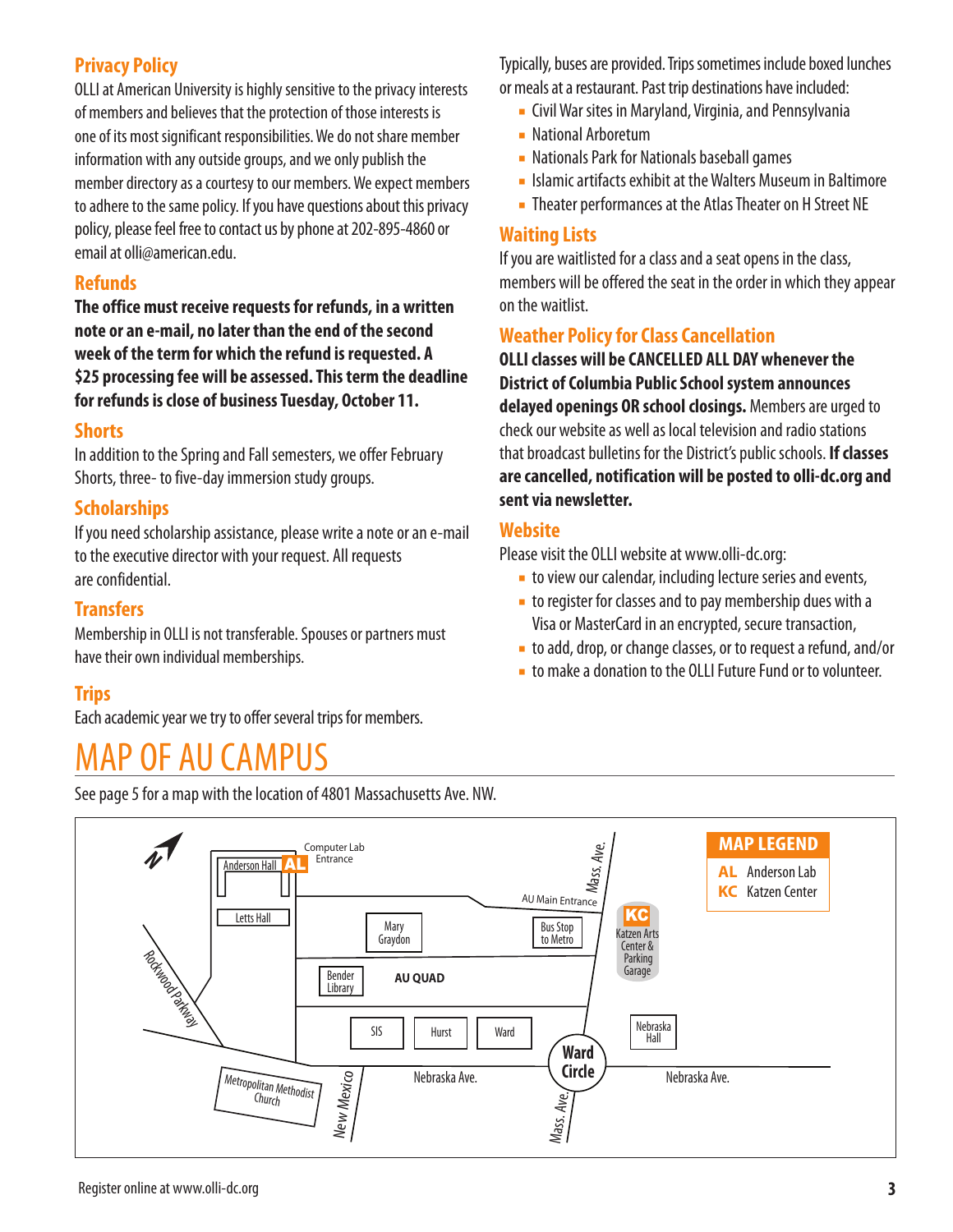## Privacy Policy

OLLI at American University is highly sensitive to the privacy interests of members and believes that the protection of those interests is one of its most significant responsibilities. We do not share member information with any outside groups, and we only publish the member directory as a courtesy to our members. We expect members to adhere to the same policy. If you have questions about this privacy policy, please feel free to contact us by phone at 202-895-4860 or email at olli@american.edu.

## Refunds

**The office must receive requests for refunds, in a written note or an e-mail, no later than the end of the second week of the term for which the refund is requested. A $25 processing fee will be assessed. This term the deadline for refunds is close of business Tuesday, October 11.**

## Shorts

In addition to the Spring and Fall semesters, we offer February Shorts, three- to five-day immersion study groups.

## Scholarships

If you need scholarship assistance, please write a note or an e-mail to the executive director with your request. All requests are confidential.

## Transfers

Membership in OLLI is not transferable. Spouses or partners must have their own individual memberships.

## Trips

Each academic year we try to offer several trips for members. Typically, buses are provided. Trips sometimes include boxed lunches or meals at a restaurant. Past trip destinations have included:

- Civil War sites in Maryland, Virginia, and Pennsylvania
- National Arboretum
- Nationals Park for Nationals baseball games
- Islamic artifacts exhibit at the Walters Museum in Baltimore
- Theater performances at the Atlas Theater on H Street NE

## Waiting Lists

If you are waitlisted for a class and a seat opens in the class, members will be offered the seat in the order in which they appear on the waitlist.

## Weather Policy for Class Cancellation

**OLLI classes will be CANCELLED ALL DAY whenever the District of Columbia Public School system announces delayed openings OR school closings.** Members are urged to check our website as well as local television and radio stations that broadcast bulletins for the District's public schools. **If classes are cancelled, notification will be posted to olli-dc.org and sent via newsletter.**

## Website

Please visit the OLLI website at www.olli-dc.org:

- to view our calendar, including lecture series and events,
- to register for classes and to pay membership dues with a Visa or MasterCard in an encrypted, secure transaction,
- to add, drop, or change classes, or to request a refund, and/or
- to make a donation to the OLLI Future Fund or to volunteer.

# MAP OF AU CAMPUS

See page 5 for a map with the location of 4801 Massachusetts Ave. NW.

N

Anderson Hall AL

Computer Lab Entrance

Letts Hall

Mary Graydon

AU Main Entrance

Mass. Ave.

Bus Stop to Metro

KC Katzen Arts Center & Parking Garage

Bender Library

AU QUAD

Rockwood Parkway

SIS

Hurst

Ward

Nebraska Hall

Ward Circle

Metropolitan Methodist Church

New Mexico

Nebraska Ave.

Nebraska Ave.

Mass. Ave.

**MAP LEGEND**

**AL** Anderson Lab

**KC** Katzen Center

Register online at www.olli-dc.org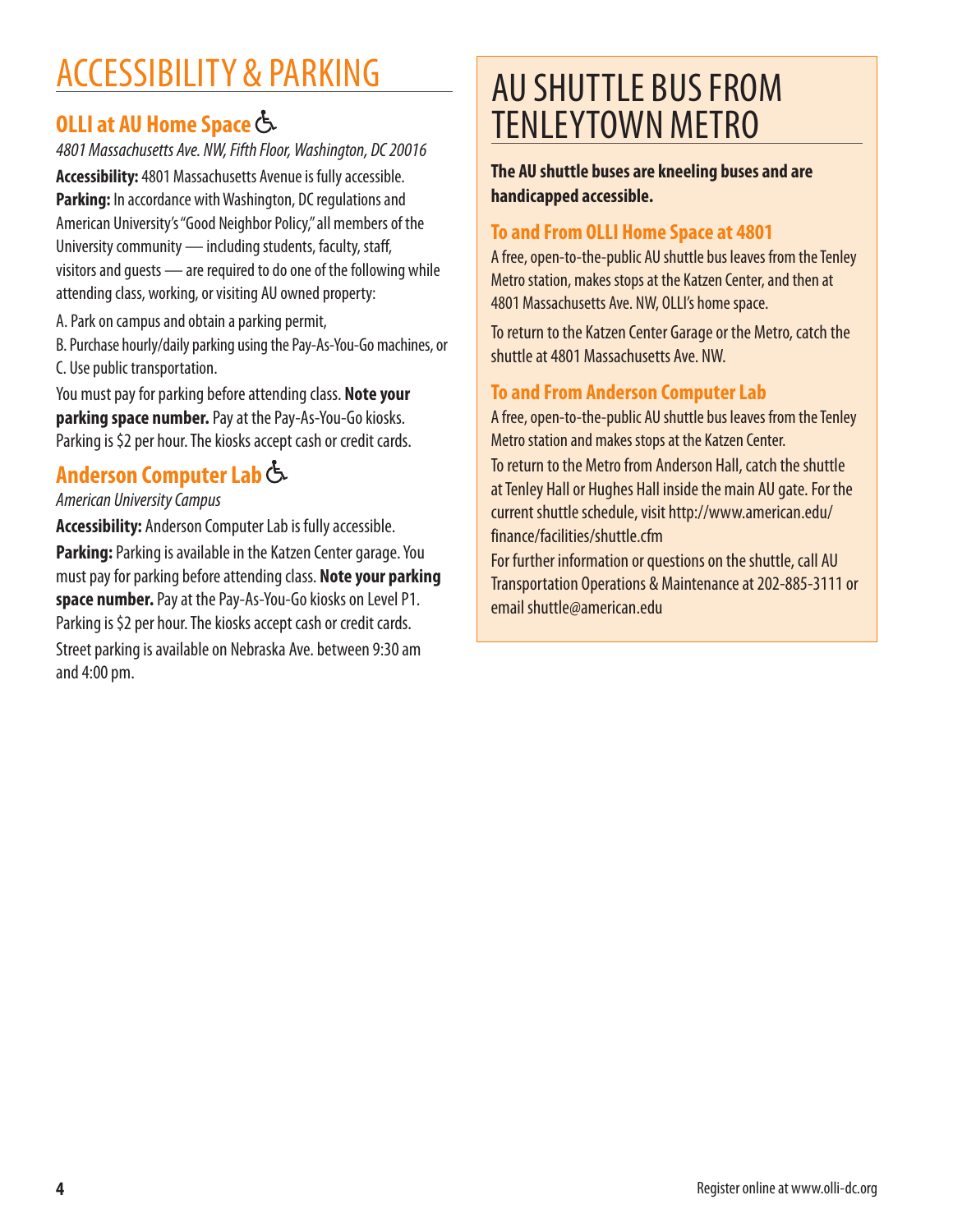# ACCESSIBILITY & PARKING

## OLLI at AU Home Space ♿

*4801 Massachusetts Ave. NW, Fifth Floor, Washington, DC 20016*

**Accessibility:** 4801 Massachusetts Avenue is fully accessible.

**Parking:** In accordance with Washington, DC regulations and American University's "Good Neighbor Policy," all members of the University community — including students, faculty, staff, visitors and guests — are required to do one of the following while attending class, working, or visiting AU owned property:

A. Park on campus and obtain a parking permit,

B. Purchase hourly/daily parking using the Pay-As-You-Go machines, or

C. Use public transportation.

You must pay for parking before attending class. **Note your parking space number.** Pay at the Pay-As-You-Go kiosks. Parking is $2 per hour. The kiosks accept cash or credit cards.

## Anderson Computer Lab ♿

*American University Campus*

**Accessibility:** Anderson Computer Lab is fully accessible.

**Parking:** Parking is available in the Katzen Center garage. You must pay for parking before attending class. **Note your parking space number.** Pay at the Pay-As-You-Go kiosks on Level P1. Parking is $2 per hour. The kiosks accept cash or credit cards.

Street parking is available on Nebraska Ave. between 9:30 am and 4:00 pm.

# AU SHUTTLE BUS FROM TENLEYTOWN METRO

**The AU shuttle buses are kneeling buses and are handicapped accessible.**

## To and From OLLI Home Space at 4801

A free, open-to-the-public AU shuttle bus leaves from the Tenley Metro station, makes stops at the Katzen Center, and then at 4801 Massachusetts Ave. NW, OLLI's home space.

To return to the Katzen Center Garage or the Metro, catch the shuttle at 4801 Massachusetts Ave. NW.

## To and From Anderson Computer Lab

A free, open-to-the-public AU shuttle bus leaves from the Tenley Metro station and makes stops at the Katzen Center.

To return to the Metro from Anderson Hall, catch the shuttle at Tenley Hall or Hughes Hall inside the main AU gate. For the current shuttle schedule, visit http://www.american.edu/finance/facilities/shuttle.cfm

For further information or questions on the shuttle, call AU Transportation Operations & Maintenance at 202-885-3111 or email shuttle@american.edu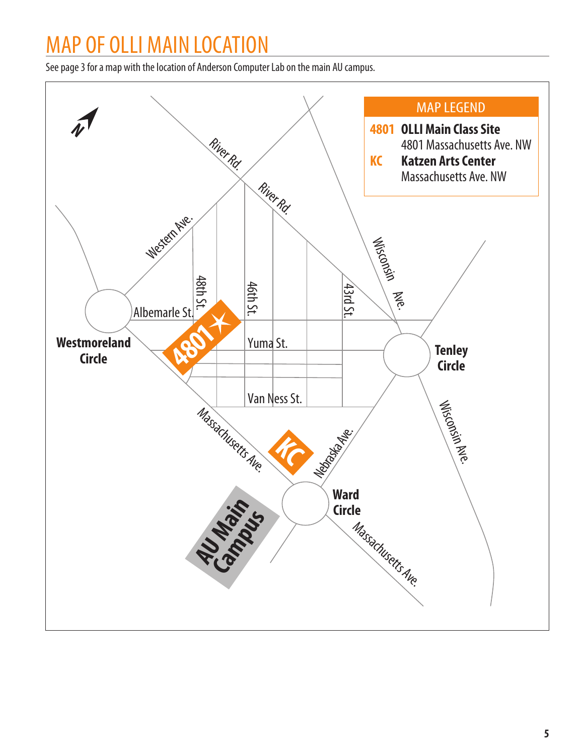# MAP OF OLLI MAIN LOCATION

See page 3 for a map with the location of Anderson Computer Lab on the main AU campus.

N

River Rd.

River Rd.

Western Ave.

Wisconsin Ave.

48th St.

46th St.

43rd St.

Albemarle St.

Westmoreland Circle

4801

Yuma St.

Tenley Circle

Van Ness St.

Massachusetts Ave.

KC

Nebraska Ave.

Wisconsin Ave.

AU Main Campus

Ward Circle

Massachusetts Ave.

**MAP LEGEND**

**4801** **OLLI Main Class Site**
4801 Massachusetts Ave. NW

**KC** **Katzen Arts Center**
Massachusetts Ave. NW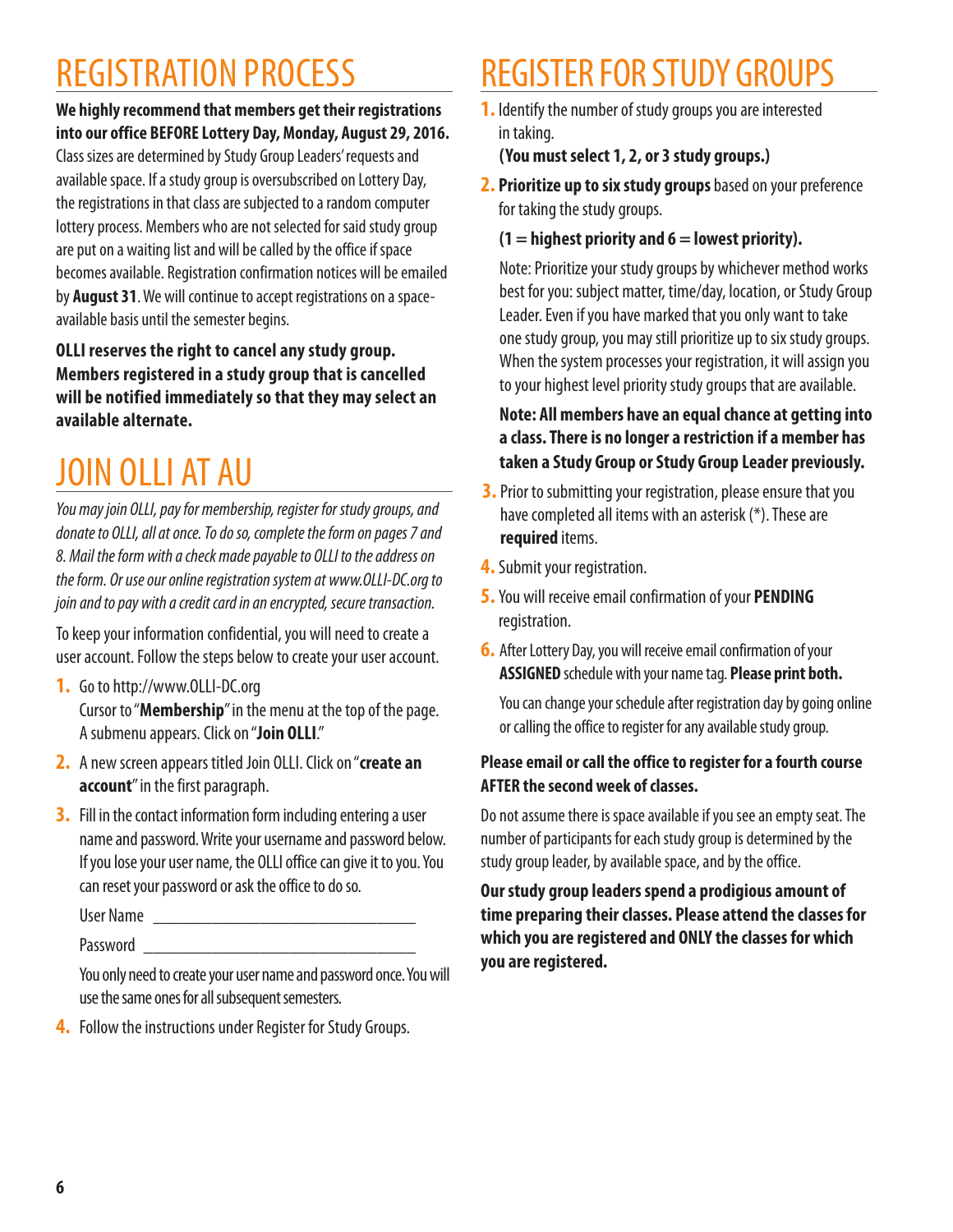# REGISTRATION PROCESS

**We highly recommend that members get their registrations into our office BEFORE Lottery Day, Monday, August 29, 2016.** Class sizes are determined by Study Group Leaders' requests and available space. If a study group is oversubscribed on Lottery Day, the registrations in that class are subjected to a random computer lottery process. Members who are not selected for said study group are put on a waiting list and will be called by the office if space becomes available. Registration confirmation notices will be emailed by **August 31**. We will continue to accept registrations on a space-available basis until the semester begins.

**OLLI reserves the right to cancel any study group. Members registered in a study group that is cancelled will be notified immediately so that they may select an available alternate.**

# JOIN OLLI AT AU

*You may join OLLI, pay for membership, register for study groups, and donate to OLLI, all at once. To do so, complete the form on pages 7 and 8. Mail the form with a check made payable to OLLI to the address on the form. Or use our online registration system at www.OLLI-DC.org to join and to pay with a credit card in an encrypted, secure transaction.*

To keep your information confidential, you will need to create a user account. Follow the steps below to create your user account.

1. Go to http://www.OLLI-DC.org
   Cursor to "**Membership**" in the menu at the top of the page. A submenu appears. Click on "**Join OLLI**."
2. A new screen appears titled Join OLLI. Click on "**create an account**" in the first paragraph.
3. Fill in the contact information form including entering a user name and password. Write your username and password below. If you lose your user name, the OLLI office can give it to you. You can reset your password or ask the office to do so.

   User Name ________________________________

   Password ________________________________

   You only need to create your user name and password once. You will use the same ones for all subsequent semesters.
4. Follow the instructions under Register for Study Groups.

# REGISTER FOR STUDY GROUPS

1. Identify the number of study groups you are interested in taking.
   **(You must select 1, 2, or 3 study groups.)**
2. **Prioritize up to six study groups** based on your preference for taking the study groups.

   **(1 = highest priority and 6 = lowest priority).**

   Note: Prioritize your study groups by whichever method works best for you: subject matter, time/day, location, or Study Group Leader. Even if you have marked that you only want to take one study group, you may still prioritize up to six study groups. When the system processes your registration, it will assign you to your highest level priority study groups that are available.

   **Note: All members have an equal chance at getting into a class. There is no longer a restriction if a member has taken a Study Group or Study Group Leader previously.**
3. Prior to submitting your registration, please ensure that you have completed all items with an asterisk (*). These are **required** items.
4. Submit your registration.
5. You will receive email confirmation of your **PENDING** registration.
6. After Lottery Day, you will receive email confirmation of your **ASSIGNED** schedule with your name tag. **Please print both.**

   You can change your schedule after registration day by going online or calling the office to register for any available study group.

**Please email or call the office to register for a fourth course AFTER the second week of classes.**

Do not assume there is space available if you see an empty seat. The number of participants for each study group is determined by the study group leader, by available space, and by the office.

**Our study group leaders spend a prodigious amount of time preparing their classes. Please attend the classes for which you are registered and ONLY the classes for which you are registered.**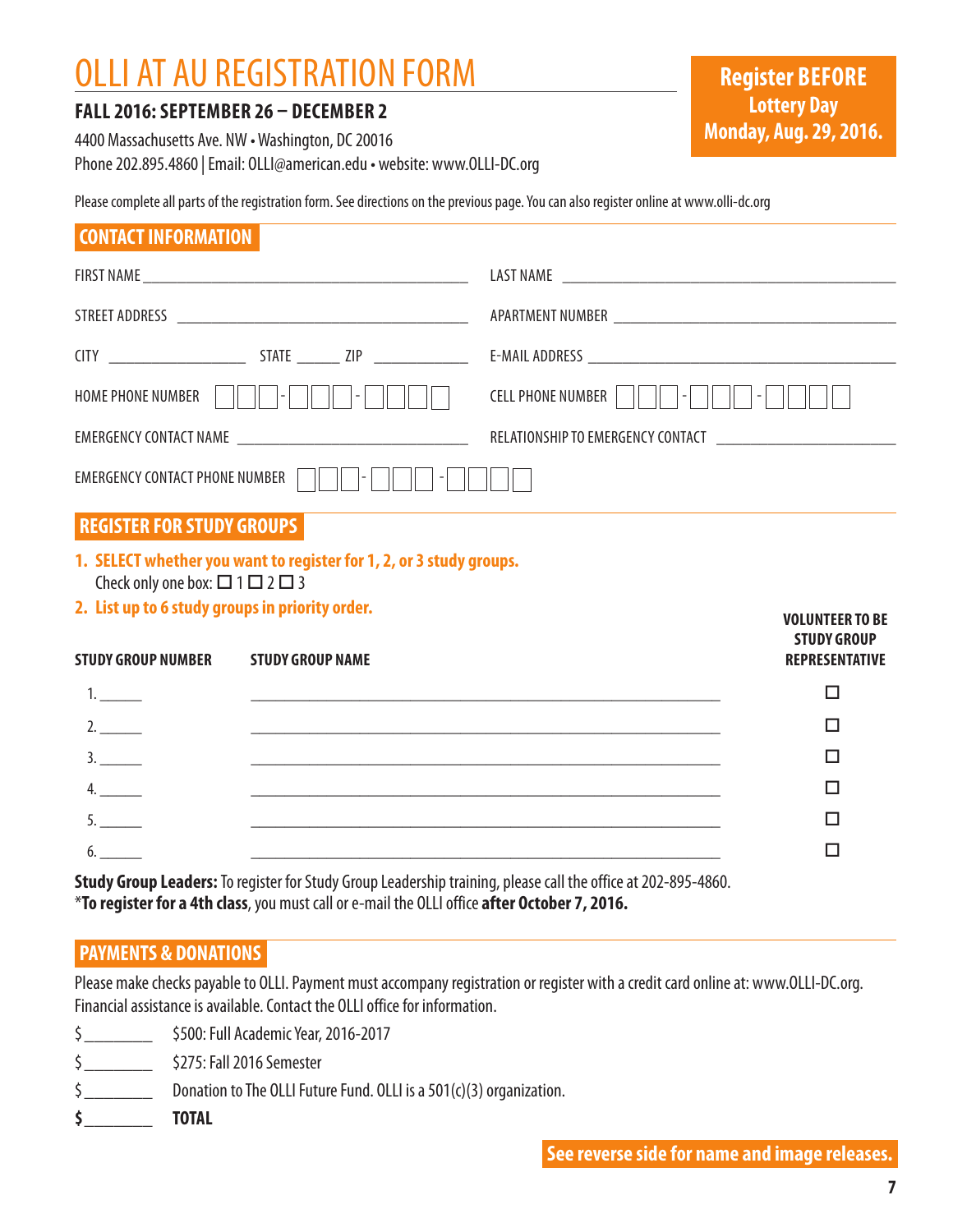# OLLI AT AU REGISTRATION FORM

**FALL 2016: SEPTEMBER 26 – DECEMBER 2**

4400 Massachusetts Ave. NW • Washington, DC 20016

Phone 202.895.4860 | Email: OLLI@american.edu • website: www.OLLI-DC.org

**Register BEFORE Lottery Day Monday, Aug. 29, 2016.**

Please complete all parts of the registration form. See directions on the previous page. You can also register online at www.olli-dc.org

## CONTACT INFORMATION

FIRST NAME ______________________ LAST NAME ______________________

STREET ADDRESS ______________________ APARTMENT NUMBER ______________________

CITY ____________ STATE _____ ZIP ________ E-MAIL ADDRESS ______________________

HOME PHONE NUMBER ☐☐☐-☐☐☐-☐☐☐☐ CELL PHONE NUMBER ☐☐☐-☐☐☐-☐☐☐☐

EMERGENCY CONTACT NAME ______________________ RELATIONSHIP TO EMERGENCY CONTACT ______________________

EMERGENCY CONTACT PHONE NUMBER ☐☐☐-☐☐☐-☐☐☐☐

## REGISTER FOR STUDY GROUPS

1. **SELECT whether you want to register for 1, 2, or 3 study groups.**
   Check only one box: ☐ 1 ☐ 2 ☐ 3
2. **List up to 6 study groups in priority order.**

| STUDY GROUP NUMBER | STUDY GROUP NAME | VOLUNTEER TO BE STUDY GROUP REPRESENTATIVE |
|---|---|---|
| 1. ______ | ______________________ | ☐ |
| 2. ______ | ______________________ | ☐ |
| 3. ______ | ______________________ | ☐ |
| 4. ______ | ______________________ | ☐ |
| 5. ______ | ______________________ | ☐ |
| 6. ______ | ______________________ | ☐ |

**Study Group Leaders:** To register for Study Group Leadership training, please call the office at 202-895-4860.
\***To register for a 4th class**, you must call or e-mail the OLLI office **after October 7, 2016.**

## PAYMENTS & DONATIONS

Please make checks payable to OLLI. Payment must accompany registration or register with a credit card online at: www.OLLI-DC.org. Financial assistance is available. Contact the OLLI office for information.

$ ________ $500: Full Academic Year, 2016-2017

$ ________ $275: Fall 2016 Semester

$ ________ Donation to The OLLI Future Fund. OLLI is a 501(c)(3) organization.

**$ ________ TOTAL**

**See reverse side for name and image releases.**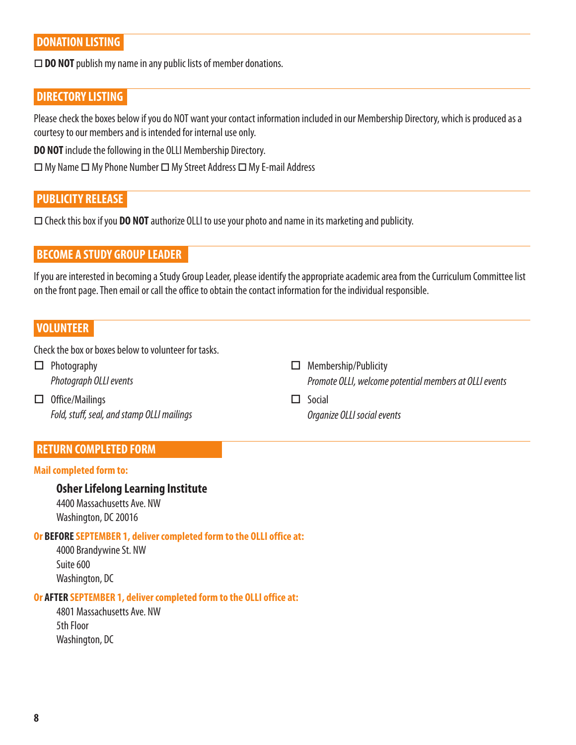## DONATION LISTING

☐ **DO NOT** publish my name in any public lists of member donations.

## DIRECTORY LISTING

Please check the boxes below if you do NOT want your contact information included in our Membership Directory, which is produced as a courtesy to our members and is intended for internal use only.

**DO NOT** include the following in the OLLI Membership Directory.

☐ My Name ☐ My Phone Number ☐ My Street Address ☐ My E-mail Address

## PUBLICITY RELEASE

☐ Check this box if you **DO NOT** authorize OLLI to use your photo and name in its marketing and publicity.

## BECOME A STUDY GROUP LEADER

If you are interested in becoming a Study Group Leader, please identify the appropriate academic area from the Curriculum Committee list on the front page. Then email or call the office to obtain the contact information for the individual responsible.

## VOLUNTEER

Check the box or boxes below to volunteer for tasks.

☐ Photography
*Photograph OLLI events*

☐ Office/Mailings
*Fold, stuff, seal, and stamp OLLI mailings*

☐ Membership/Publicity
*Promote OLLI, welcome potential members at OLLI events*

☐ Social
*Organize OLLI social events*

## RETURN COMPLETED FORM

**Mail completed form to:**

**Osher Lifelong Learning Institute**
4400 Massachusetts Ave. NW
Washington, DC 20016

**Or BEFORE SEPTEMBER 1, deliver completed form to the OLLI office at:**

4000 Brandywine St. NW
Suite 600
Washington, DC

**Or AFTER SEPTEMBER 1, deliver completed form to the OLLI office at:**

4801 Massachusetts Ave. NW
5th Floor
Washington, DC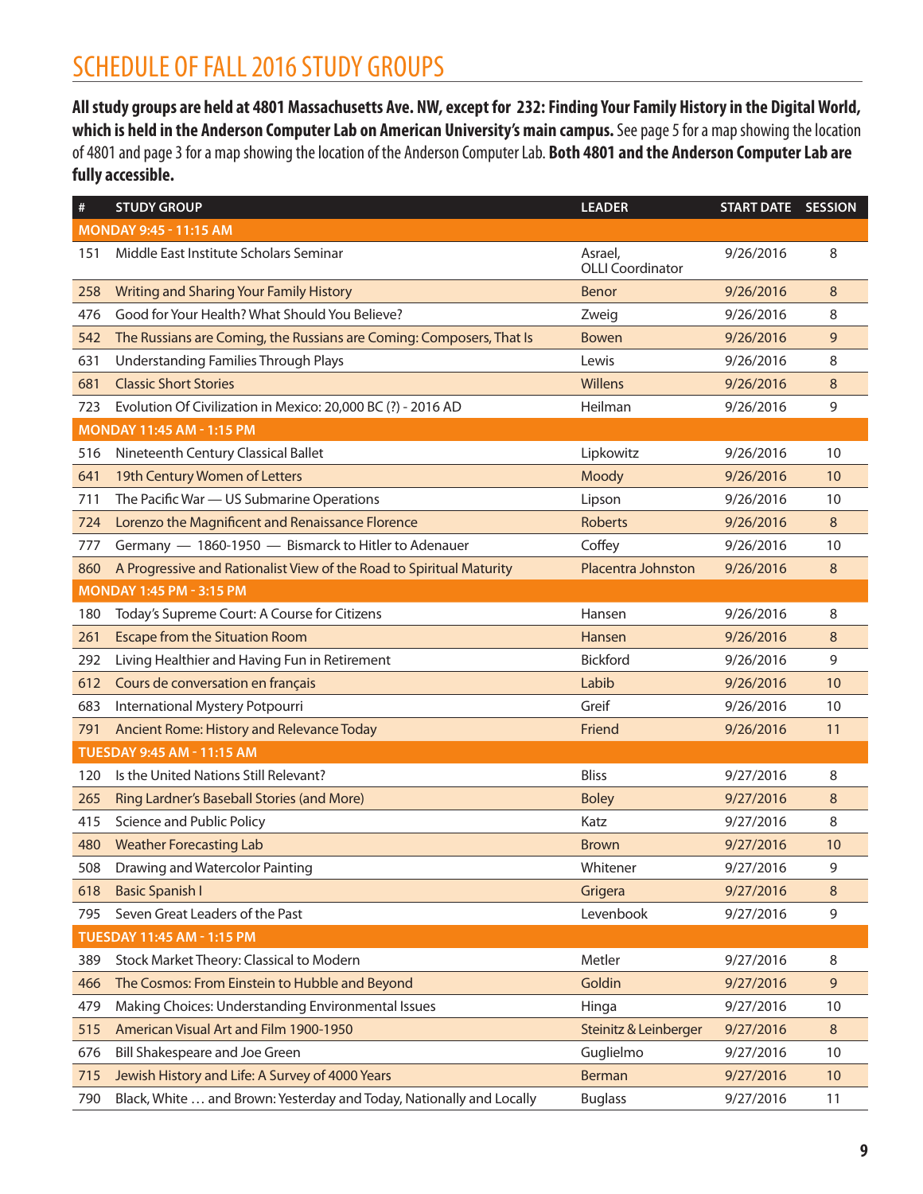# SCHEDULE OF FALL 2016 STUDY GROUPS

**All study groups are held at 4801 Massachusetts Ave. NW, except for 232: Finding Your Family History in the Digital World, which is held in the Anderson Computer Lab on American University's main campus.** See page 5 for a map showing the location of 4801 and page 3 for a map showing the location of the Anderson Computer Lab. **Both 4801 and the Anderson Computer Lab are fully accessible.**

| # | STUDY GROUP | LEADER | START DATE | SESSION |
|---|---|---|---|---|
| **MONDAY 9:45 - 11:15 AM** | | | | |
| 151 | Middle East Institute Scholars Seminar | Asrael, OLLI Coordinator | 9/26/2016 | 8 |
| 258 | Writing and Sharing Your Family History | Benor | 9/26/2016 | 8 |
| 476 | Good for Your Health? What Should You Believe? | Zweig | 9/26/2016 | 8 |
| 542 | The Russians are Coming, the Russians are Coming: Composers, That Is | Bowen | 9/26/2016 | 9 |
| 631 | Understanding Families Through Plays | Lewis | 9/26/2016 | 8 |
| 681 | Classic Short Stories | Willens | 9/26/2016 | 8 |
| 723 | Evolution Of Civilization in Mexico: 20,000 BC (?) - 2016 AD | Heilman | 9/26/2016 | 9 |
| **MONDAY 11:45 AM - 1:15 PM** | | | | |
| 516 | Nineteenth Century Classical Ballet | Lipkowitz | 9/26/2016 | 10 |
| 641 | 19th Century Women of Letters | Moody | 9/26/2016 | 10 |
| 711 | The Pacific War — US Submarine Operations | Lipson | 9/26/2016 | 10 |
| 724 | Lorenzo the Magnificent and Renaissance Florence | Roberts | 9/26/2016 | 8 |
| 777 | Germany — 1860-1950 — Bismarck to Hitler to Adenauer | Coffey | 9/26/2016 | 10 |
| 860 | A Progressive and Rationalist View of the Road to Spiritual Maturity | Placentra Johnston | 9/26/2016 | 8 |
| **MONDAY 1:45 PM - 3:15 PM** | | | | |
| 180 | Today's Supreme Court: A Course for Citizens | Hansen | 9/26/2016 | 8 |
| 261 | Escape from the Situation Room | Hansen | 9/26/2016 | 8 |
| 292 | Living Healthier and Having Fun in Retirement | Bickford | 9/26/2016 | 9 |
| 612 | Cours de conversation en français | Labib | 9/26/2016 | 10 |
| 683 | International Mystery Potpourri | Greif | 9/26/2016 | 10 |
| 791 | Ancient Rome: History and Relevance Today | Friend | 9/26/2016 | 11 |
| **TUESDAY 9:45 AM - 11:15 AM** | | | | |
| 120 | Is the United Nations Still Relevant? | Bliss | 9/27/2016 | 8 |
| 265 | Ring Lardner's Baseball Stories (and More) | Boley | 9/27/2016 | 8 |
| 415 | Science and Public Policy | Katz | 9/27/2016 | 8 |
| 480 | Weather Forecasting Lab | Brown | 9/27/2016 | 10 |
| 508 | Drawing and Watercolor Painting | Whitener | 9/27/2016 | 9 |
| 618 | Basic Spanish I | Grigera | 9/27/2016 | 8 |
| 795 | Seven Great Leaders of the Past | Levenbook | 9/27/2016 | 9 |
| **TUESDAY 11:45 AM - 1:15 PM** | | | | |
| 389 | Stock Market Theory: Classical to Modern | Metler | 9/27/2016 | 8 |
| 466 | The Cosmos: From Einstein to Hubble and Beyond | Goldin | 9/27/2016 | 9 |
| 479 | Making Choices: Understanding Environmental Issues | Hinga | 9/27/2016 | 10 |
| 515 | American Visual Art and Film 1900-1950 | Steinitz & Leinberger | 9/27/2016 | 8 |
| 676 | Bill Shakespeare and Joe Green | Guglielmo | 9/27/2016 | 10 |
| 715 | Jewish History and Life: A Survey of 4000 Years | Berman | 9/27/2016 | 10 |
| 790 | Black, White … and Brown: Yesterday and Today, Nationally and Locally | Buglass | 9/27/2016 | 11 |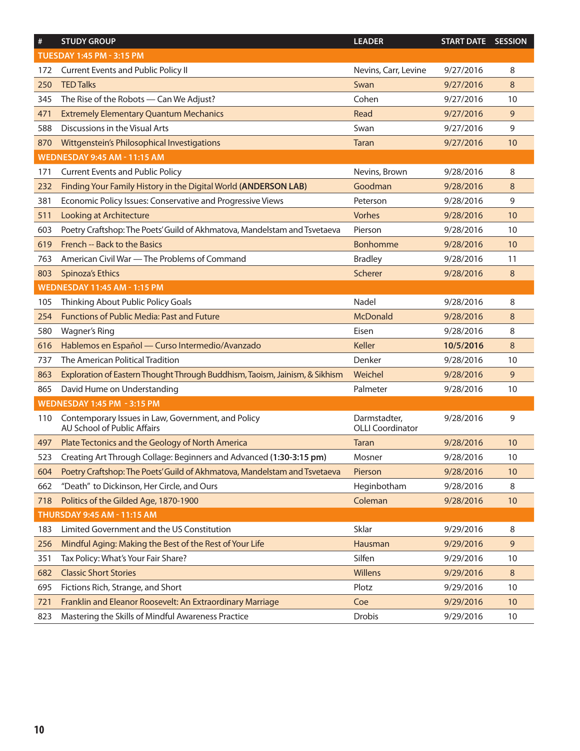| # | STUDY GROUP | LEADER | START DATE | SESSION |
|---|---|---|---|---|
| **TUESDAY 1:45 PM - 3:15 PM** | | | | |
| 172 | Current Events and Public Policy II | Nevins, Carr, Levine | 9/27/2016 | 8 |
| 250 | TED Talks | Swan | 9/27/2016 | 8 |
| 345 | The Rise of the Robots — Can We Adjust? | Cohen | 9/27/2016 | 10 |
| 471 | Extremely Elementary Quantum Mechanics | Read | 9/27/2016 | 9 |
| 588 | Discussions in the Visual Arts | Swan | 9/27/2016 | 9 |
| 870 | Wittgenstein's Philosophical Investigations | Taran | 9/27/2016 | 10 |
| **WEDNESDAY 9:45 AM - 11:15 AM** | | | | |
| 171 | Current Events and Public Policy | Nevins, Brown | 9/28/2016 | 8 |
| 232 | Finding Your Family History in the Digital World **(ANDERSON LAB)** | Goodman | 9/28/2016 | 8 |
| 381 | Economic Policy Issues: Conservative and Progressive Views | Peterson | 9/28/2016 | 9 |
| 511 | Looking at Architecture | Vorhes | 9/28/2016 | 10 |
| 603 | Poetry Craftshop: The Poets' Guild of Akhmatova, Mandelstam and Tsvetaeva | Pierson | 9/28/2016 | 10 |
| 619 | French -- Back to the Basics | Bonhomme | 9/28/2016 | 10 |
| 763 | American Civil War — The Problems of Command | Bradley | 9/28/2016 | 11 |
| 803 | Spinoza's Ethics | Scherer | 9/28/2016 | 8 |
| **WEDNESDAY 11:45 AM - 1:15 PM** | | | | |
| 105 | Thinking About Public Policy Goals | Nadel | 9/28/2016 | 8 |
| 254 | Functions of Public Media: Past and Future | McDonald | 9/28/2016 | 8 |
| 580 | Wagner's Ring | Eisen | 9/28/2016 | 8 |
| 616 | Hablemos en Español — Curso Intermedio/Avanzado | Keller | **10/5/2016** | 8 |
| 737 | The American Political Tradition | Denker | 9/28/2016 | 10 |
| 863 | Exploration of Eastern Thought Through Buddhism, Taoism, Jainism, & Sikhism | Weichel | 9/28/2016 | 9 |
| 865 | David Hume on Understanding | Palmeter | 9/28/2016 | 10 |
| **WEDNESDAY 1:45 PM - 3:15 PM** | | | | |
| 110 | Contemporary Issues in Law, Government, and Policy AU School of Public Affairs | Darmstadter, OLLI Coordinator | 9/28/2016 | 9 |
| 497 | Plate Tectonics and the Geology of North America | Taran | 9/28/2016 | 10 |
| 523 | Creating Art Through Collage: Beginners and Advanced **(1:30-3:15 pm)** | Mosner | 9/28/2016 | 10 |
| 604 | Poetry Craftshop: The Poets' Guild of Akhmatova, Mandelstam and Tsvetaeva | Pierson | 9/28/2016 | 10 |
| 662 | "Death" to Dickinson, Her Circle, and Ours | Heginbotham | 9/28/2016 | 8 |
| 718 | Politics of the Gilded Age, 1870-1900 | Coleman | 9/28/2016 | 10 |
| **THURSDAY 9:45 AM - 11:15 AM** | | | | |
| 183 | Limited Government and the US Constitution | Sklar | 9/29/2016 | 8 |
| 256 | Mindful Aging: Making the Best of the Rest of Your Life | Hausman | 9/29/2016 | 9 |
| 351 | Tax Policy: What's Your Fair Share? | Silfen | 9/29/2016 | 10 |
| 682 | Classic Short Stories | Willens | 9/29/2016 | 8 |
| 695 | Fictions Rich, Strange, and Short | Plotz | 9/29/2016 | 10 |
| 721 | Franklin and Eleanor Roosevelt: An Extraordinary Marriage | Coe | 9/29/2016 | 10 |
| 823 | Mastering the Skills of Mindful Awareness Practice | Drobis | 9/29/2016 | 10 |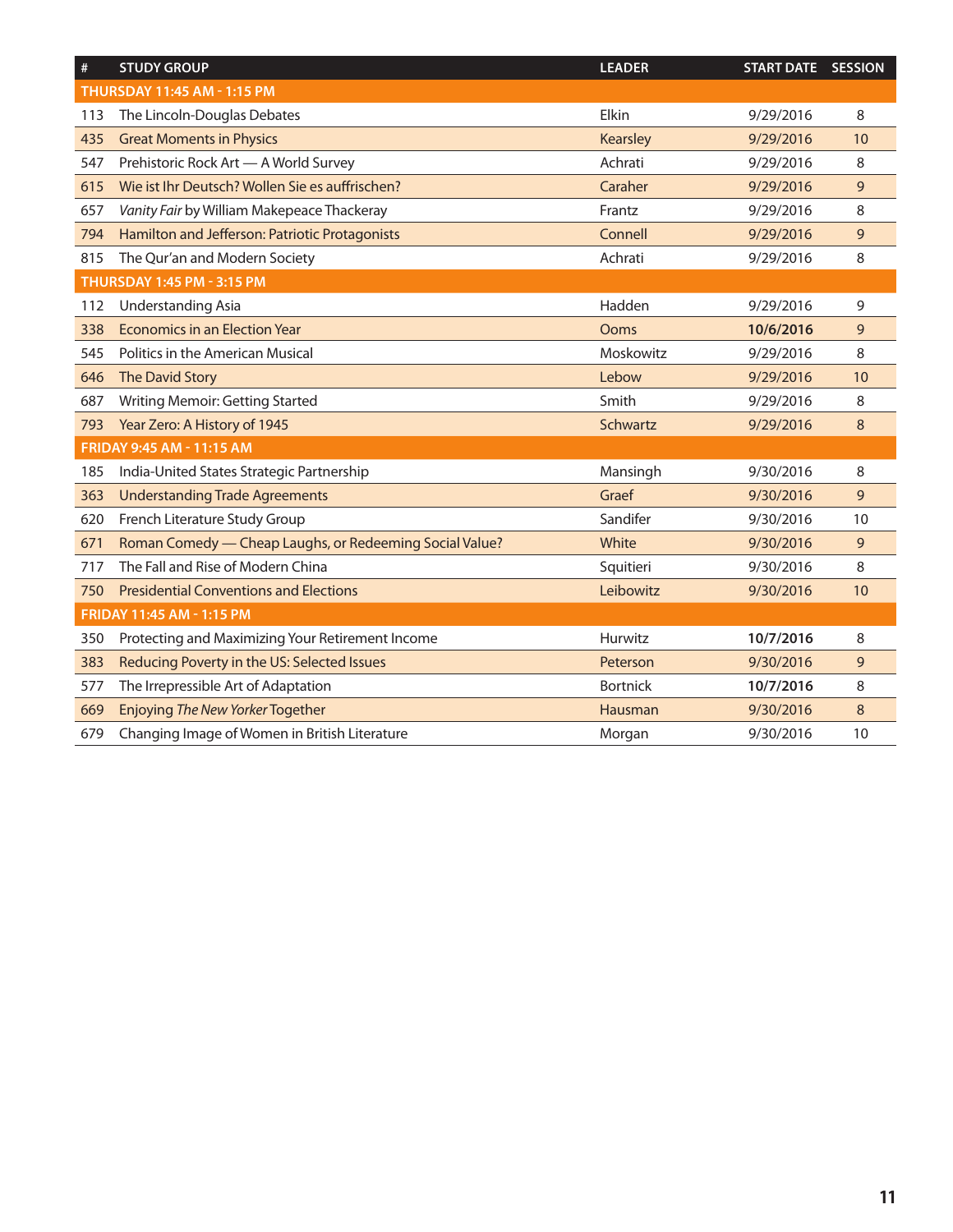| # | STUDY GROUP | LEADER | START DATE | SESSION |
|---|---|---|---|---|
| **THURSDAY 11:45 AM - 1:15 PM** | | | | |
| 113 | The Lincoln-Douglas Debates | Elkin | 9/29/2016 | 8 |
| 435 | Great Moments in Physics | Kearsley | 9/29/2016 | 10 |
| 547 | Prehistoric Rock Art — A World Survey | Achrati | 9/29/2016 | 8 |
| 615 | Wie ist Ihr Deutsch? Wollen Sie es auffrischen? | Caraher | 9/29/2016 | 9 |
| 657 | *Vanity Fair* by William Makepeace Thackeray | Frantz | 9/29/2016 | 8 |
| 794 | Hamilton and Jefferson: Patriotic Protagonists | Connell | 9/29/2016 | 9 |
| 815 | The Qur'an and Modern Society | Achrati | 9/29/2016 | 8 |
| **THURSDAY 1:45 PM - 3:15 PM** | | | | |
| 112 | Understanding Asia | Hadden | 9/29/2016 | 9 |
| 338 | Economics in an Election Year | Ooms | **10/6/2016** | 9 |
| 545 | Politics in the American Musical | Moskowitz | 9/29/2016 | 8 |
| 646 | The David Story | Lebow | 9/29/2016 | 10 |
| 687 | Writing Memoir: Getting Started | Smith | 9/29/2016 | 8 |
| 793 | Year Zero: A History of 1945 | Schwartz | 9/29/2016 | 8 |
| **FRIDAY 9:45 AM - 11:15 AM** | | | | |
| 185 | India-United States Strategic Partnership | Mansingh | 9/30/2016 | 8 |
| 363 | Understanding Trade Agreements | Graef | 9/30/2016 | 9 |
| 620 | French Literature Study Group | Sandifer | 9/30/2016 | 10 |
| 671 | Roman Comedy — Cheap Laughs, or Redeeming Social Value? | White | 9/30/2016 | 9 |
| 717 | The Fall and Rise of Modern China | Squitieri | 9/30/2016 | 8 |
| 750 | Presidential Conventions and Elections | Leibowitz | 9/30/2016 | 10 |
| **FRIDAY 11:45 AM - 1:15 PM** | | | | |
| 350 | Protecting and Maximizing Your Retirement Income | Hurwitz | **10/7/2016** | 8 |
| 383 | Reducing Poverty in the US: Selected Issues | Peterson | 9/30/2016 | 9 |
| 577 | The Irrepressible Art of Adaptation | Bortnick | **10/7/2016** | 8 |
| 669 | Enjoying *The New Yorker* Together | Hausman | 9/30/2016 | 8 |
| 679 | Changing Image of Women in British Literature | Morgan | 9/30/2016 | 10 |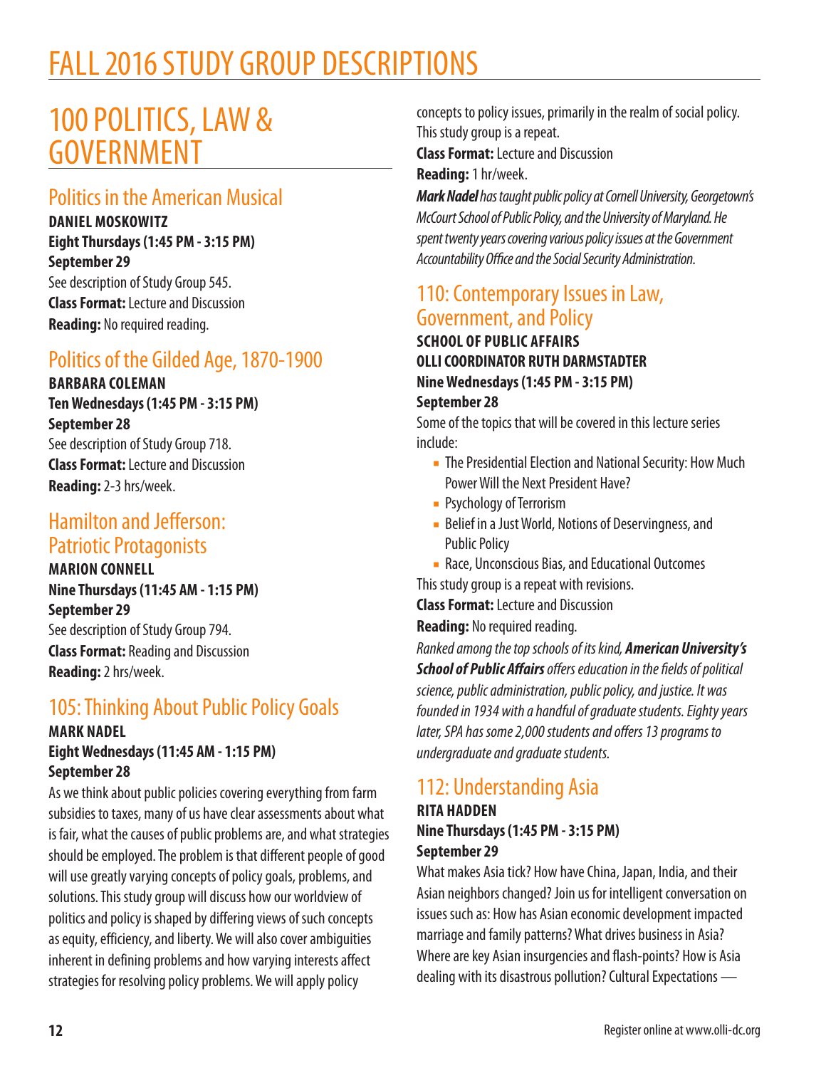# FALL 2016 STUDY GROUP DESCRIPTIONS

## 100 POLITICS, LAW & GOVERNMENT

### Politics in the American Musical

**DANIEL MOSKOWITZ**
**Eight Thursdays (1:45 PM - 3:15 PM)**
**September 29**
See description of Study Group 545.
**Class Format:** Lecture and Discussion
**Reading:** No required reading.

### Politics of the Gilded Age, 1870-1900

**BARBARA COLEMAN**
**Ten Wednesdays (1:45 PM - 3:15 PM)**
**September 28**
See description of Study Group 718.
**Class Format:** Lecture and Discussion
**Reading:** 2-3 hrs/week.

### Hamilton and Jefferson: Patriotic Protagonists

**MARION CONNELL**
**Nine Thursdays (11:45 AM - 1:15 PM)**
**September 29**
See description of Study Group 794.
**Class Format:** Reading and Discussion
**Reading:** 2 hrs/week.

### 105: Thinking About Public Policy Goals

**MARK NADEL**
**Eight Wednesdays (11:45 AM - 1:15 PM)**
**September 28**
As we think about public policies covering everything from farm subsidies to taxes, many of us have clear assessments about what is fair, what the causes of public problems are, and what strategies should be employed. The problem is that different people of good will use greatly varying concepts of policy goals, problems, and solutions. This study group will discuss how our worldview of politics and policy is shaped by differing views of such concepts as equity, efficiency, and liberty. We will also cover ambiguities inherent in defining problems and how varying interests affect strategies for resolving policy problems. We will apply policy concepts to policy issues, primarily in the realm of social policy. This study group is a repeat.
**Class Format:** Lecture and Discussion
**Reading:** 1 hr/week.
***Mark Nadel*** *has taught public policy at Cornell University, Georgetown's McCourt School of Public Policy, and the University of Maryland. He spent twenty years covering various policy issues at the Government Accountability Office and the Social Security Administration.*

### 110: Contemporary Issues in Law, Government, and Policy

**SCHOOL OF PUBLIC AFFAIRS**
**OLLI COORDINATOR RUTH DARMSTADTER**
**Nine Wednesdays (1:45 PM - 3:15 PM)**
**September 28**
Some of the topics that will be covered in this lecture series include:

- The Presidential Election and National Security: How Much Power Will the Next President Have?
- Psychology of Terrorism
- Belief in a Just World, Notions of Deservingness, and Public Policy
- Race, Unconscious Bias, and Educational Outcomes

This study group is a repeat with revisions.
**Class Format:** Lecture and Discussion
**Reading:** No required reading.
*Ranked among the top schools of its kind,* ***American University's School of Public Affairs*** *offers education in the fields of political science, public administration, public policy, and justice. It was founded in 1934 with a handful of graduate students. Eighty years later, SPA has some 2,000 students and offers 13 programs to undergraduate and graduate students.*

### 112: Understanding Asia

**RITA HADDEN**
**Nine Thursdays (1:45 PM - 3:15 PM)**
**September 29**
What makes Asia tick? How have China, Japan, India, and their Asian neighbors changed? Join us for intelligent conversation on issues such as: How has Asian economic development impacted marriage and family patterns? What drives business in Asia? Where are key Asian insurgencies and flash-points? How is Asia dealing with its disastrous pollution? Cultural Expectations —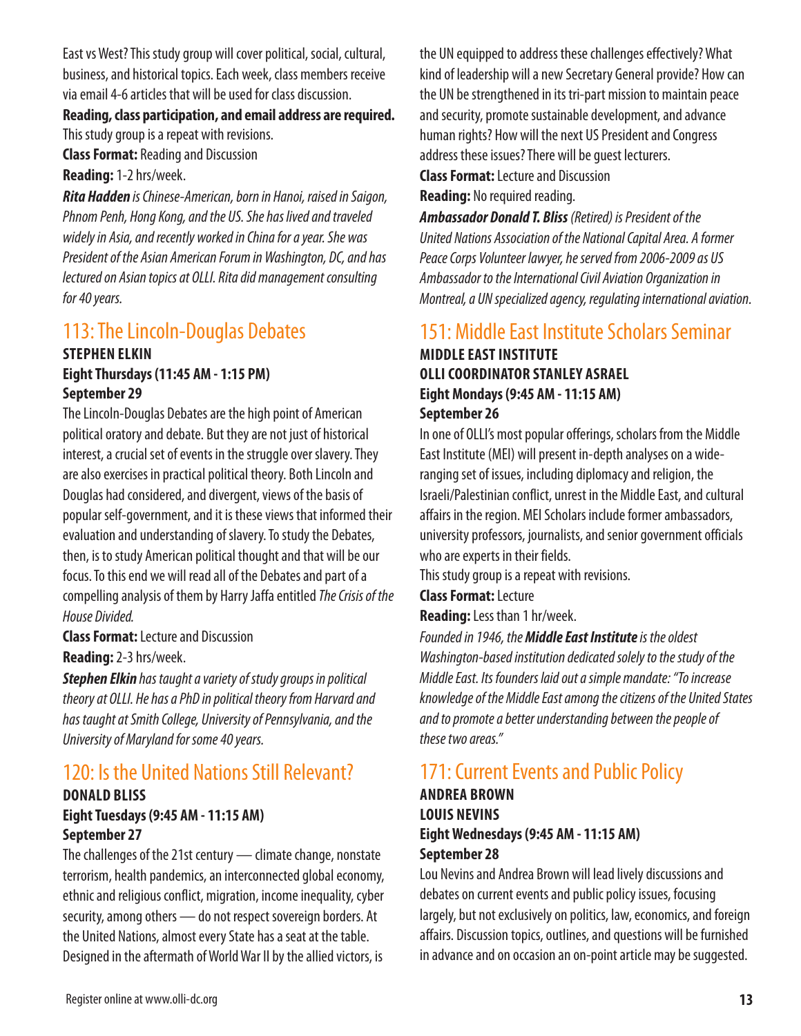East vs West? This study group will cover political, social, cultural, business, and historical topics. Each week, class members receive via email 4-6 articles that will be used for class discussion.

**Reading, class participation, and email address are required.** This study group is a repeat with revisions.

**Class Format:** Reading and Discussion

**Reading:** 1-2 hrs/week.

***Rita Hadden*** *is Chinese-American, born in Hanoi, raised in Saigon, Phnom Penh, Hong Kong, and the US. She has lived and traveled widely in Asia, and recently worked in China for a year. She was President of the Asian American Forum in Washington, DC, and has lectured on Asian topics at OLLI. Rita did management consulting for 40 years.*

## 113: The Lincoln-Douglas Debates

**STEPHEN ELKIN**
**Eight Thursdays (11:45 AM - 1:15 PM)**
**September 29**

The Lincoln-Douglas Debates are the high point of American political oratory and debate. But they are not just of historical interest, a crucial set of events in the struggle over slavery. They are also exercises in practical political theory. Both Lincoln and Douglas had considered, and divergent, views of the basis of popular self-government, and it is these views that informed their evaluation and understanding of slavery. To study the Debates, then, is to study American political thought and that will be our focus. To this end we will read all of the Debates and part of a compelling analysis of them by Harry Jaffa entitled *The Crisis of the House Divided.*

**Class Format:** Lecture and Discussion

**Reading:** 2-3 hrs/week.

***Stephen Elkin*** *has taught a variety of study groups in political theory at OLLI. He has a PhD in political theory from Harvard and has taught at Smith College, University of Pennsylvania, and the University of Maryland for some 40 years.*

## 120: Is the United Nations Still Relevant?

**DONALD BLISS**
**Eight Tuesdays (9:45 AM - 11:15 AM)**
**September 27**

The challenges of the 21st century — climate change, nonstate terrorism, health pandemics, an interconnected global economy, ethnic and religious conflict, migration, income inequality, cyber security, among others — do not respect sovereign borders. At the United Nations, almost every State has a seat at the table. Designed in the aftermath of World War II by the allied victors, is the UN equipped to address these challenges effectively? What kind of leadership will a new Secretary General provide? How can the UN be strengthened in its tri-part mission to maintain peace and security, promote sustainable development, and advance human rights? How will the next US President and Congress address these issues? There will be guest lecturers.

**Class Format:** Lecture and Discussion

**Reading:** No required reading.

***Ambassador Donald T. Bliss*** *(Retired) is President of the United Nations Association of the National Capital Area. A former Peace Corps Volunteer lawyer, he served from 2006-2009 as US Ambassador to the International Civil Aviation Organization in Montreal, a UN specialized agency, regulating international aviation.*

## 151: Middle East Institute Scholars Seminar

**MIDDLE EAST INSTITUTE**
**OLLI COORDINATOR STANLEY ASRAEL**
**Eight Mondays (9:45 AM - 11:15 AM)**
**September 26**

In one of OLLI's most popular offerings, scholars from the Middle East Institute (MEI) will present in-depth analyses on a wide-ranging set of issues, including diplomacy and religion, the Israeli/Palestinian conflict, unrest in the Middle East, and cultural affairs in the region. MEI Scholars include former ambassadors, university professors, journalists, and senior government officials who are experts in their fields.

This study group is a repeat with revisions.

**Class Format:** Lecture

**Reading:** Less than 1 hr/week.

*Founded in 1946, the* ***Middle East Institute*** *is the oldest Washington-based institution dedicated solely to the study of the Middle East. Its founders laid out a simple mandate: "To increase knowledge of the Middle East among the citizens of the United States and to promote a better understanding between the people of these two areas."*

## 171: Current Events and Public Policy

**ANDREA BROWN**
**LOUIS NEVINS**
**Eight Wednesdays (9:45 AM - 11:15 AM)**
**September 28**

Lou Nevins and Andrea Brown will lead lively discussions and debates on current events and public policy issues, focusing largely, but not exclusively on politics, law, economics, and foreign affairs. Discussion topics, outlines, and questions will be furnished in advance and on occasion an on-point article may be suggested.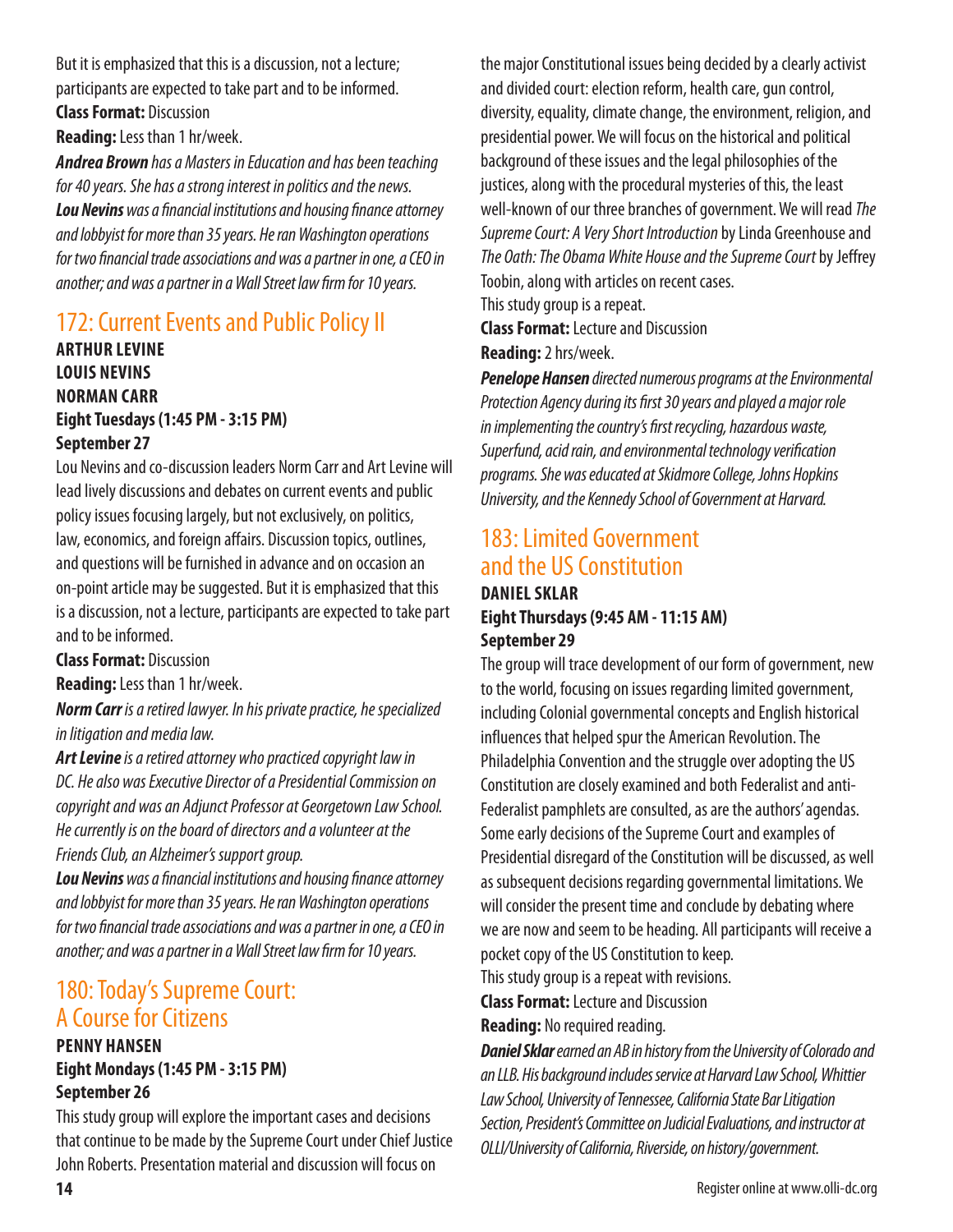But it is emphasized that this is a discussion, not a lecture; participants are expected to take part and to be informed.

**Class Format:** Discussion

**Reading:** Less than 1 hr/week.

***Andrea Brown*** *has a Masters in Education and has been teaching for 40 years. She has a strong interest in politics and the news.*

***Lou Nevins*** *was a financial institutions and housing finance attorney and lobbyist for more than 35 years. He ran Washington operations for two financial trade associations and was a partner in one, a CEO in another; and was a partner in a Wall Street law firm for 10 years.*

## 172: Current Events and Public Policy II

**ARTHUR LEVINE**
**LOUIS NEVINS**
**NORMAN CARR**
**Eight Tuesdays (1:45 PM - 3:15 PM)**
**September 27**

Lou Nevins and co-discussion leaders Norm Carr and Art Levine will lead lively discussions and debates on current events and public policy issues focusing largely, but not exclusively, on politics, law, economics, and foreign affairs. Discussion topics, outlines, and questions will be furnished in advance and on occasion an on-point article may be suggested. But it is emphasized that this is a discussion, not a lecture, participants are expected to take part and to be informed.

**Class Format:** Discussion

**Reading:** Less than 1 hr/week.

***Norm Carr*** *is a retired lawyer. In his private practice, he specialized in litigation and media law.*

***Art Levine*** *is a retired attorney who practiced copyright law in DC. He also was Executive Director of a Presidential Commission on copyright and was an Adjunct Professor at Georgetown Law School. He currently is on the board of directors and a volunteer at the Friends Club, an Alzheimer's support group.*

***Lou Nevins*** *was a financial institutions and housing finance attorney and lobbyist for more than 35 years. He ran Washington operations for two financial trade associations and was a partner in one, a CEO in another; and was a partner in a Wall Street law firm for 10 years.*

## 180: Today's Supreme Court: A Course for Citizens

**PENNY HANSEN**
**Eight Mondays (1:45 PM - 3:15 PM)**
**September 26**

This study group will explore the important cases and decisions that continue to be made by the Supreme Court under Chief Justice John Roberts. Presentation material and discussion will focus on the major Constitutional issues being decided by a clearly activist and divided court: election reform, health care, gun control, diversity, equality, climate change, the environment, religion, and presidential power. We will focus on the historical and political background of these issues and the legal philosophies of the justices, along with the procedural mysteries of this, the least well-known of our three branches of government. We will read *The Supreme Court: A Very Short Introduction* by Linda Greenhouse and *The Oath: The Obama White House and the Supreme Court* by Jeffrey Toobin, along with articles on recent cases.

This study group is a repeat.

**Class Format:** Lecture and Discussion

**Reading:** 2 hrs/week.

***Penelope Hansen*** *directed numerous programs at the Environmental Protection Agency during its first 30 years and played a major role in implementing the country's first recycling, hazardous waste, Superfund, acid rain, and environmental technology verification programs. She was educated at Skidmore College, Johns Hopkins University, and the Kennedy School of Government at Harvard.*

## 183: Limited Government and the US Constitution

**DANIEL SKLAR**
**Eight Thursdays (9:45 AM - 11:15 AM)**
**September 29**

The group will trace development of our form of government, new to the world, focusing on issues regarding limited government, including Colonial governmental concepts and English historical influences that helped spur the American Revolution. The Philadelphia Convention and the struggle over adopting the US Constitution are closely examined and both Federalist and anti-Federalist pamphlets are consulted, as are the authors' agendas. Some early decisions of the Supreme Court and examples of Presidential disregard of the Constitution will be discussed, as well as subsequent decisions regarding governmental limitations. We will consider the present time and conclude by debating where we are now and seem to be heading. All participants will receive a pocket copy of the US Constitution to keep.

This study group is a repeat with revisions.

**Class Format:** Lecture and Discussion

**Reading:** No required reading.

***Daniel Sklar*** *earned an AB in history from the University of Colorado and an LLB. His background includes service at Harvard Law School, Whittier Law School, University of Tennessee, California State Bar Litigation Section, President's Committee on Judicial Evaluations, and instructor at OLLI/University of California, Riverside, on history/government.*

Register online at www.olli-dc.org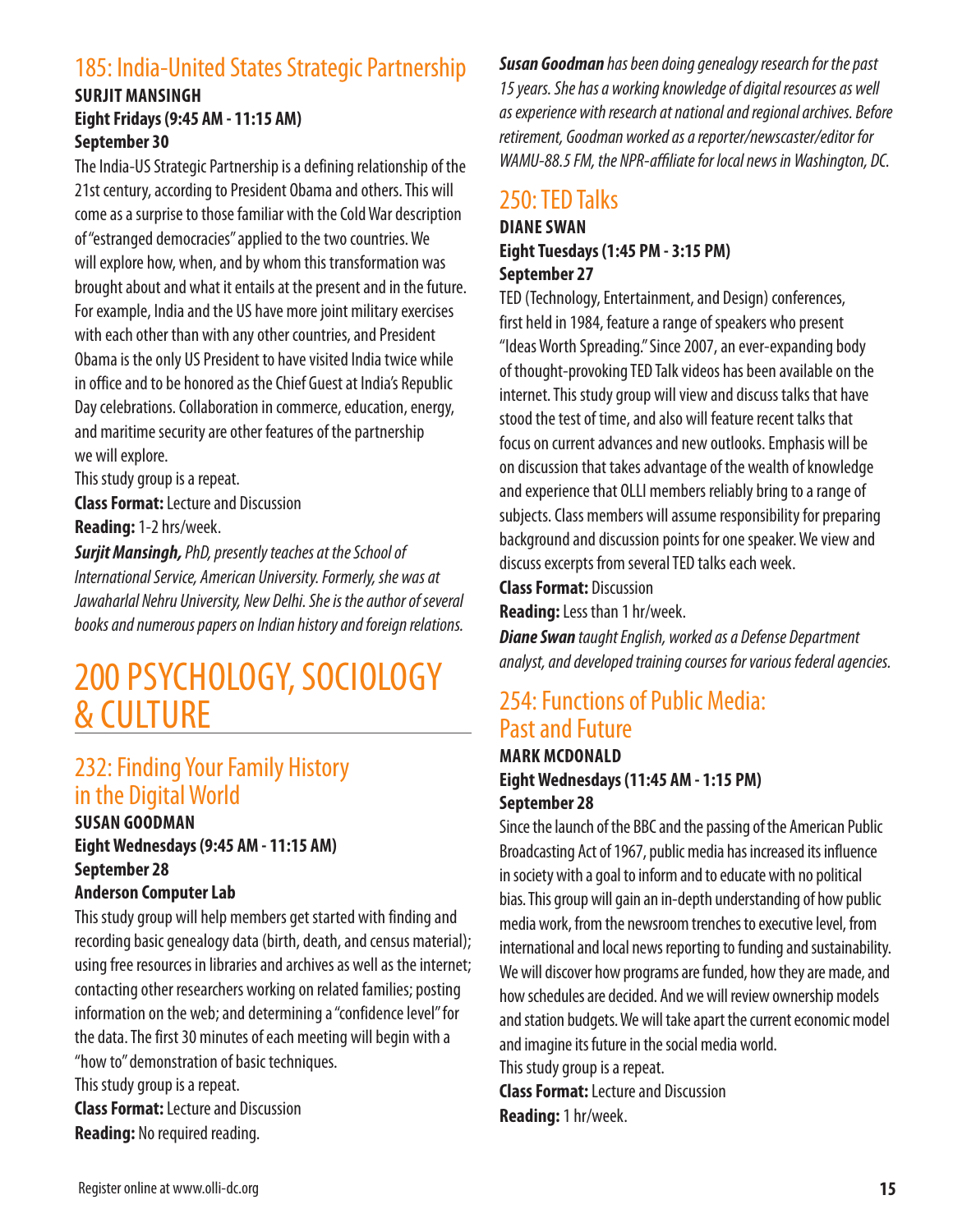## 185: India-United States Strategic Partnership

**SURJIT MANSINGH**
**Eight Fridays (9:45 AM - 11:15 AM)**
**September 30**

The India-US Strategic Partnership is a defining relationship of the 21st century, according to President Obama and others. This will come as a surprise to those familiar with the Cold War description of "estranged democracies" applied to the two countries. We will explore how, when, and by whom this transformation was brought about and what it entails at the present and in the future. For example, India and the US have more joint military exercises with each other than with any other countries, and President Obama is the only US President to have visited India twice while in office and to be honored as the Chief Guest at India's Republic Day celebrations. Collaboration in commerce, education, energy, and maritime security are other features of the partnership we will explore.

This study group is a repeat.

**Class Format:** Lecture and Discussion

**Reading:** 1-2 hrs/week.

***Surjit Mansingh,*** *PhD, presently teaches at the School of International Service, American University. Formerly, she was at Jawaharlal Nehru University, New Delhi. She is the author of several books and numerous papers on Indian history and foreign relations.*

# 200 PSYCHOLOGY, SOCIOLOGY & CULTURE

## 232: Finding Your Family History in the Digital World

**SUSAN GOODMAN**
**Eight Wednesdays (9:45 AM - 11:15 AM)**
**September 28**
**Anderson Computer Lab**

This study group will help members get started with finding and recording basic genealogy data (birth, death, and census material); using free resources in libraries and archives as well as the internet; contacting other researchers working on related families; posting information on the web; and determining a "confidence level" for the data. The first 30 minutes of each meeting will begin with a "how to" demonstration of basic techniques.

This study group is a repeat.

**Class Format:** Lecture and Discussion

**Reading:** No required reading.

***Susan Goodman*** *has been doing genealogy research for the past 15 years. She has a working knowledge of digital resources as well as experience with research at national and regional archives. Before retirement, Goodman worked as a reporter/newscaster/editor for WAMU-88.5 FM, the NPR-affiliate for local news in Washington, DC.*

## 250: TED Talks

**DIANE SWAN**
**Eight Tuesdays (1:45 PM - 3:15 PM)**
**September 27**

TED (Technology, Entertainment, and Design) conferences, first held in 1984, feature a range of speakers who present "Ideas Worth Spreading." Since 2007, an ever-expanding body of thought-provoking TED Talk videos has been available on the internet. This study group will view and discuss talks that have stood the test of time, and also will feature recent talks that focus on current advances and new outlooks. Emphasis will be on discussion that takes advantage of the wealth of knowledge and experience that OLLI members reliably bring to a range of subjects. Class members will assume responsibility for preparing background and discussion points for one speaker. We view and discuss excerpts from several TED talks each week.

**Class Format:** Discussion

**Reading:** Less than 1 hr/week.

***Diane Swan*** *taught English, worked as a Defense Department analyst, and developed training courses for various federal agencies.*

## 254: Functions of Public Media: Past and Future

**MARK MCDONALD**
**Eight Wednesdays (11:45 AM - 1:15 PM)**
**September 28**

Since the launch of the BBC and the passing of the American Public Broadcasting Act of 1967, public media has increased its influence in society with a goal to inform and to educate with no political bias. This group will gain an in-depth understanding of how public media work, from the newsroom trenches to executive level, from international and local news reporting to funding and sustainability. We will discover how programs are funded, how they are made, and how schedules are decided. And we will review ownership models and station budgets. We will take apart the current economic model and imagine its future in the social media world.

This study group is a repeat.

**Class Format:** Lecture and Discussion

**Reading:** 1 hr/week.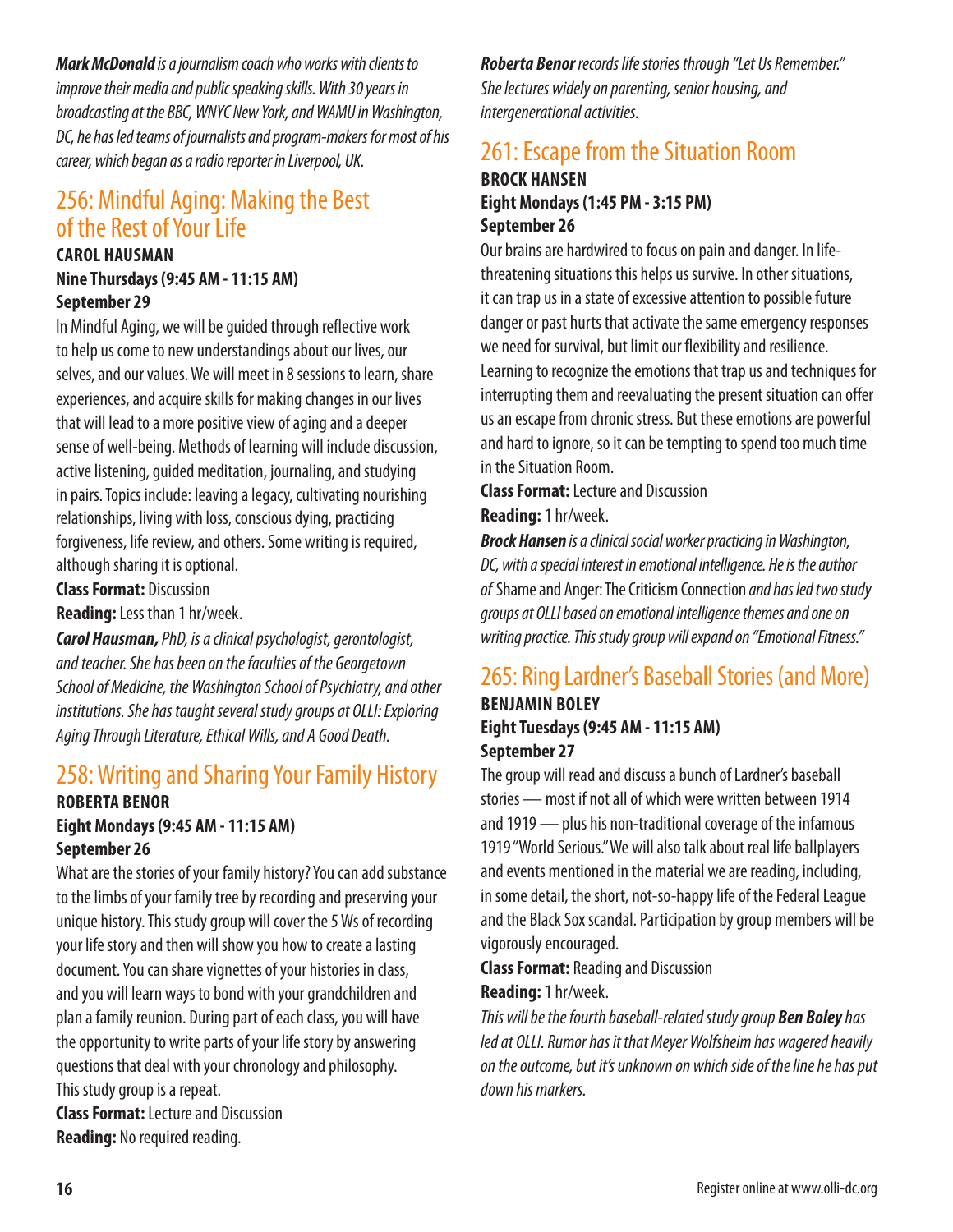***Mark McDonald** is a journalism coach who works with clients to improve their media and public speaking skills. With 30 years in broadcasting at the BBC, WNYC New York, and WAMU in Washington, DC, he has led teams of journalists and program-makers for most of his career, which began as a radio reporter in Liverpool, UK.*

## 256: Mindful Aging: Making the Best of the Rest of Your Life

**CAROL HAUSMAN**
**Nine Thursdays (9:45 AM - 11:15 AM)**
**September 29**

In Mindful Aging, we will be guided through reflective work to help us come to new understandings about our lives, our selves, and our values. We will meet in 8 sessions to learn, share experiences, and acquire skills for making changes in our lives that will lead to a more positive view of aging and a deeper sense of well-being. Methods of learning will include discussion, active listening, guided meditation, journaling, and studying in pairs. Topics include: leaving a legacy, cultivating nourishing relationships, living with loss, conscious dying, practicing forgiveness, life review, and others. Some writing is required, although sharing it is optional.

**Class Format:** Discussion

**Reading:** Less than 1 hr/week.

***Carol Hausman,** PhD, is a clinical psychologist, gerontologist, and teacher. She has been on the faculties of the Georgetown School of Medicine, the Washington School of Psychiatry, and other institutions. She has taught several study groups at OLLI: Exploring Aging Through Literature, Ethical Wills, and A Good Death.*

## 258: Writing and Sharing Your Family History

**ROBERTA BENOR**
**Eight Mondays (9:45 AM - 11:15 AM)**
**September 26**

What are the stories of your family history? You can add substance to the limbs of your family tree by recording and preserving your unique history. This study group will cover the 5 Ws of recording your life story and then will show you how to create a lasting document. You can share vignettes of your histories in class, and you will learn ways to bond with your grandchildren and plan a family reunion. During part of each class, you will have the opportunity to write parts of your life story by answering questions that deal with your chronology and philosophy. This study group is a repeat.

**Class Format:** Lecture and Discussion

**Reading:** No required reading.

***Roberta Benor** records life stories through "Let Us Remember." She lectures widely on parenting, senior housing, and intergenerational activities.*

## 261: Escape from the Situation Room

**BROCK HANSEN**
**Eight Mondays (1:45 PM - 3:15 PM)**
**September 26**

Our brains are hardwired to focus on pain and danger. In life-threatening situations this helps us survive. In other situations, it can trap us in a state of excessive attention to possible future danger or past hurts that activate the same emergency responses we need for survival, but limit our flexibility and resilience. Learning to recognize the emotions that trap us and techniques for interrupting them and reevaluating the present situation can offer us an escape from chronic stress. But these emotions are powerful and hard to ignore, so it can be tempting to spend too much time in the Situation Room.

**Class Format:** Lecture and Discussion

**Reading:** 1 hr/week.

***Brock Hansen** is a clinical social worker practicing in Washington, DC, with a special interest in emotional intelligence. He is the author of* Shame and Anger: The Criticism Connection *and has led two study groups at OLLI based on emotional intelligence themes and one on writing practice. This study group will expand on "Emotional Fitness."*

## 265: Ring Lardner's Baseball Stories (and More)

**BENJAMIN BOLEY**
**Eight Tuesdays (9:45 AM - 11:15 AM)**
**September 27**

The group will read and discuss a bunch of Lardner's baseball stories — most if not all of which were written between 1914 and 1919 — plus his non-traditional coverage of the infamous 1919 "World Serious." We will also talk about real life ballplayers and events mentioned in the material we are reading, including, in some detail, the short, not-so-happy life of the Federal League and the Black Sox scandal. Participation by group members will be vigorously encouraged.

**Class Format:** Reading and Discussion

**Reading:** 1 hr/week.

*This will be the fourth baseball-related study group **Ben Boley** has led at OLLI. Rumor has it that Meyer Wolfsheim has wagered heavily on the outcome, but it's unknown on which side of the line he has put down his markers.*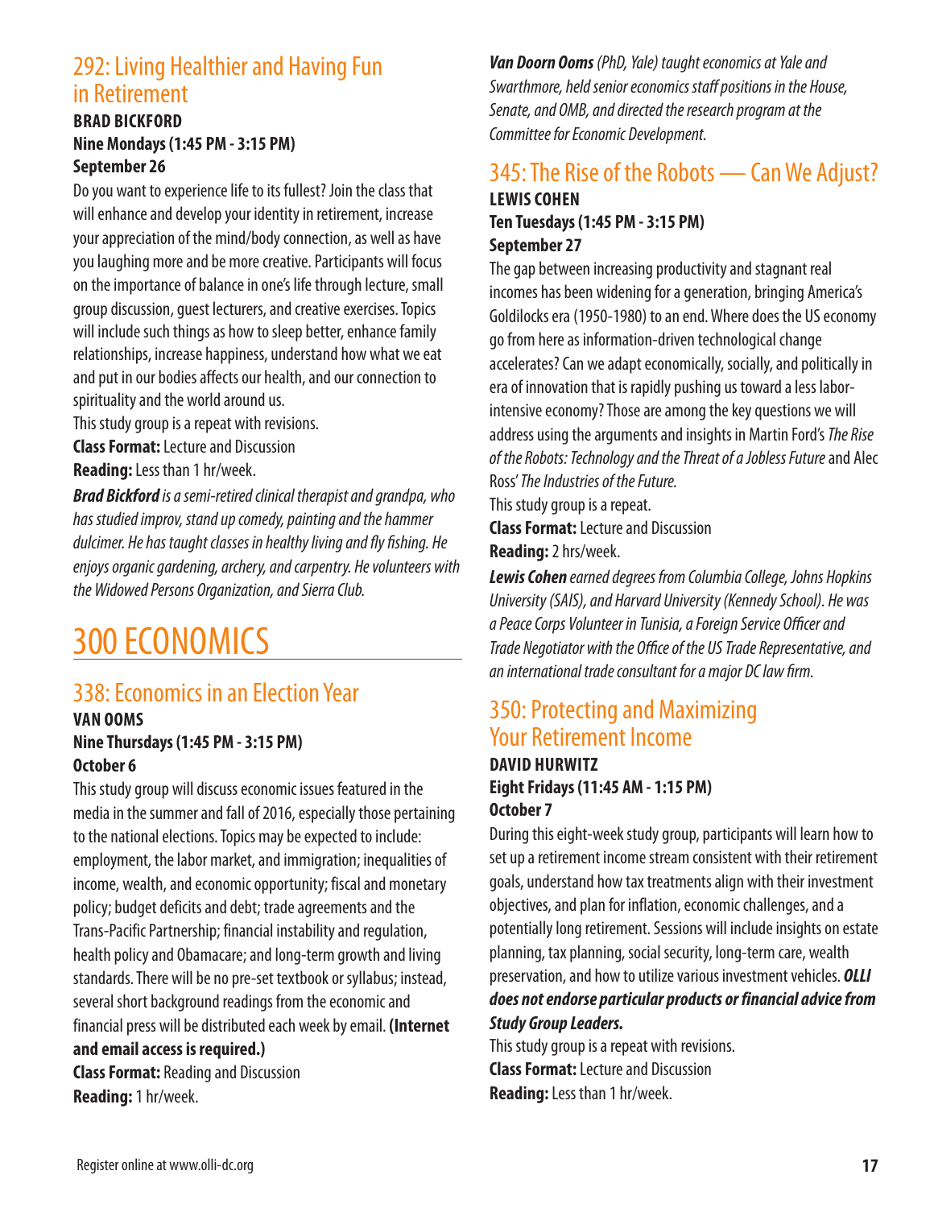## 292: Living Healthier and Having Fun in Retirement

**BRAD BICKFORD**
**Nine Mondays (1:45 PM - 3:15 PM)**
**September 26**

Do you want to experience life to its fullest? Join the class that will enhance and develop your identity in retirement, increase your appreciation of the mind/body connection, as well as have you laughing more and be more creative. Participants will focus on the importance of balance in one's life through lecture, small group discussion, guest lecturers, and creative exercises. Topics will include such things as how to sleep better, enhance family relationships, increase happiness, understand how what we eat and put in our bodies affects our health, and our connection to spirituality and the world around us.

This study group is a repeat with revisions.

**Class Format:** Lecture and Discussion

**Reading:** Less than 1 hr/week.

***Brad Bickford*** *is a semi-retired clinical therapist and grandpa, who has studied improv, stand up comedy, painting and the hammer dulcimer. He has taught classes in healthy living and fly fishing. He enjoys organic gardening, archery, and carpentry. He volunteers with the Widowed Persons Organization, and Sierra Club.*

# 300 ECONOMICS

## 338: Economics in an Election Year

**VAN OOMS**
**Nine Thursdays (1:45 PM - 3:15 PM)**
**October 6**

This study group will discuss economic issues featured in the media in the summer and fall of 2016, especially those pertaining to the national elections. Topics may be expected to include: employment, the labor market, and immigration; inequalities of income, wealth, and economic opportunity; fiscal and monetary policy; budget deficits and debt; trade agreements and the Trans-Pacific Partnership; financial instability and regulation, health policy and Obamacare; and long-term growth and living standards. There will be no pre-set textbook or syllabus; instead, several short background readings from the economic and financial press will be distributed each week by email. **(Internet and email access is required.)**

**Class Format:** Reading and Discussion

**Reading:** 1 hr/week.

***Van Doorn Ooms*** *(PhD, Yale) taught economics at Yale and Swarthmore, held senior economics staff positions in the House, Senate, and OMB, and directed the research program at the Committee for Economic Development.*

## 345: The Rise of the Robots — Can We Adjust?

**LEWIS COHEN**
**Ten Tuesdays (1:45 PM - 3:15 PM)**
**September 27**

The gap between increasing productivity and stagnant real incomes has been widening for a generation, bringing America's Goldilocks era (1950-1980) to an end. Where does the US economy go from here as information-driven technological change accelerates? Can we adapt economically, socially, and politically in era of innovation that is rapidly pushing us toward a less labor-intensive economy? Those are among the key questions we will address using the arguments and insights in Martin Ford's *The Rise of the Robots: Technology and the Threat of a Jobless Future* and Alec Ross' *The Industries of the Future.*

This study group is a repeat.

**Class Format:** Lecture and Discussion

**Reading:** 2 hrs/week.

***Lewis Cohen*** *earned degrees from Columbia College, Johns Hopkins University (SAIS), and Harvard University (Kennedy School). He was a Peace Corps Volunteer in Tunisia, a Foreign Service Officer and Trade Negotiator with the Office of the US Trade Representative, and an international trade consultant for a major DC law firm.*

## 350: Protecting and Maximizing Your Retirement Income

**DAVID HURWITZ**
**Eight Fridays (11:45 AM - 1:15 PM)**
**October 7**

During this eight-week study group, participants will learn how to set up a retirement income stream consistent with their retirement goals, understand how tax treatments align with their investment objectives, and plan for inflation, economic challenges, and a potentially long retirement. Sessions will include insights on estate planning, tax planning, social security, long-term care, wealth preservation, and how to utilize various investment vehicles. ***OLLI does not endorse particular products or financial advice from Study Group Leaders.***

This study group is a repeat with revisions.

**Class Format:** Lecture and Discussion

**Reading:** Less than 1 hr/week.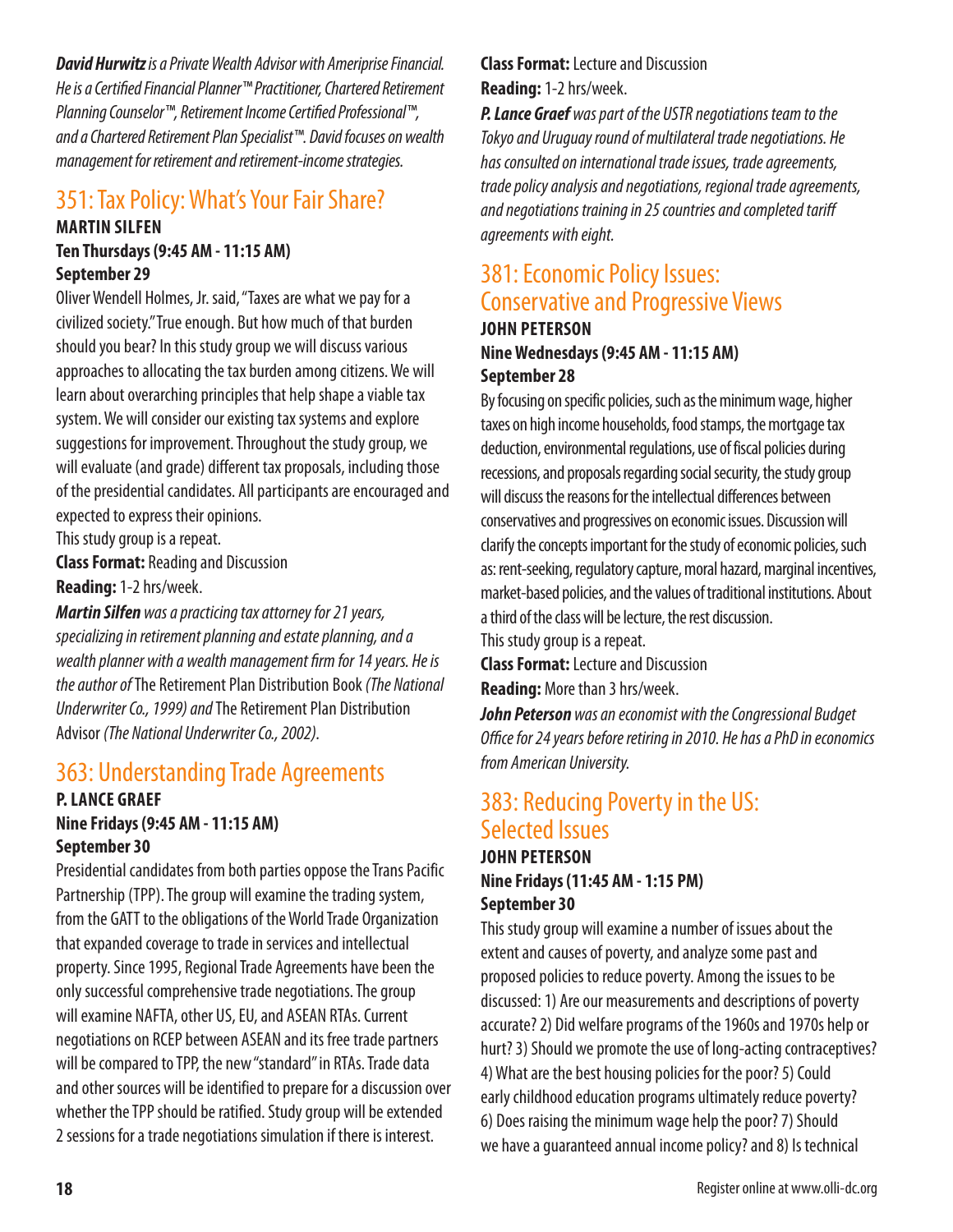*__David Hurwitz__ is a Private Wealth Advisor with Ameriprise Financial. He is a Certified Financial Planner™ Practitioner, Chartered Retirement Planning Counselor™, Retirement Income Certified Professional™, and a Chartered Retirement Plan Specialist™. David focuses on wealth management for retirement and retirement-income strategies.*

## 351: Tax Policy: What's Your Fair Share?

**MARTIN SILFEN**
**Ten Thursdays (9:45 AM - 11:15 AM)**
**September 29**

Oliver Wendell Holmes, Jr. said, "Taxes are what we pay for a civilized society." True enough. But how much of that burden should you bear? In this study group we will discuss various approaches to allocating the tax burden among citizens. We will learn about overarching principles that help shape a viable tax system. We will consider our existing tax systems and explore suggestions for improvement. Throughout the study group, we will evaluate (and grade) different tax proposals, including those of the presidential candidates. All participants are encouraged and expected to express their opinions.

This study group is a repeat.

**Class Format:** Reading and Discussion

**Reading:** 1-2 hrs/week.

*__Martin Silfen__ was a practicing tax attorney for 21 years, specializing in retirement planning and estate planning, and a wealth planner with a wealth management firm for 14 years. He is the author of* The Retirement Plan Distribution Book *(The National Underwriter Co., 1999) and* The Retirement Plan Distribution Advisor *(The National Underwriter Co., 2002).*

## 363: Understanding Trade Agreements

**P. LANCE GRAEF**
**Nine Fridays (9:45 AM - 11:15 AM)**
**September 30**

Presidential candidates from both parties oppose the Trans Pacific Partnership (TPP). The group will examine the trading system, from the GATT to the obligations of the World Trade Organization that expanded coverage to trade in services and intellectual property. Since 1995, Regional Trade Agreements have been the only successful comprehensive trade negotiations. The group will examine NAFTA, other US, EU, and ASEAN RTAs. Current negotiations on RCEP between ASEAN and its free trade partners will be compared to TPP, the new "standard" in RTAs. Trade data and other sources will be identified to prepare for a discussion over whether the TPP should be ratified. Study group will be extended 2 sessions for a trade negotiations simulation if there is interest.

**Class Format:** Lecture and Discussion

**Reading:** 1-2 hrs/week.

*__P. Lance Graef__ was part of the USTR negotiations team to the Tokyo and Uruguay round of multilateral trade negotiations. He has consulted on international trade issues, trade agreements, trade policy analysis and negotiations, regional trade agreements, and negotiations training in 25 countries and completed tariff agreements with eight.*

## 381: Economic Policy Issues: Conservative and Progressive Views

**JOHN PETERSON**
**Nine Wednesdays (9:45 AM - 11:15 AM)**
**September 28**

By focusing on specific policies, such as the minimum wage, higher taxes on high income households, food stamps, the mortgage tax deduction, environmental regulations, use of fiscal policies during recessions, and proposals regarding social security, the study group will discuss the reasons for the intellectual differences between conservatives and progressives on economic issues. Discussion will clarify the concepts important for the study of economic policies, such as: rent-seeking, regulatory capture, moral hazard, marginal incentives, market-based policies, and the values of traditional institutions. About a third of the class will be lecture, the rest discussion.

This study group is a repeat.

**Class Format:** Lecture and Discussion

**Reading:** More than 3 hrs/week.

*__John Peterson__ was an economist with the Congressional Budget Office for 24 years before retiring in 2010. He has a PhD in economics from American University.*

## 383: Reducing Poverty in the US: Selected Issues

**JOHN PETERSON**
**Nine Fridays (11:45 AM - 1:15 PM)**
**September 30**

This study group will examine a number of issues about the extent and causes of poverty, and analyze some past and proposed policies to reduce poverty. Among the issues to be discussed: 1) Are our measurements and descriptions of poverty accurate? 2) Did welfare programs of the 1960s and 1970s help or hurt? 3) Should we promote the use of long-acting contraceptives? 4) What are the best housing policies for the poor? 5) Could early childhood education programs ultimately reduce poverty? 6) Does raising the minimum wage help the poor? 7) Should we have a guaranteed annual income policy? and 8) Is technical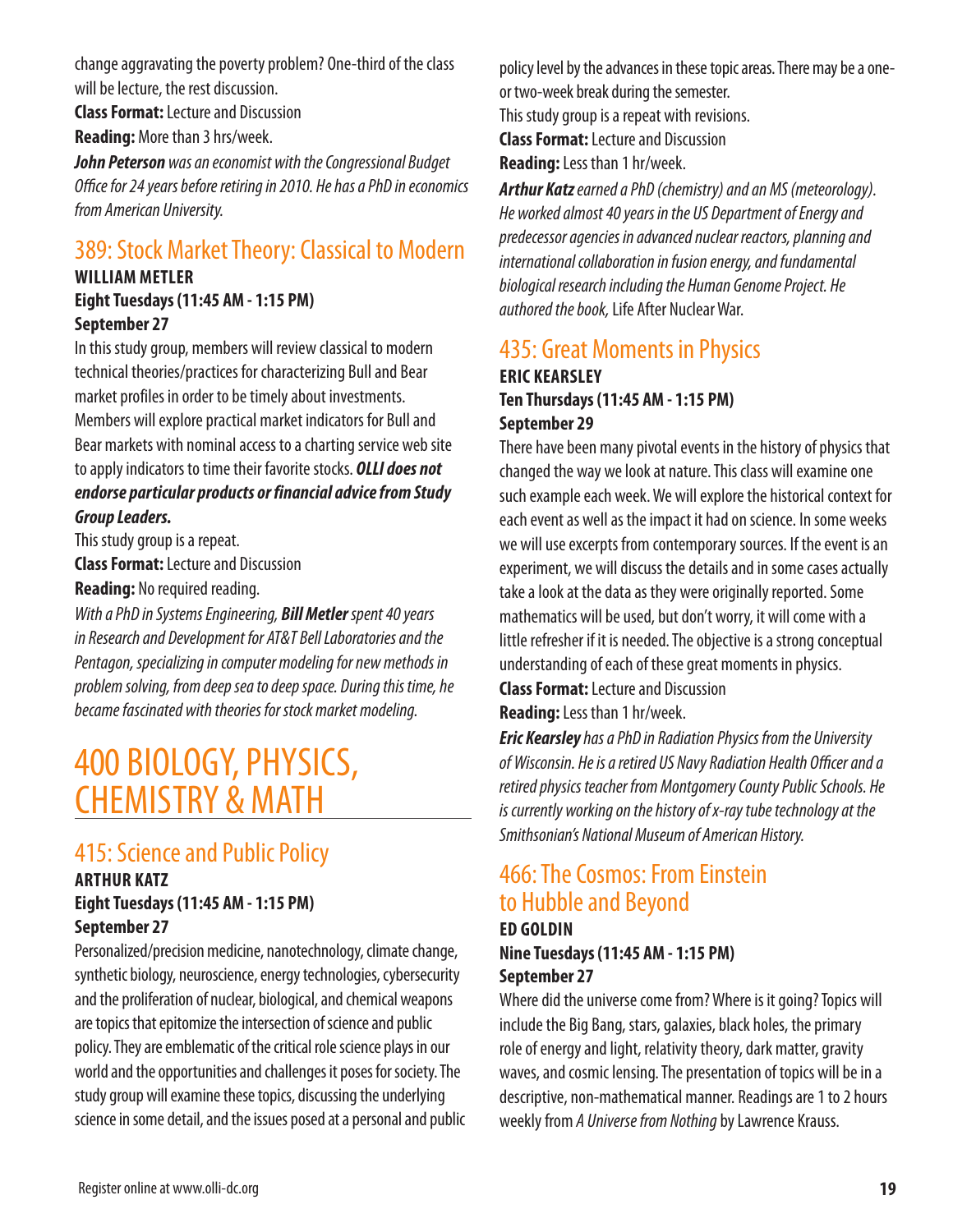change aggravating the poverty problem? One-third of the class will be lecture, the rest discussion.

**Class Format:** Lecture and Discussion

**Reading:** More than 3 hrs/week.

***John Peterson*** *was an economist with the Congressional Budget Office for 24 years before retiring in 2010. He has a PhD in economics from American University.*

## 389: Stock Market Theory: Classical to Modern

**WILLIAM METLER**

**Eight Tuesdays (11:45 AM - 1:15 PM)**

**September 27**

In this study group, members will review classical to modern technical theories/practices for characterizing Bull and Bear market profiles in order to be timely about investments. Members will explore practical market indicators for Bull and Bear markets with nominal access to a charting service web site to apply indicators to time their favorite stocks. ***OLLI does not endorse particular products or financial advice from Study Group Leaders.***

This study group is a repeat.

**Class Format:** Lecture and Discussion

**Reading:** No required reading.

*With a PhD in Systems Engineering,* ***Bill Metler*** *spent 40 years in Research and Development for AT&T Bell Laboratories and the Pentagon, specializing in computer modeling for new methods in problem solving, from deep sea to deep space. During this time, he became fascinated with theories for stock market modeling.*

# 400 BIOLOGY, PHYSICS, CHEMISTRY & MATH

## 415: Science and Public Policy

**ARTHUR KATZ**

**Eight Tuesdays (11:45 AM - 1:15 PM)**

**September 27**

Personalized/precision medicine, nanotechnology, climate change, synthetic biology, neuroscience, energy technologies, cybersecurity and the proliferation of nuclear, biological, and chemical weapons are topics that epitomize the intersection of science and public policy. They are emblematic of the critical role science plays in our world and the opportunities and challenges it poses for society. The study group will examine these topics, discussing the underlying science in some detail, and the issues posed at a personal and public policy level by the advances in these topic areas. There may be a one- or two-week break during the semester.

This study group is a repeat with revisions.

**Class Format:** Lecture and Discussion

**Reading:** Less than 1 hr/week.

***Arthur Katz*** *earned a PhD (chemistry) and an MS (meteorology). He worked almost 40 years in the US Department of Energy and predecessor agencies in advanced nuclear reactors, planning and international collaboration in fusion energy, and fundamental biological research including the Human Genome Project. He authored the book,* Life After Nuclear War.

## 435: Great Moments in Physics

**ERIC KEARSLEY**

**Ten Thursdays (11:45 AM - 1:15 PM)**

**September 29**

There have been many pivotal events in the history of physics that changed the way we look at nature. This class will examine one such example each week. We will explore the historical context for each event as well as the impact it had on science. In some weeks we will use excerpts from contemporary sources. If the event is an experiment, we will discuss the details and in some cases actually take a look at the data as they were originally reported. Some mathematics will be used, but don't worry, it will come with a little refresher if it is needed. The objective is a strong conceptual understanding of each of these great moments in physics.

**Class Format:** Lecture and Discussion

**Reading:** Less than 1 hr/week.

***Eric Kearsley*** *has a PhD in Radiation Physics from the University of Wisconsin. He is a retired US Navy Radiation Health Officer and a retired physics teacher from Montgomery County Public Schools. He is currently working on the history of x-ray tube technology at the Smithsonian's National Museum of American History.*

## 466: The Cosmos: From Einstein to Hubble and Beyond

**ED GOLDIN**

**Nine Tuesdays (11:45 AM - 1:15 PM)**

**September 27**

Where did the universe come from? Where is it going? Topics will include the Big Bang, stars, galaxies, black holes, the primary role of energy and light, relativity theory, dark matter, gravity waves, and cosmic lensing. The presentation of topics will be in a descriptive, non-mathematical manner. Readings are 1 to 2 hours weekly from *A Universe from Nothing* by Lawrence Krauss.

Register online at www.olli-dc.org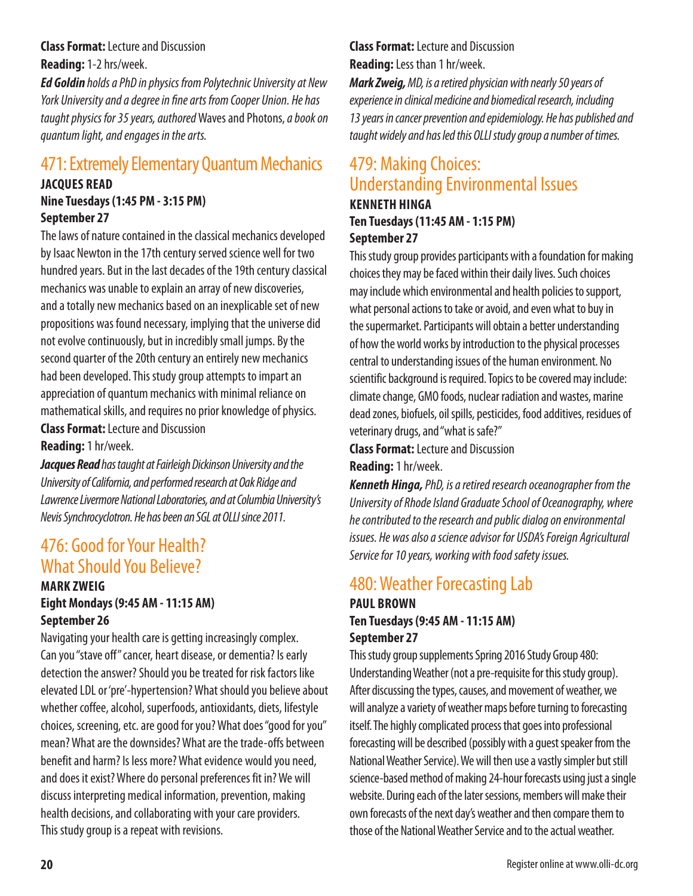**Class Format:** Lecture and Discussion

**Reading:** 1-2 hrs/week.

***Ed Goldin** holds a PhD in physics from Polytechnic University at New York University and a degree in fine arts from Cooper Union. He has taught physics for 35 years, authored* Waves and Photons, *a book on quantum light, and engages in the arts.*

## 471: Extremely Elementary Quantum Mechanics

**JACQUES READ**

**Nine Tuesdays (1:45 PM - 3:15 PM)**

**September 27**

The laws of nature contained in the classical mechanics developed by Isaac Newton in the 17th century served science well for two hundred years. But in the last decades of the 19th century classical mechanics was unable to explain an array of new discoveries, and a totally new mechanics based on an inexplicable set of new propositions was found necessary, implying that the universe did not evolve continuously, but in incredibly small jumps. By the second quarter of the 20th century an entirely new mechanics had been developed. This study group attempts to impart an appreciation of quantum mechanics with minimal reliance on mathematical skills, and requires no prior knowledge of physics.

**Class Format:** Lecture and Discussion

**Reading:** 1 hr/week.

***Jacques Read** has taught at Fairleigh Dickinson University and the University of California, and performed research at Oak Ridge and Lawrence Livermore National Laboratories, and at Columbia University's Nevis Synchrocyclotron. He has been an SGL at OLLI since 2011.*

## 476: Good for Your Health? What Should You Believe?

**MARK ZWEIG**

**Eight Mondays (9:45 AM - 11:15 AM)**

**September 26**

Navigating your health care is getting increasingly complex. Can you "stave off" cancer, heart disease, or dementia? Is early detection the answer? Should you be treated for risk factors like elevated LDL or 'pre'-hypertension? What should you believe about whether coffee, alcohol, superfoods, antioxidants, diets, lifestyle choices, screening, etc. are good for you? What does "good for you" mean? What are the downsides? What are the trade-offs between benefit and harm? Is less more? What evidence would you need, and does it exist? Where do personal preferences fit in? We will discuss interpreting medical information, prevention, making health decisions, and collaborating with your care providers. This study group is a repeat with revisions.

**Class Format:** Lecture and Discussion

**Reading:** Less than 1 hr/week.

***Mark Zweig,** MD, is a retired physician with nearly 50 years of experience in clinical medicine and biomedical research, including 13 years in cancer prevention and epidemiology. He has published and taught widely and has led this OLLI study group a number of times.*

## 479: Making Choices: Understanding Environmental Issues

**KENNETH HINGA**

**Ten Tuesdays (11:45 AM - 1:15 PM)**

**September 27**

This study group provides participants with a foundation for making choices they may be faced within their daily lives. Such choices may include which environmental and health policies to support, what personal actions to take or avoid, and even what to buy in the supermarket. Participants will obtain a better understanding of how the world works by introduction to the physical processes central to understanding issues of the human environment. No scientific background is required. Topics to be covered may include: climate change, GMO foods, nuclear radiation and wastes, marine dead zones, biofuels, oil spills, pesticides, food additives, residues of veterinary drugs, and "what is safe?"

**Class Format:** Lecture and Discussion

**Reading:** 1 hr/week.

***Kenneth Hinga,** PhD, is a retired research oceanographer from the University of Rhode Island Graduate School of Oceanography, where he contributed to the research and public dialog on environmental issues. He was also a science advisor for USDA's Foreign Agricultural Service for 10 years, working with food safety issues.*

## 480: Weather Forecasting Lab

**PAUL BROWN**

**Ten Tuesdays (9:45 AM - 11:15 AM)**

**September 27**

This study group supplements Spring 2016 Study Group 480: Understanding Weather (not a pre-requisite for this study group). After discussing the types, causes, and movement of weather, we will analyze a variety of weather maps before turning to forecasting itself. The highly complicated process that goes into professional forecasting will be described (possibly with a guest speaker from the National Weather Service). We will then use a vastly simpler but still science-based method of making 24-hour forecasts using just a single website. During each of the later sessions, members will make their own forecasts of the next day's weather and then compare them to those of the National Weather Service and to the actual weather.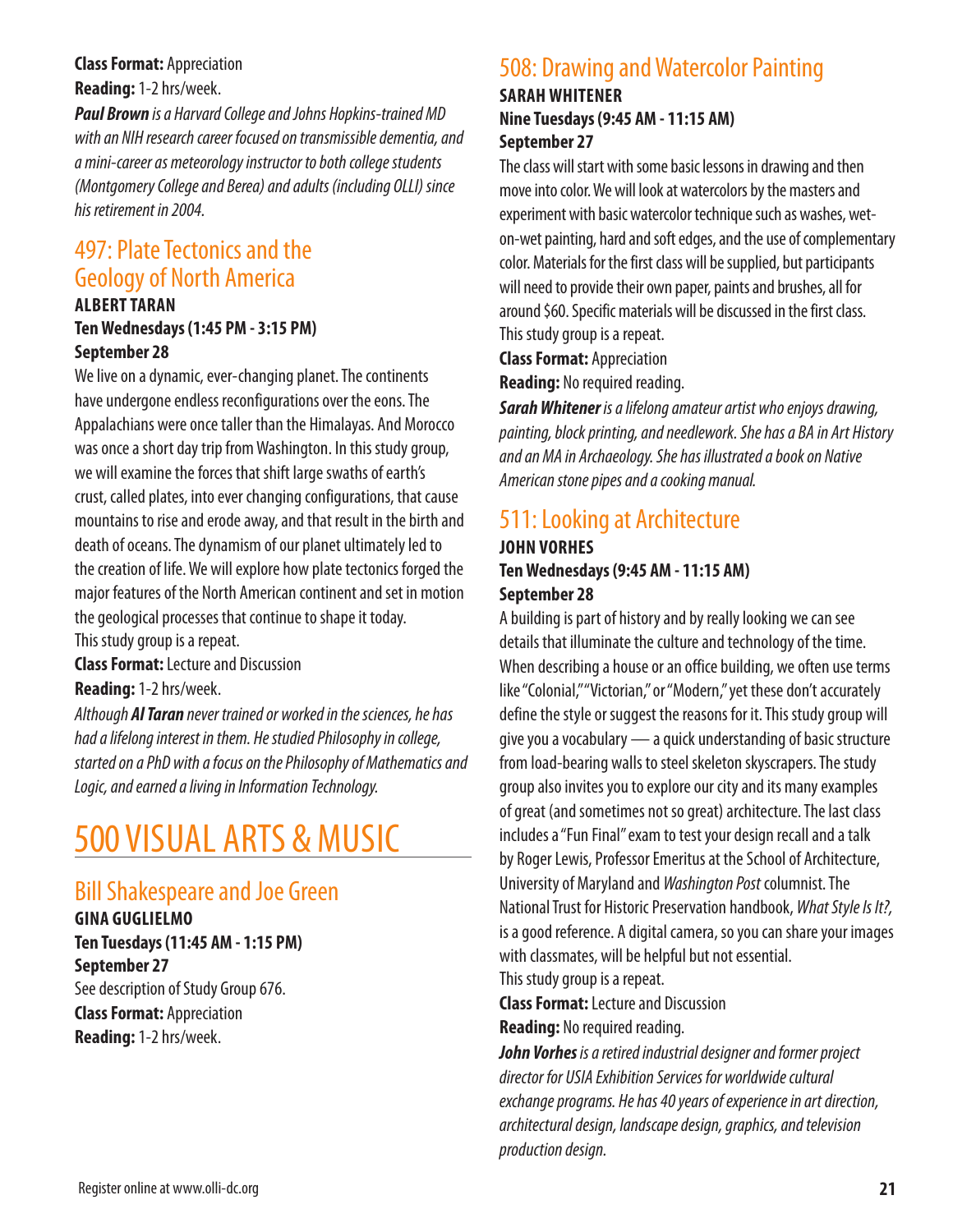**Class Format:** Appreciation

**Reading:** 1-2 hrs/week.

***Paul Brown** is a Harvard College and Johns Hopkins-trained MD with an NIH research career focused on transmissible dementia, and a mini-career as meteorology instructor to both college students (Montgomery College and Berea) and adults (including OLLI) since his retirement in 2004.*

## 497: Plate Tectonics and the Geology of North America

**ALBERT TARAN**
**Ten Wednesdays (1:45 PM - 3:15 PM)**
**September 28**

We live on a dynamic, ever-changing planet. The continents have undergone endless reconfigurations over the eons. The Appalachians were once taller than the Himalayas. And Morocco was once a short day trip from Washington. In this study group, we will examine the forces that shift large swaths of earth's crust, called plates, into ever changing configurations, that cause mountains to rise and erode away, and that result in the birth and death of oceans. The dynamism of our planet ultimately led to the creation of life. We will explore how plate tectonics forged the major features of the North American continent and set in motion the geological processes that continue to shape it today.
This study group is a repeat.

**Class Format:** Lecture and Discussion

**Reading:** 1-2 hrs/week.

*Although **Al Taran** never trained or worked in the sciences, he has had a lifelong interest in them. He studied Philosophy in college, started on a PhD with a focus on the Philosophy of Mathematics and Logic, and earned a living in Information Technology.*

# 500 VISUAL ARTS & MUSIC

## Bill Shakespeare and Joe Green

**GINA GUGLIELMO**
**Ten Tuesdays (11:45 AM - 1:15 PM)**
**September 27**

See description of Study Group 676.

**Class Format:** Appreciation

**Reading:** 1-2 hrs/week.

## 508: Drawing and Watercolor Painting

**SARAH WHITENER**
**Nine Tuesdays (9:45 AM - 11:15 AM)**
**September 27**

The class will start with some basic lessons in drawing and then move into color. We will look at watercolors by the masters and experiment with basic watercolor technique such as washes, wet-on-wet painting, hard and soft edges, and the use of complementary color. Materials for the first class will be supplied, but participants will need to provide their own paper, paints and brushes, all for around $60. Specific materials will be discussed in the first class.
This study group is a repeat.

**Class Format:** Appreciation

**Reading:** No required reading.

***Sarah Whitener** is a lifelong amateur artist who enjoys drawing, painting, block printing, and needlework. She has a BA in Art History and an MA in Archaeology. She has illustrated a book on Native American stone pipes and a cooking manual.*

## 511: Looking at Architecture

**JOHN VORHES**
**Ten Wednesdays (9:45 AM - 11:15 AM)**
**September 28**

A building is part of history and by really looking we can see details that illuminate the culture and technology of the time. When describing a house or an office building, we often use terms like "Colonial," "Victorian," or "Modern," yet these don't accurately define the style or suggest the reasons for it. This study group will give you a vocabulary — a quick understanding of basic structure from load-bearing walls to steel skeleton skyscrapers. The study group also invites you to explore our city and its many examples of great (and sometimes not so great) architecture. The last class includes a "Fun Final" exam to test your design recall and a talk by Roger Lewis, Professor Emeritus at the School of Architecture, University of Maryland and *Washington Post* columnist. The National Trust for Historic Preservation handbook, *What Style Is It?,* is a good reference. A digital camera, so you can share your images with classmates, will be helpful but not essential.
This study group is a repeat.

**Class Format:** Lecture and Discussion

**Reading:** No required reading.

***John Vorhes** is a retired industrial designer and former project director for USIA Exhibition Services for worldwide cultural exchange programs. He has 40 years of experience in art direction, architectural design, landscape design, graphics, and television production design.*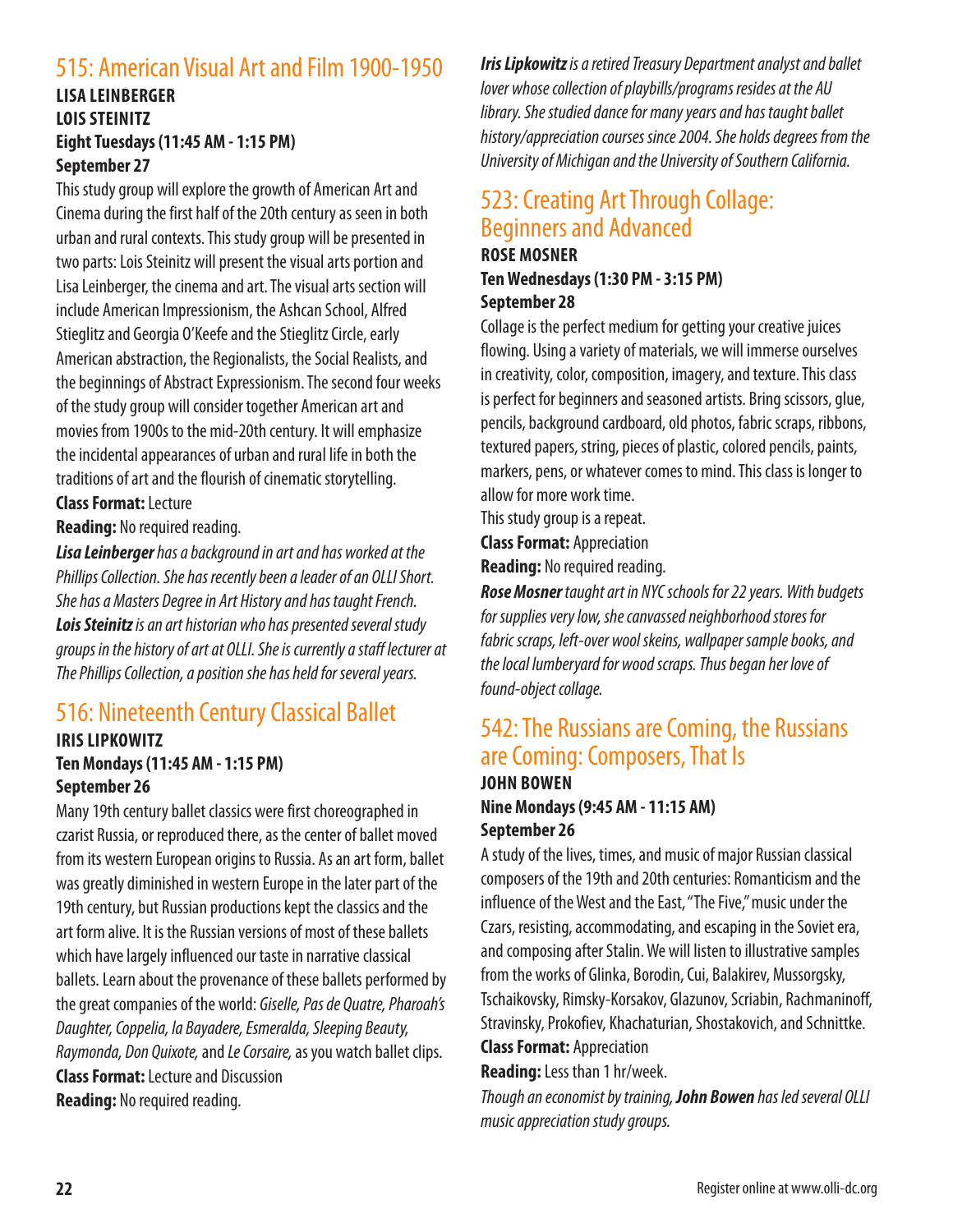## 515: American Visual Art and Film 1900-1950

**LISA LEINBERGER**
**LOIS STEINITZ**
**Eight Tuesdays (11:45 AM - 1:15 PM)**
**September 27**

This study group will explore the growth of American Art and Cinema during the first half of the 20th century as seen in both urban and rural contexts. This study group will be presented in two parts: Lois Steinitz will present the visual arts portion and Lisa Leinberger, the cinema and art. The visual arts section will include American Impressionism, the Ashcan School, Alfred Stieglitz and Georgia O'Keefe and the Stieglitz Circle, early American abstraction, the Regionalists, the Social Realists, and the beginnings of Abstract Expressionism. The second four weeks of the study group will consider together American art and movies from 1900s to the mid-20th century. It will emphasize the incidental appearances of urban and rural life in both the traditions of art and the flourish of cinematic storytelling.

**Class Format:** Lecture

**Reading:** No required reading.

***Lisa Leinberger*** *has a background in art and has worked at the Phillips Collection. She has recently been a leader of an OLLI Short. She has a Masters Degree in Art History and has taught French.* ***Lois Steinitz*** *is an art historian who has presented several study groups in the history of art at OLLI. She is currently a staff lecturer at The Phillips Collection, a position she has held for several years.*

## 516: Nineteenth Century Classical Ballet

**IRIS LIPKOWITZ**
**Ten Mondays (11:45 AM - 1:15 PM)**
**September 26**

Many 19th century ballet classics were first choreographed in czarist Russia, or reproduced there, as the center of ballet moved from its western European origins to Russia. As an art form, ballet was greatly diminished in western Europe in the later part of the 19th century, but Russian productions kept the classics and the art form alive. It is the Russian versions of most of these ballets which have largely influenced our taste in narrative classical ballets. Learn about the provenance of these ballets performed by the great companies of the world: *Giselle, Pas de Quatre, Pharoah's Daughter, Coppelia, la Bayadere, Esmeralda, Sleeping Beauty, Raymonda, Don Quixote,* and *Le Corsaire,* as you watch ballet clips.

**Class Format:** Lecture and Discussion

**Reading:** No required reading.

***Iris Lipkowitz*** *is a retired Treasury Department analyst and ballet lover whose collection of playbills/programs resides at the AU library. She studied dance for many years and has taught ballet history/appreciation courses since 2004. She holds degrees from the University of Michigan and the University of Southern California.*

## 523: Creating Art Through Collage: Beginners and Advanced

**ROSE MOSNER**
**Ten Wednesdays (1:30 PM - 3:15 PM)**
**September 28**

Collage is the perfect medium for getting your creative juices flowing. Using a variety of materials, we will immerse ourselves in creativity, color, composition, imagery, and texture. This class is perfect for beginners and seasoned artists. Bring scissors, glue, pencils, background cardboard, old photos, fabric scraps, ribbons, textured papers, string, pieces of plastic, colored pencils, paints, markers, pens, or whatever comes to mind. This class is longer to allow for more work time.

This study group is a repeat.

**Class Format:** Appreciation

**Reading:** No required reading.

***Rose Mosner*** *taught art in NYC schools for 22 years. With budgets for supplies very low, she canvassed neighborhood stores for fabric scraps, left-over wool skeins, wallpaper sample books, and the local lumberyard for wood scraps. Thus began her love of found-object collage.*

## 542: The Russians are Coming, the Russians are Coming: Composers, That Is

**JOHN BOWEN**
**Nine Mondays (9:45 AM - 11:15 AM)**
**September 26**

A study of the lives, times, and music of major Russian classical composers of the 19th and 20th centuries: Romanticism and the influence of the West and the East, "The Five," music under the Czars, resisting, accommodating, and escaping in the Soviet era, and composing after Stalin. We will listen to illustrative samples from the works of Glinka, Borodin, Cui, Balakirev, Mussorgsky, Tschaikovsky, Rimsky-Korsakov, Glazunov, Scriabin, Rachmaninoff, Stravinsky, Prokofiev, Khachaturian, Shostakovich, and Schnittke.

**Class Format:** Appreciation

**Reading:** Less than 1 hr/week.

*Though an economist by training,* ***John Bowen*** *has led several OLLI music appreciation study groups.*

Register online at www.olli-dc.org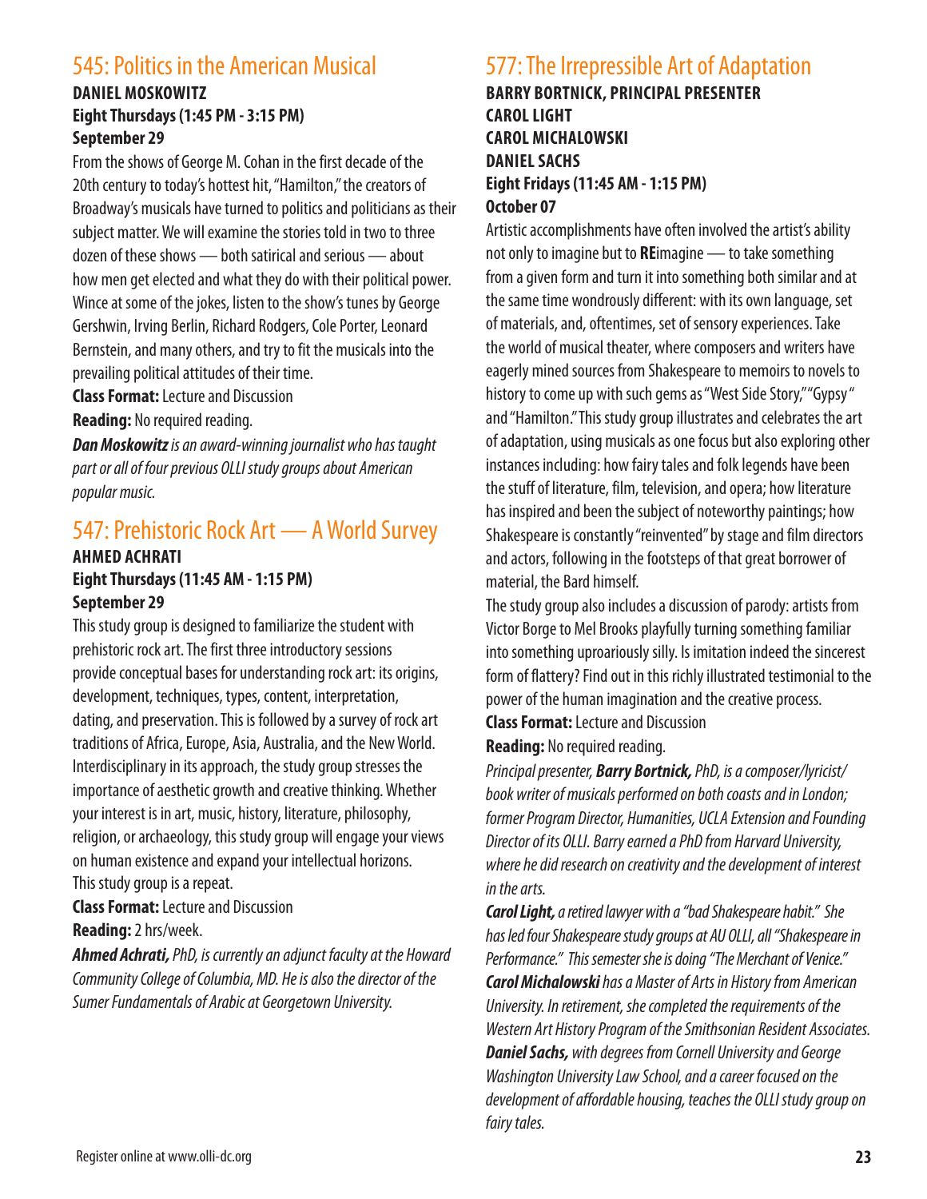## 545: Politics in the American Musical

**DANIEL MOSKOWITZ**
**Eight Thursdays (1:45 PM - 3:15 PM)**
**September 29**

From the shows of George M. Cohan in the first decade of the 20th century to today's hottest hit, "Hamilton," the creators of Broadway's musicals have turned to politics and politicians as their subject matter. We will examine the stories told in two to three dozen of these shows — both satirical and serious — about how men get elected and what they do with their political power. Wince at some of the jokes, listen to the show's tunes by George Gershwin, Irving Berlin, Richard Rodgers, Cole Porter, Leonard Bernstein, and many others, and try to fit the musicals into the prevailing political attitudes of their time.

**Class Format:** Lecture and Discussion

**Reading:** No required reading.

***Dan Moskowitz*** *is an award-winning journalist who has taught part or all of four previous OLLI study groups about American popular music.*

## 547: Prehistoric Rock Art — A World Survey

**AHMED ACHRATI**
**Eight Thursdays (11:45 AM - 1:15 PM)**
**September 29**

This study group is designed to familiarize the student with prehistoric rock art. The first three introductory sessions provide conceptual bases for understanding rock art: its origins, development, techniques, types, content, interpretation, dating, and preservation. This is followed by a survey of rock art traditions of Africa, Europe, Asia, Australia, and the New World. Interdisciplinary in its approach, the study group stresses the importance of aesthetic growth and creative thinking. Whether your interest is in art, music, history, literature, philosophy, religion, or archaeology, this study group will engage your views on human existence and expand your intellectual horizons. This study group is a repeat.

**Class Format:** Lecture and Discussion

**Reading:** 2 hrs/week.

***Ahmed Achrati,*** *PhD, is currently an adjunct faculty at the Howard Community College of Columbia, MD. He is also the director of the Sumer Fundamentals of Arabic at Georgetown University.*

## 577: The Irrepressible Art of Adaptation

**BARRY BORTNICK, PRINCIPAL PRESENTER**
**CAROL LIGHT**
**CAROL MICHALOWSKI**
**DANIEL SACHS**
**Eight Fridays (11:45 AM - 1:15 PM)**
**October 07**

Artistic accomplishments have often involved the artist's ability not only to imagine but to **RE**imagine — to take something from a given form and turn it into something both similar and at the same time wondrously different: with its own language, set of materials, and, oftentimes, set of sensory experiences. Take the world of musical theater, where composers and writers have eagerly mined sources from Shakespeare to memoirs to novels to history to come up with such gems as "West Side Story," "Gypsy" and "Hamilton." This study group illustrates and celebrates the art of adaptation, using musicals as one focus but also exploring other instances including: how fairy tales and folk legends have been the stuff of literature, film, television, and opera; how literature has inspired and been the subject of noteworthy paintings; how Shakespeare is constantly "reinvented" by stage and film directors and actors, following in the footsteps of that great borrower of material, the Bard himself.

The study group also includes a discussion of parody: artists from Victor Borge to Mel Brooks playfully turning something familiar into something uproariously silly. Is imitation indeed the sincerest form of flattery? Find out in this richly illustrated testimonial to the power of the human imagination and the creative process.

**Class Format:** Lecture and Discussion

**Reading:** No required reading.

*Principal presenter,* ***Barry Bortnick,*** *PhD, is a composer/lyricist/book writer of musicals performed on both coasts and in London; former Program Director, Humanities, UCLA Extension and Founding Director of its OLLI. Barry earned a PhD from Harvard University, where he did research on creativity and the development of interest in the arts.*

***Carol Light,*** *a retired lawyer with a "bad Shakespeare habit." She has led four Shakespeare study groups at AU OLLI, all "Shakespeare in Performance." This semester she is doing "The Merchant of Venice."*

***Carol Michalowski*** *has a Master of Arts in History from American University. In retirement, she completed the requirements of the Western Art History Program of the Smithsonian Resident Associates.*

***Daniel Sachs,*** *with degrees from Cornell University and George Washington University Law School, and a career focused on the development of affordable housing, teaches the OLLI study group on fairy tales.*

Register online at www.olli-dc.org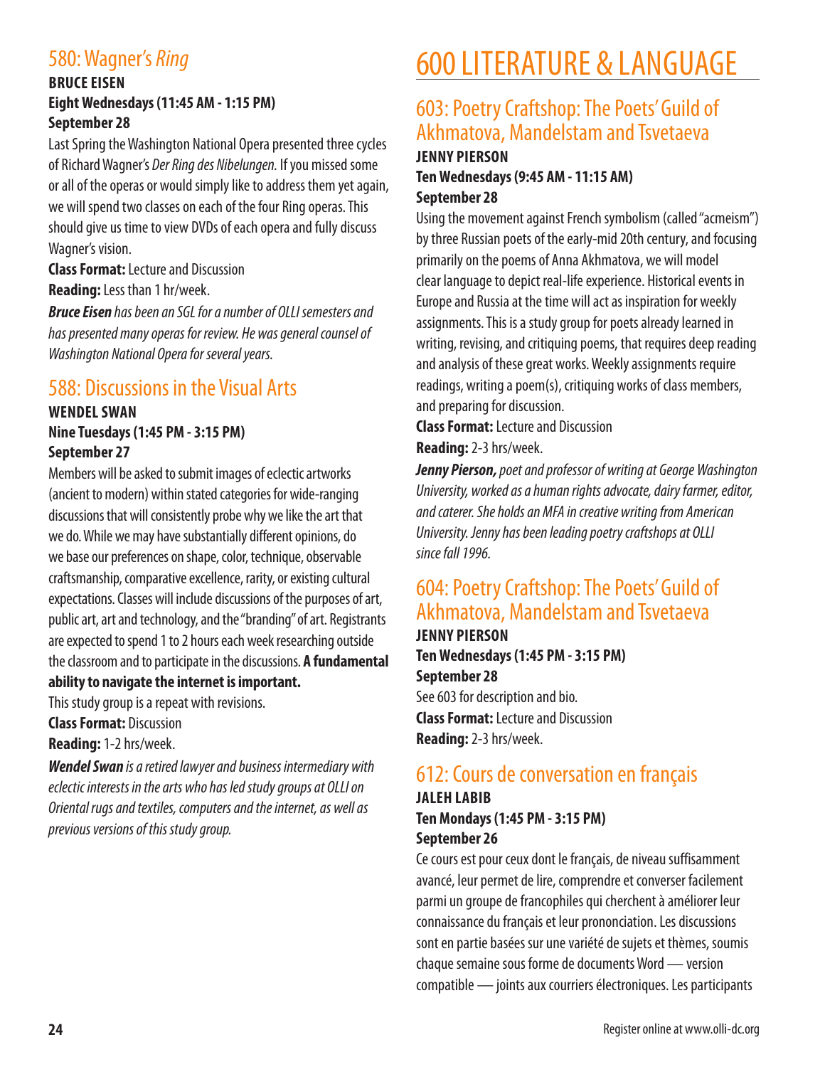## 580: Wagner's *Ring*

**BRUCE EISEN**
**Eight Wednesdays (11:45 AM - 1:15 PM)**
**September 28**

Last Spring the Washington National Opera presented three cycles of Richard Wagner's *Der Ring des Nibelungen.* If you missed some or all of the operas or would simply like to address them yet again, we will spend two classes on each of the four Ring operas. This should give us time to view DVDs of each opera and fully discuss Wagner's vision.

**Class Format:** Lecture and Discussion

**Reading:** Less than 1 hr/week.

***Bruce Eisen** has been an SGL for a number of OLLI semesters and has presented many operas for review. He was general counsel of Washington National Opera for several years.*

## 588: Discussions in the Visual Arts

**WENDEL SWAN**
**Nine Tuesdays (1:45 PM - 3:15 PM)**
**September 27**

Members will be asked to submit images of eclectic artworks (ancient to modern) within stated categories for wide-ranging discussions that will consistently probe why we like the art that we do. While we may have substantially different opinions, do we base our preferences on shape, color, technique, observable craftsmanship, comparative excellence, rarity, or existing cultural expectations. Classes will include discussions of the purposes of art, public art, art and technology, and the "branding" of art. Registrants are expected to spend 1 to 2 hours each week researching outside the classroom and to participate in the discussions. **A fundamental ability to navigate the internet is important.**

This study group is a repeat with revisions.

**Class Format:** Discussion

**Reading:** 1-2 hrs/week.

***Wendel Swan** is a retired lawyer and business intermediary with eclectic interests in the arts who has led study groups at OLLI on Oriental rugs and textiles, computers and the internet, as well as previous versions of this study group.*

# 600 LITERATURE & LANGUAGE

## 603: Poetry Craftshop: The Poets' Guild of Akhmatova, Mandelstam and Tsvetaeva

**JENNY PIERSON**
**Ten Wednesdays (9:45 AM - 11:15 AM)**
**September 28**

Using the movement against French symbolism (called "acmeism") by three Russian poets of the early-mid 20th century, and focusing primarily on the poems of Anna Akhmatova, we will model clear language to depict real-life experience. Historical events in Europe and Russia at the time will act as inspiration for weekly assignments. This is a study group for poets already learned in writing, revising, and critiquing poems, that requires deep reading and analysis of these great works. Weekly assignments require readings, writing a poem(s), critiquing works of class members, and preparing for discussion.

**Class Format:** Lecture and Discussion

**Reading:** 2-3 hrs/week.

***Jenny Pierson,** poet and professor of writing at George Washington University, worked as a human rights advocate, dairy farmer, editor, and caterer. She holds an MFA in creative writing from American University. Jenny has been leading poetry craftshops at OLLI since fall 1996.*

## 604: Poetry Craftshop: The Poets' Guild of Akhmatova, Mandelstam and Tsvetaeva

**JENNY PIERSON**
**Ten Wednesdays (1:45 PM - 3:15 PM)**
**September 28**

See 603 for description and bio.

**Class Format:** Lecture and Discussion

**Reading:** 2-3 hrs/week.

## 612: Cours de conversation en français

**JALEH LABIB**
**Ten Mondays (1:45 PM - 3:15 PM)**
**September 26**

Ce cours est pour ceux dont le français, de niveau suffisamment avancé, leur permet de lire, comprendre et converser facilement parmi un groupe de francophiles qui cherchent à améliorer leur connaissance du français et leur prononciation. Les discussions sont en partie basées sur une variété de sujets et thèmes, soumis chaque semaine sous forme de documents Word — version compatible — joints aux courriers électroniques. Les participants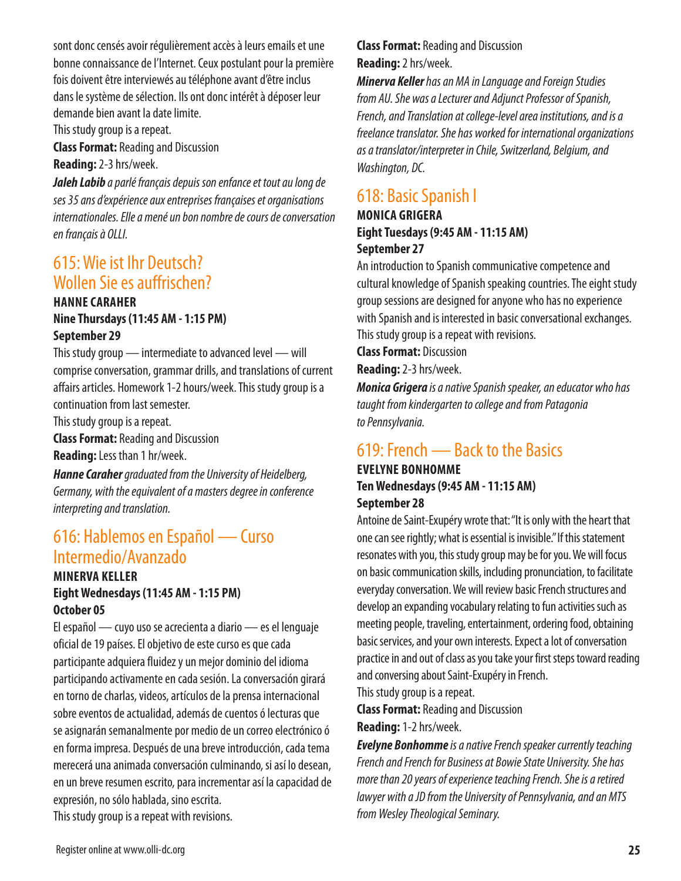sont donc censés avoir régulièrement accès à leurs emails et une bonne connaissance de l'Internet. Ceux postulant pour la première fois doivent être interviewés au téléphone avant d'être inclus dans le système de sélection. Ils ont donc intérêt à déposer leur demande bien avant la date limite.

This study group is a repeat.

**Class Format:** Reading and Discussion

**Reading:** 2-3 hrs/week.

***Jaleh Labib*** *a parlé français depuis son enfance et tout au long de ses 35 ans d'expérience aux entreprises françaises et organisations internationales. Elle a mené un bon nombre de cours de conversation en français à OLLI.*

## 615: Wie ist Ihr Deutsch? Wollen Sie es auffrischen?

**HANNE CARAHER**
**Nine Thursdays (11:45 AM - 1:15 PM)**
**September 29**

This study group — intermediate to advanced level — will comprise conversation, grammar drills, and translations of current affairs articles. Homework 1-2 hours/week. This study group is a continuation from last semester.

This study group is a repeat.

**Class Format:** Reading and Discussion

**Reading:** Less than 1 hr/week.

***Hanne Caraher*** *graduated from the University of Heidelberg, Germany, with the equivalent of a masters degree in conference interpreting and translation.*

## 616: Hablemos en Español — Curso Intermedio/Avanzado

**MINERVA KELLER**
**Eight Wednesdays (11:45 AM - 1:15 PM)**
**October 05**

El español — cuyo uso se acrecienta a diario — es el lenguaje oficial de 19 países. El objetivo de este curso es que cada participante adquiera fluidez y un mejor dominio del idioma participando activamente en cada sesión. La conversación girará en torno de charlas, videos, artículos de la prensa internacional sobre eventos de actualidad, además de cuentos ó lecturas que se asignarán semanalmente por medio de un correo electrónico ó en forma impresa. Después de una breve introducción, cada tema merecerá una animada conversación culminando, si así lo desean, en un breve resumen escrito, para incrementar así la capacidad de expresión, no sólo hablada, sino escrita.

This study group is a repeat with revisions.

**Class Format:** Reading and Discussion

**Reading:** 2 hrs/week.

***Minerva Keller*** *has an MA in Language and Foreign Studies from AU. She was a Lecturer and Adjunct Professor of Spanish, French, and Translation at college-level area institutions, and is a freelance translator. She has worked for international organizations as a translator/interpreter in Chile, Switzerland, Belgium, and Washington, DC.*

## 618: Basic Spanish I

**MONICA GRIGERA**
**Eight Tuesdays (9:45 AM - 11:15 AM)**
**September 27**

An introduction to Spanish communicative competence and cultural knowledge of Spanish speaking countries. The eight study group sessions are designed for anyone who has no experience with Spanish and is interested in basic conversational exchanges.

This study group is a repeat with revisions.

**Class Format:** Discussion

**Reading:** 2-3 hrs/week.

***Monica Grigera*** *is a native Spanish speaker, an educator who has taught from kindergarten to college and from Patagonia to Pennsylvania.*

## 619: French — Back to the Basics

**EVELYNE BONHOMME**
**Ten Wednesdays (9:45 AM - 11:15 AM)**
**September 28**

Antoine de Saint-Exupéry wrote that: "It is only with the heart that one can see rightly; what is essential is invisible." If this statement resonates with you, this study group may be for you. We will focus on basic communication skills, including pronunciation, to facilitate everyday conversation. We will review basic French structures and develop an expanding vocabulary relating to fun activities such as meeting people, traveling, entertainment, ordering food, obtaining basic services, and your own interests. Expect a lot of conversation practice in and out of class as you take your first steps toward reading and conversing about Saint-Exupéry in French.

This study group is a repeat.

**Class Format:** Reading and Discussion

**Reading:** 1-2 hrs/week.

***Evelyne Bonhomme*** *is a native French speaker currently teaching French and French for Business at Bowie State University. She has more than 20 years of experience teaching French. She is a retired lawyer with a JD from the University of Pennsylvania, and an MTS from Wesley Theological Seminary.*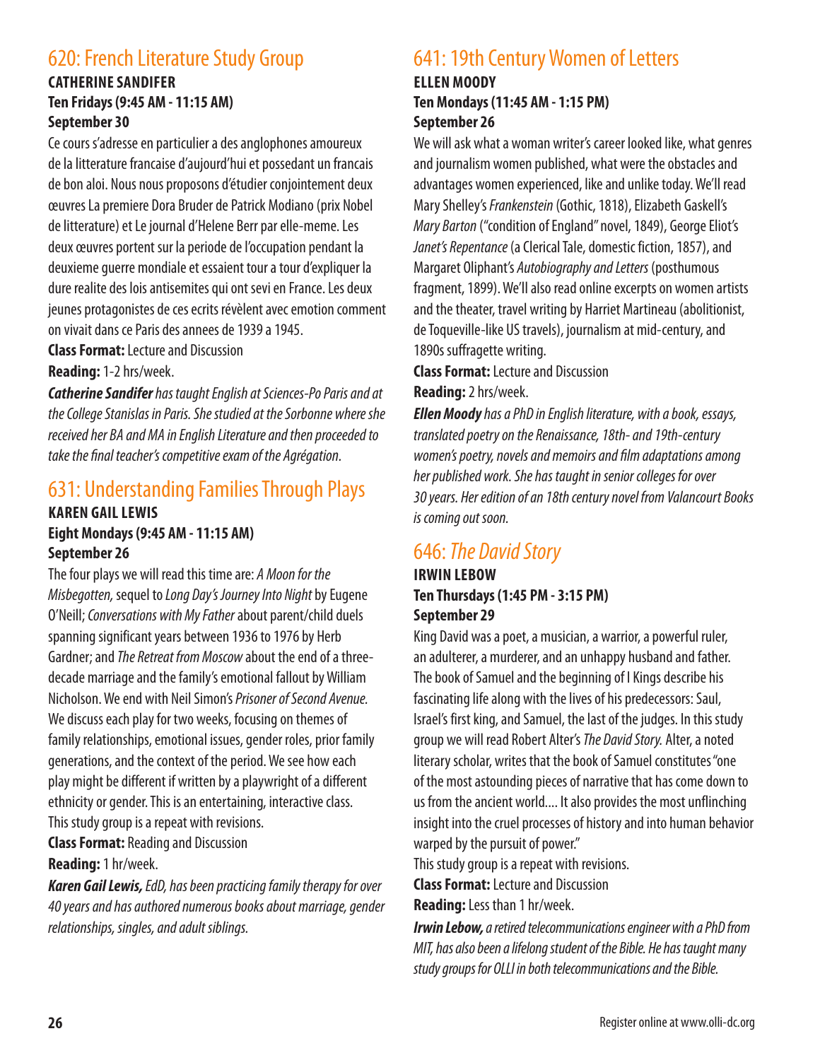## 620: French Literature Study Group

**CATHERINE SANDIFER**
**Ten Fridays (9:45 AM - 11:15 AM)**
**September 30**

Ce cours s'adresse en particulier a des anglophones amoureux de la litterature francaise d'aujourd'hui et possedant un francais de bon aloi. Nous nous proposons d'étudier conjointement deux œuvres La premiere Dora Bruder de Patrick Modiano (prix Nobel de litterature) et Le journal d'Helene Berr par elle-meme. Les deux œuvres portent sur la periode de l'occupation pendant la deuxieme guerre mondiale et essaient tour a tour d'expliquer la dure realite des lois antisemites qui ont sevi en France. Les deux jeunes protagonistes de ces ecrits révèlent avec emotion comment on vivait dans ce Paris des annees de 1939 a 1945.

**Class Format:** Lecture and Discussion

**Reading:** 1-2 hrs/week.

***Catherine Sandifer*** *has taught English at Sciences-Po Paris and at the College Stanislas in Paris. She studied at the Sorbonne where she received her BA and MA in English Literature and then proceeded to take the final teacher's competitive exam of the Agrégation.*

## 631: Understanding Families Through Plays

**KAREN GAIL LEWIS**
**Eight Mondays (9:45 AM - 11:15 AM)**
**September 26**

The four plays we will read this time are: *A Moon for the Misbegotten,* sequel to *Long Day's Journey Into Night* by Eugene O'Neill; *Conversations with My Father* about parent/child duels spanning significant years between 1936 to 1976 by Herb Gardner; and *The Retreat from Moscow* about the end of a three-decade marriage and the family's emotional fallout by William Nicholson. We end with Neil Simon's *Prisoner of Second Avenue.* We discuss each play for two weeks, focusing on themes of family relationships, emotional issues, gender roles, prior family generations, and the context of the period. We see how each play might be different if written by a playwright of a different ethnicity or gender. This is an entertaining, interactive class. This study group is a repeat with revisions.

**Class Format:** Reading and Discussion

**Reading:** 1 hr/week.

***Karen Gail Lewis,*** *EdD, has been practicing family therapy for over 40 years and has authored numerous books about marriage, gender relationships, singles, and adult siblings.*

## 641: 19th Century Women of Letters

**ELLEN MOODY**
**Ten Mondays (11:45 AM - 1:15 PM)**
**September 26**

We will ask what a woman writer's career looked like, what genres and journalism women published, what were the obstacles and advantages women experienced, like and unlike today. We'll read Mary Shelley's *Frankenstein* (Gothic, 1818), Elizabeth Gaskell's *Mary Barton* ("condition of England" novel, 1849), George Eliot's *Janet's Repentance* (a Clerical Tale, domestic fiction, 1857), and Margaret Oliphant's *Autobiography and Letters* (posthumous fragment, 1899). We'll also read online excerpts on women artists and the theater, travel writing by Harriet Martineau (abolitionist, de Toqueville-like US travels), journalism at mid-century, and 1890s suffragette writing.

**Class Format:** Lecture and Discussion

**Reading:** 2 hrs/week.

***Ellen Moody*** *has a PhD in English literature, with a book, essays, translated poetry on the Renaissance, 18th- and 19th-century women's poetry, novels and memoirs and film adaptations among her published work. She has taught in senior colleges for over 30 years. Her edition of an 18th century novel from Valancourt Books is coming out soon.*

## 646: *The David Story*

**IRWIN LEBOW**
**Ten Thursdays (1:45 PM - 3:15 PM)**
**September 29**

King David was a poet, a musician, a warrior, a powerful ruler, an adulterer, a murderer, and an unhappy husband and father. The book of Samuel and the beginning of I Kings describe his fascinating life along with the lives of his predecessors: Saul, Israel's first king, and Samuel, the last of the judges. In this study group we will read Robert Alter's *The David Story.* Alter, a noted literary scholar, writes that the book of Samuel constitutes "one of the most astounding pieces of narrative that has come down to us from the ancient world.... It also provides the most unflinching insight into the cruel processes of history and into human behavior warped by the pursuit of power."

This study group is a repeat with revisions.

**Class Format:** Lecture and Discussion

**Reading:** Less than 1 hr/week.

***Irwin Lebow,*** *a retired telecommunications engineer with a PhD from MIT, has also been a lifelong student of the Bible. He has taught many study groups for OLLI in both telecommunications and the Bible.*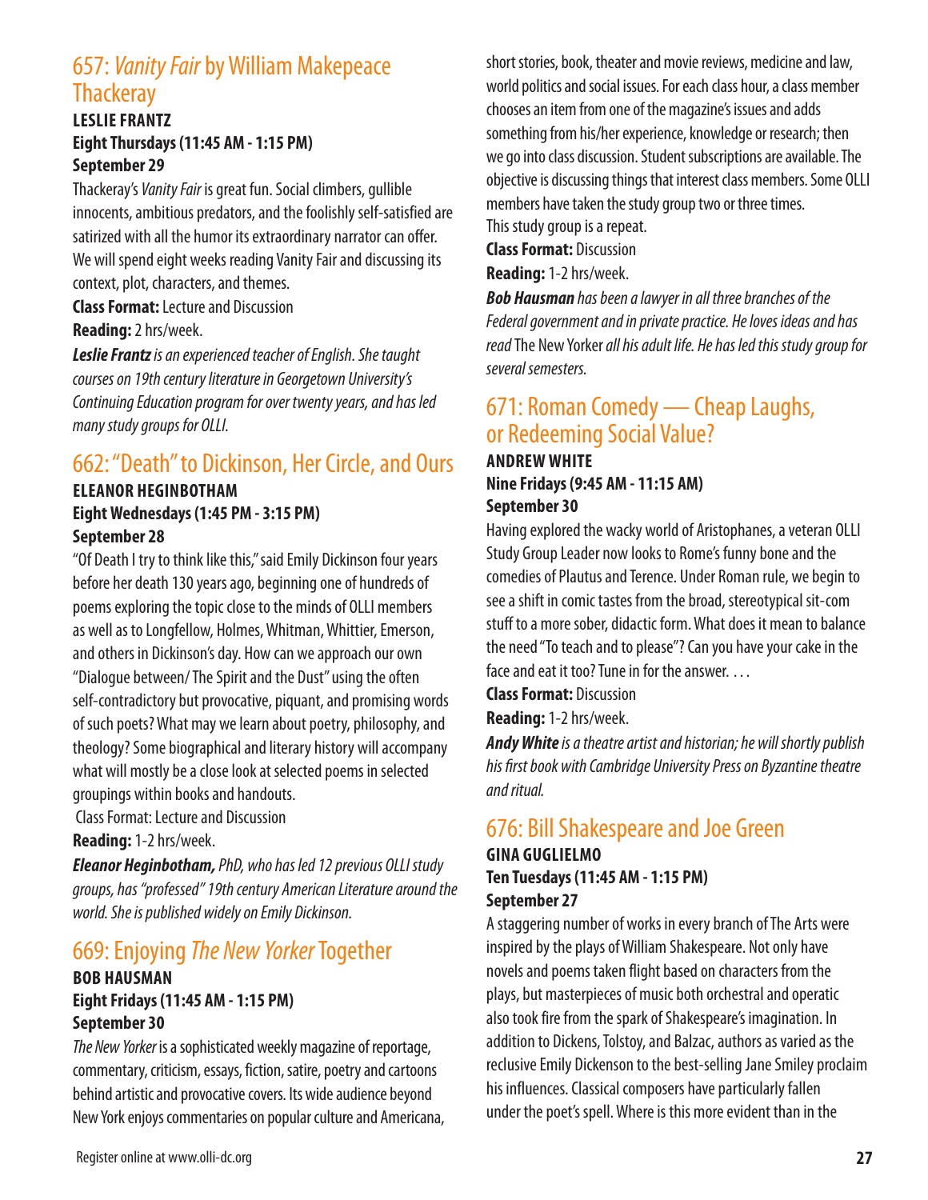## 657: *Vanity Fair* by William Makepeace Thackeray

**LESLIE FRANTZ**
**Eight Thursdays (11:45 AM - 1:15 PM)**
**September 29**

Thackeray's *Vanity Fair* is great fun. Social climbers, gullible innocents, ambitious predators, and the foolishly self-satisfied are satirized with all the humor its extraordinary narrator can offer. We will spend eight weeks reading Vanity Fair and discussing its context, plot, characters, and themes.

**Class Format:** Lecture and Discussion

**Reading:** 2 hrs/week.

***Leslie Frantz** is an experienced teacher of English. She taught courses on 19th century literature in Georgetown University's Continuing Education program for over twenty years, and has led many study groups for OLLI.*

## 662: "Death" to Dickinson, Her Circle, and Ours

**ELEANOR HEGINBOTHAM**
**Eight Wednesdays (1:45 PM - 3:15 PM)**
**September 28**

"Of Death I try to think like this," said Emily Dickinson four years before her death 130 years ago, beginning one of hundreds of poems exploring the topic close to the minds of OLLI members as well as to Longfellow, Holmes, Whitman, Whittier, Emerson, and others in Dickinson's day. How can we approach our own "Dialogue between/ The Spirit and the Dust" using the often self-contradictory but provocative, piquant, and promising words of such poets? What may we learn about poetry, philosophy, and theology? Some biographical and literary history will accompany what will mostly be a close look at selected poems in selected groupings within books and handouts.

Class Format: Lecture and Discussion

**Reading:** 1-2 hrs/week.

***Eleanor Heginbotham,** PhD, who has led 12 previous OLLI study groups, has "professed" 19th century American Literature around the world. She is published widely on Emily Dickinson.*

## 669: Enjoying *The New Yorker* Together

**BOB HAUSMAN**
**Eight Fridays (11:45 AM - 1:15 PM)**
**September 30**

*The New Yorker* is a sophisticated weekly magazine of reportage, commentary, criticism, essays, fiction, satire, poetry and cartoons behind artistic and provocative covers. Its wide audience beyond New York enjoys commentaries on popular culture and Americana, short stories, book, theater and movie reviews, medicine and law, world politics and social issues. For each class hour, a class member chooses an item from one of the magazine's issues and adds something from his/her experience, knowledge or research; then we go into class discussion. Student subscriptions are available. The objective is discussing things that interest class members. Some OLLI members have taken the study group two or three times.
This study group is a repeat.

**Class Format:** Discussion

**Reading:** 1-2 hrs/week.

***Bob Hausman** has been a lawyer in all three branches of the Federal government and in private practice. He loves ideas and has read* The New Yorker *all his adult life. He has led this study group for several semesters.*

## 671: Roman Comedy — Cheap Laughs, or Redeeming Social Value?

**ANDREW WHITE**
**Nine Fridays (9:45 AM - 11:15 AM)**
**September 30**

Having explored the wacky world of Aristophanes, a veteran OLLI Study Group Leader now looks to Rome's funny bone and the comedies of Plautus and Terence. Under Roman rule, we begin to see a shift in comic tastes from the broad, stereotypical sit-com stuff to a more sober, didactic form. What does it mean to balance the need "To teach and to please"? Can you have your cake in the face and eat it too? Tune in for the answer. . . .

**Class Format:** Discussion

**Reading:** 1-2 hrs/week.

***Andy White** is a theatre artist and historian; he will shortly publish his first book with Cambridge University Press on Byzantine theatre and ritual.*

## 676: Bill Shakespeare and Joe Green

**GINA GUGLIELMO**
**Ten Tuesdays (11:45 AM - 1:15 PM)**
**September 27**

A staggering number of works in every branch of The Arts were inspired by the plays of William Shakespeare. Not only have novels and poems taken flight based on characters from the plays, but masterpieces of music both orchestral and operatic also took fire from the spark of Shakespeare's imagination. In addition to Dickens, Tolstoy, and Balzac, authors as varied as the reclusive Emily Dickenson to the best-selling Jane Smiley proclaim his influences. Classical composers have particularly fallen under the poet's spell. Where is this more evident than in the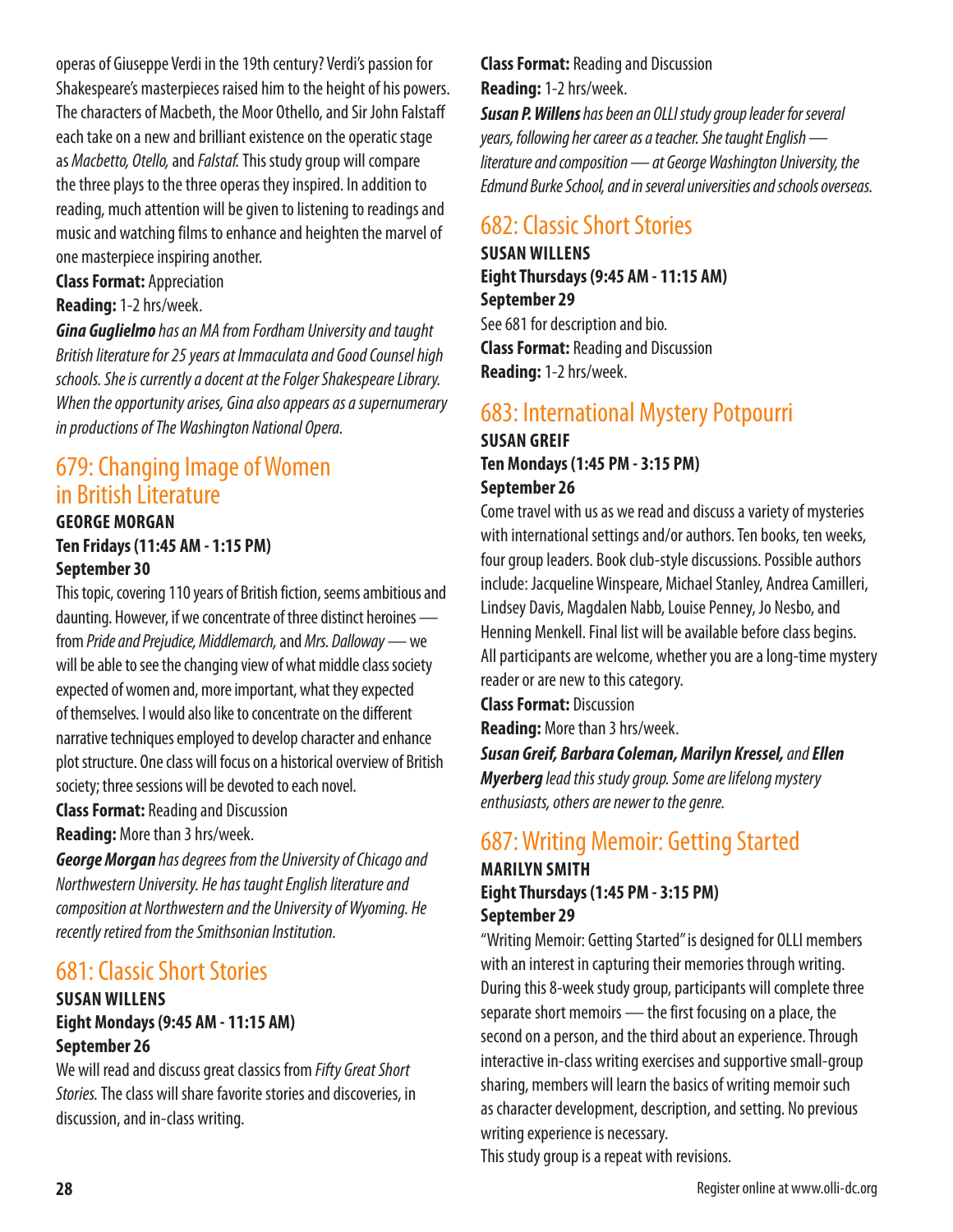operas of Giuseppe Verdi in the 19th century? Verdi's passion for Shakespeare's masterpieces raised him to the height of his powers. The characters of Macbeth, the Moor Othello, and Sir John Falstaff each take on a new and brilliant existence on the operatic stage as *Macbetto, Otello,* and *Falstaf.* This study group will compare the three plays to the three operas they inspired. In addition to reading, much attention will be given to listening to readings and music and watching films to enhance and heighten the marvel of one masterpiece inspiring another.

**Class Format:** Appreciation

**Reading:** 1-2 hrs/week.

***Gina Guglielmo*** *has an MA from Fordham University and taught British literature for 25 years at Immaculata and Good Counsel high schools. She is currently a docent at the Folger Shakespeare Library. When the opportunity arises, Gina also appears as a supernumerary in productions of The Washington National Opera.*

## 679: Changing Image of Women in British Literature

**GEORGE MORGAN**
**Ten Fridays (11:45 AM - 1:15 PM)**
**September 30**

This topic, covering 110 years of British fiction, seems ambitious and daunting. However, if we concentrate of three distinct heroines — from *Pride and Prejudice, Middlemarch,* and *Mrs. Dalloway* — we will be able to see the changing view of what middle class society expected of women and, more important, what they expected of themselves. I would also like to concentrate on the different narrative techniques employed to develop character and enhance plot structure. One class will focus on a historical overview of British society; three sessions will be devoted to each novel.

**Class Format:** Reading and Discussion

**Reading:** More than 3 hrs/week.

***George Morgan*** *has degrees from the University of Chicago and Northwestern University. He has taught English literature and composition at Northwestern and the University of Wyoming. He recently retired from the Smithsonian Institution.*

## 681: Classic Short Stories

**SUSAN WILLENS**
**Eight Mondays (9:45 AM - 11:15 AM)**
**September 26**

We will read and discuss great classics from *Fifty Great Short Stories.* The class will share favorite stories and discoveries, in discussion, and in-class writing.

**Class Format:** Reading and Discussion

**Reading:** 1-2 hrs/week.

***Susan P. Willens*** *has been an OLLI study group leader for several years, following her career as a teacher. She taught English — literature and composition — at George Washington University, the Edmund Burke School, and in several universities and schools overseas.*

## 682: Classic Short Stories

**SUSAN WILLENS**
**Eight Thursdays (9:45 AM - 11:15 AM)**
**September 29**

See 681 for description and bio.

**Class Format:** Reading and Discussion

**Reading:** 1-2 hrs/week.

## 683: International Mystery Potpourri

**SUSAN GREIF**
**Ten Mondays (1:45 PM - 3:15 PM)**
**September 26**

Come travel with us as we read and discuss a variety of mysteries with international settings and/or authors. Ten books, ten weeks, four group leaders. Book club-style discussions. Possible authors include: Jacqueline Winspeare, Michael Stanley, Andrea Camilleri, Lindsey Davis, Magdalen Nabb, Louise Penney, Jo Nesbo, and Henning Menkell. Final list will be available before class begins. All participants are welcome, whether you are a long-time mystery reader or are new to this category.

**Class Format:** Discussion

**Reading:** More than 3 hrs/week.

***Susan Greif, Barbara Coleman, Marilyn Kressel,*** *and* ***Ellen Myerberg*** *lead this study group. Some are lifelong mystery enthusiasts, others are newer to the genre.*

## 687: Writing Memoir: Getting Started

**MARILYN SMITH**
**Eight Thursdays (1:45 PM - 3:15 PM)**
**September 29**

"Writing Memoir: Getting Started" is designed for OLLI members with an interest in capturing their memories through writing. During this 8-week study group, participants will complete three separate short memoirs — the first focusing on a place, the second on a person, and the third about an experience. Through interactive in-class writing exercises and supportive small-group sharing, members will learn the basics of writing memoir such as character development, description, and setting. No previous writing experience is necessary.

This study group is a repeat with revisions.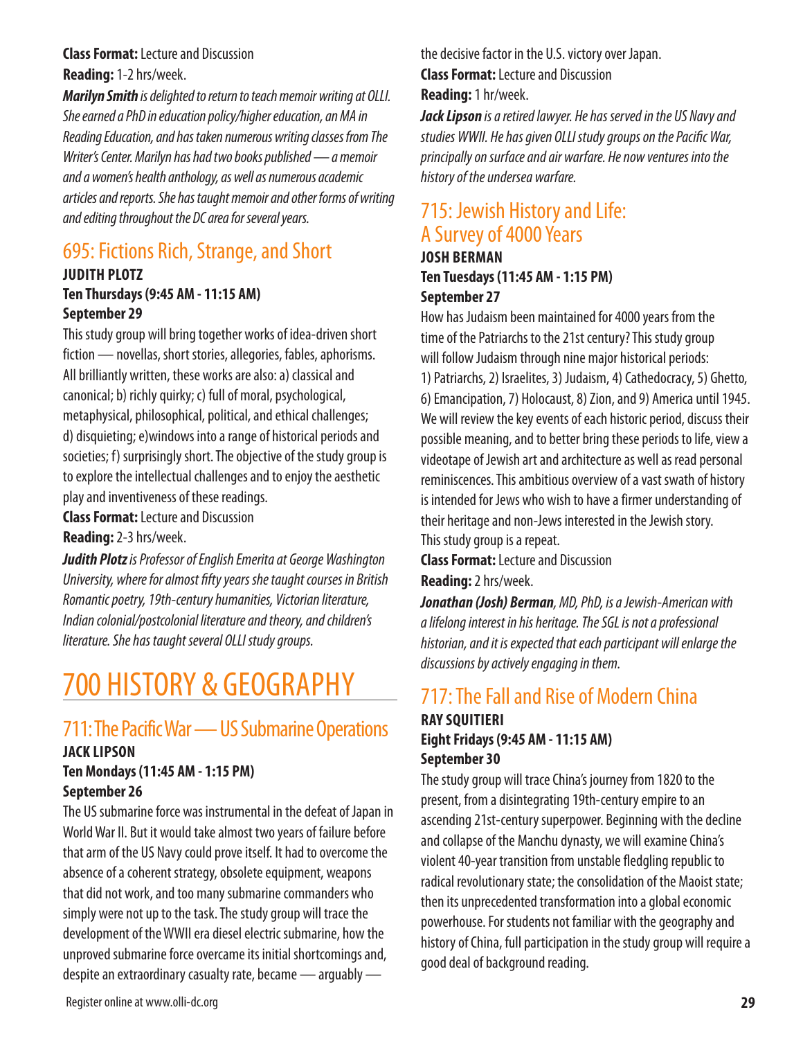**Class Format:** Lecture and Discussion

**Reading:** 1-2 hrs/week.

***Marilyn Smith*** *is delighted to return to teach memoir writing at OLLI. She earned a PhD in education policy/higher education, an MA in Reading Education, and has taken numerous writing classes from The Writer's Center. Marilyn has had two books published — a memoir and a women's health anthology, as well as numerous academic articles and reports. She has taught memoir and other forms of writing and editing throughout the DC area for several years.*

## 695: Fictions Rich, Strange, and Short

**JUDITH PLOTZ**
**Ten Thursdays (9:45 AM - 11:15 AM)**
**September 29**

This study group will bring together works of idea-driven short fiction — novellas, short stories, allegories, fables, aphorisms. All brilliantly written, these works are also: a) classical and canonical; b) richly quirky; c) full of moral, psychological, metaphysical, philosophical, political, and ethical challenges; d) disquieting; e)windows into a range of historical periods and societies; f) surprisingly short. The objective of the study group is to explore the intellectual challenges and to enjoy the aesthetic play and inventiveness of these readings.

**Class Format:** Lecture and Discussion

**Reading:** 2-3 hrs/week.

***Judith Plotz*** *is Professor of English Emerita at George Washington University, where for almost fifty years she taught courses in British Romantic poetry, 19th-century humanities, Victorian literature, Indian colonial/postcolonial literature and theory, and children's literature. She has taught several OLLI study groups.*

# 700 HISTORY & GEOGRAPHY

## 711: The Pacific War — US Submarine Operations

**JACK LIPSON**
**Ten Mondays (11:45 AM - 1:15 PM)**
**September 26**

The US submarine force was instrumental in the defeat of Japan in World War II. But it would take almost two years of failure before that arm of the US Navy could prove itself. It had to overcome the absence of a coherent strategy, obsolete equipment, weapons that did not work, and too many submarine commanders who simply were not up to the task. The study group will trace the development of the WWII era diesel electric submarine, how the unproved submarine force overcame its initial shortcomings and, despite an extraordinary casualty rate, became — arguably — the decisive factor in the U.S. victory over Japan.

**Class Format:** Lecture and Discussion

**Reading:** 1 hr/week.

***Jack Lipson*** *is a retired lawyer. He has served in the US Navy and studies WWII. He has given OLLI study groups on the Pacific War, principally on surface and air warfare. He now ventures into the history of the undersea warfare.*

## 715: Jewish History and Life: A Survey of 4000 Years

**JOSH BERMAN**
**Ten Tuesdays (11:45 AM - 1:15 PM)**
**September 27**

How has Judaism been maintained for 4000 years from the time of the Patriarchs to the 21st century? This study group will follow Judaism through nine major historical periods: 1) Patriarchs, 2) Israelites, 3) Judaism, 4) Cathedocracy, 5) Ghetto, 6) Emancipation, 7) Holocaust, 8) Zion, and 9) America until 1945. We will review the key events of each historic period, discuss their possible meaning, and to better bring these periods to life, view a videotape of Jewish art and architecture as well as read personal reminiscences. This ambitious overview of a vast swath of history is intended for Jews who wish to have a firmer understanding of their heritage and non-Jews interested in the Jewish story. This study group is a repeat.

**Class Format:** Lecture and Discussion

**Reading:** 2 hrs/week.

***Jonathan (Josh) Berman****, MD, PhD, is a Jewish-American with a lifelong interest in his heritage. The SGL is not a professional historian, and it is expected that each participant will enlarge the discussions by actively engaging in them.*

## 717: The Fall and Rise of Modern China

**RAY SQUITIERI**
**Eight Fridays (9:45 AM - 11:15 AM)**
**September 30**

The study group will trace China's journey from 1820 to the present, from a disintegrating 19th-century empire to an ascending 21st-century superpower. Beginning with the decline and collapse of the Manchu dynasty, we will examine China's violent 40-year transition from unstable fledgling republic to radical revolutionary state; the consolidation of the Maoist state; then its unprecedented transformation into a global economic powerhouse. For students not familiar with the geography and history of China, full participation in the study group will require a good deal of background reading.

Register online at www.olli-dc.org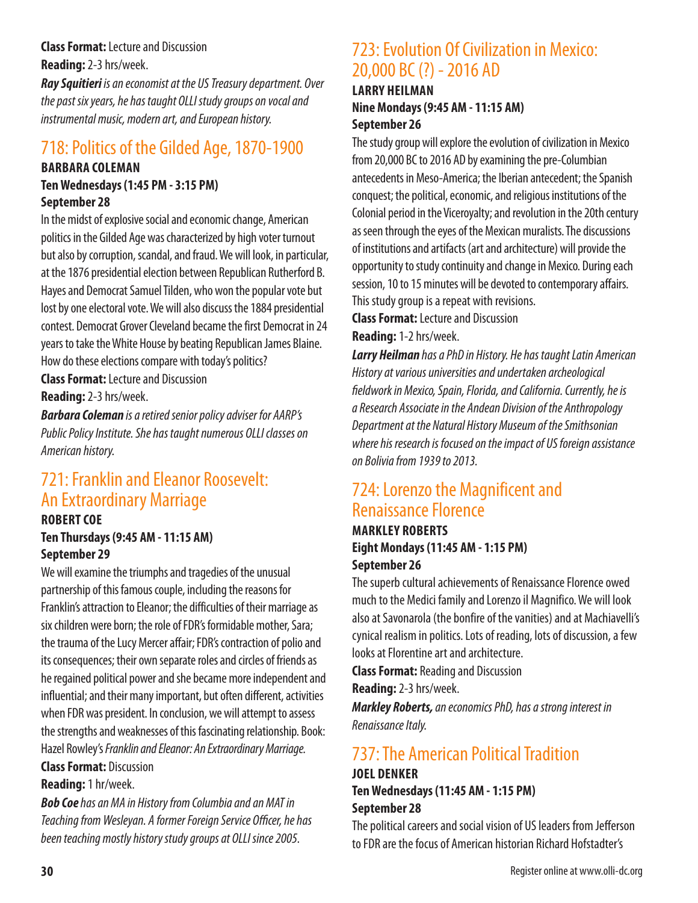**Class Format:** Lecture and Discussion

**Reading:** 2-3 hrs/week.

***Ray Squitieri** is an economist at the US Treasury department. Over the past six years, he has taught OLLI study groups on vocal and instrumental music, modern art, and European history.*

## 718: Politics of the Gilded Age, 1870-1900

**BARBARA COLEMAN**

**Ten Wednesdays (1:45 PM - 3:15 PM)**

**September 28**

In the midst of explosive social and economic change, American politics in the Gilded Age was characterized by high voter turnout but also by corruption, scandal, and fraud. We will look, in particular, at the 1876 presidential election between Republican Rutherford B. Hayes and Democrat Samuel Tilden, who won the popular vote but lost by one electoral vote. We will also discuss the 1884 presidential contest. Democrat Grover Cleveland became the first Democrat in 24 years to take the White House by beating Republican James Blaine. How do these elections compare with today's politics?

**Class Format:** Lecture and Discussion

**Reading:** 2-3 hrs/week.

***Barbara Coleman** is a retired senior policy adviser for AARP's Public Policy Institute. She has taught numerous OLLI classes on American history.*

## 721: Franklin and Eleanor Roosevelt: An Extraordinary Marriage

**ROBERT COE**

**Ten Thursdays (9:45 AM - 11:15 AM)**

**September 29**

We will examine the triumphs and tragedies of the unusual partnership of this famous couple, including the reasons for Franklin's attraction to Eleanor; the difficulties of their marriage as six children were born; the role of FDR's formidable mother, Sara; the trauma of the Lucy Mercer affair; FDR's contraction of polio and its consequences; their own separate roles and circles of friends as he regained political power and she became more independent and influential; and their many important, but often different, activities when FDR was president. In conclusion, we will attempt to assess the strengths and weaknesses of this fascinating relationship. Book: Hazel Rowley's *Franklin and Eleanor: An Extraordinary Marriage.*

**Class Format:** Discussion

**Reading:** 1 hr/week.

***Bob Coe** has an MA in History from Columbia and an MAT in Teaching from Wesleyan. A former Foreign Service Officer, he has been teaching mostly history study groups at OLLI since 2005.*

## 723: Evolution Of Civilization in Mexico: 20,000 BC (?) - 2016 AD

**LARRY HEILMAN**

**Nine Mondays (9:45 AM - 11:15 AM)**

**September 26**

The study group will explore the evolution of civilization in Mexico from 20,000 BC to 2016 AD by examining the pre-Columbian antecedents in Meso-America; the Iberian antecedent; the Spanish conquest; the political, economic, and religious institutions of the Colonial period in the Viceroyalty; and revolution in the 20th century as seen through the eyes of the Mexican muralists. The discussions of institutions and artifacts (art and architecture) will provide the opportunity to study continuity and change in Mexico. During each session, 10 to 15 minutes will be devoted to contemporary affairs. This study group is a repeat with revisions.

**Class Format:** Lecture and Discussion

**Reading:** 1-2 hrs/week.

***Larry Heilman** has a PhD in History. He has taught Latin American History at various universities and undertaken archeological fieldwork in Mexico, Spain, Florida, and California. Currently, he is a Research Associate in the Andean Division of the Anthropology Department at the Natural History Museum of the Smithsonian where his research is focused on the impact of US foreign assistance on Bolivia from 1939 to 2013.*

## 724: Lorenzo the Magnificent and Renaissance Florence

**MARKLEY ROBERTS**

**Eight Mondays (11:45 AM - 1:15 PM)**

**September 26**

The superb cultural achievements of Renaissance Florence owed much to the Medici family and Lorenzo il Magnifico. We will look also at Savonarola (the bonfire of the vanities) and at Machiavelli's cynical realism in politics. Lots of reading, lots of discussion, a few looks at Florentine art and architecture.

**Class Format:** Reading and Discussion

**Reading:** 2-3 hrs/week.

***Markley Roberts,** an economics PhD, has a strong interest in Renaissance Italy.*

## 737: The American Political Tradition

**JOEL DENKER**

**Ten Wednesdays (11:45 AM - 1:15 PM)**

**September 28**

The political careers and social vision of US leaders from Jefferson to FDR are the focus of American historian Richard Hofstadter's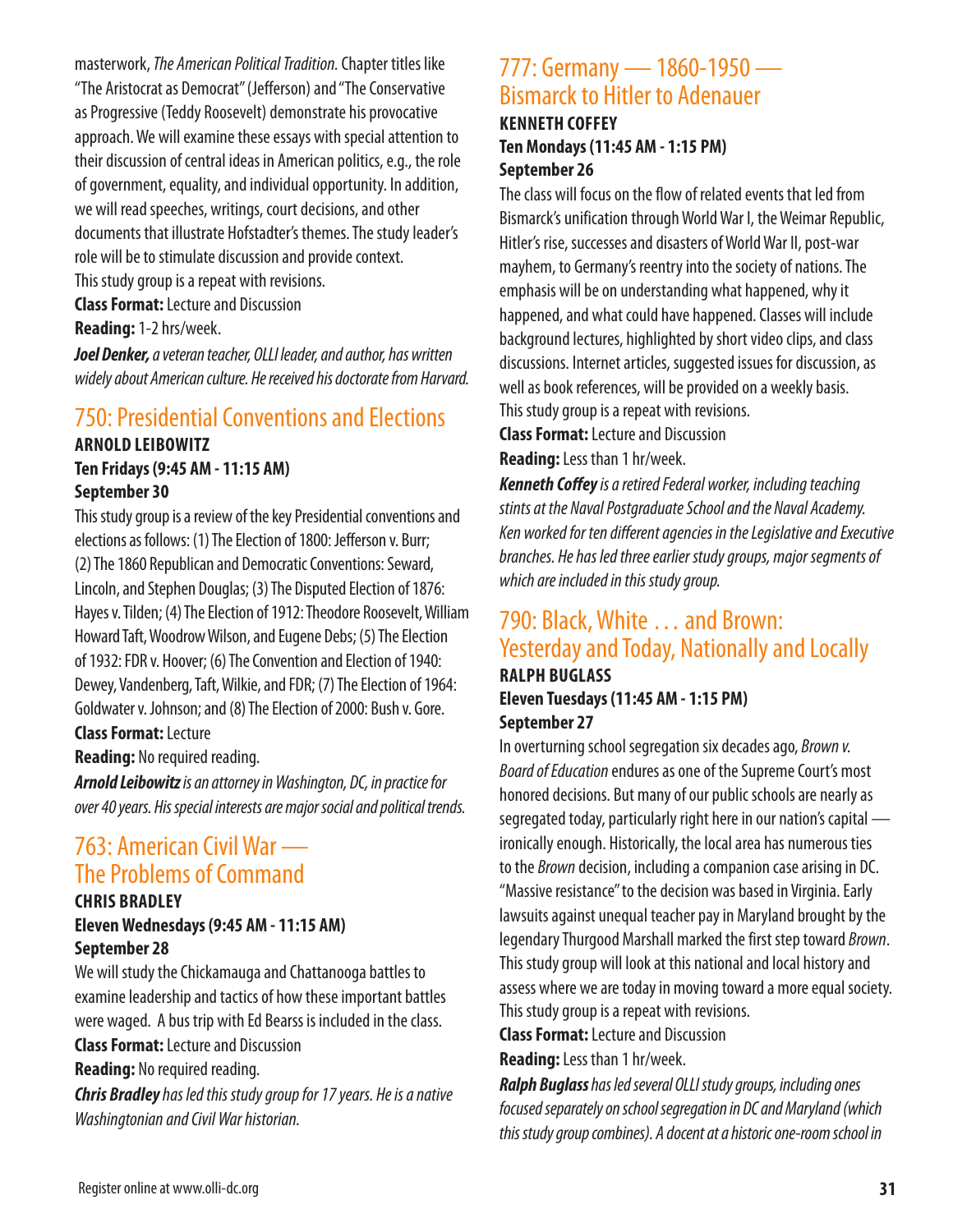masterwork, *The American Political Tradition*. Chapter titles like "The Aristocrat as Democrat" (Jefferson) and "The Conservative as Progressive (Teddy Roosevelt) demonstrate his provocative approach. We will examine these essays with special attention to their discussion of central ideas in American politics, e.g., the role of government, equality, and individual opportunity. In addition, we will read speeches, writings, court decisions, and other documents that illustrate Hofstadter's themes. The study leader's role will be to stimulate discussion and provide context. This study group is a repeat with revisions.

**Class Format:** Lecture and Discussion

**Reading:** 1-2 hrs/week.

***Joel Denker,*** *a veteran teacher, OLLI leader, and author, has written widely about American culture. He received his doctorate from Harvard.*

## 750: Presidential Conventions and Elections

**ARNOLD LEIBOWITZ**
**Ten Fridays (9:45 AM - 11:15 AM)**
**September 30**

This study group is a review of the key Presidential conventions and elections as follows: (1) The Election of 1800: Jefferson v. Burr; (2) The 1860 Republican and Democratic Conventions: Seward, Lincoln, and Stephen Douglas; (3) The Disputed Election of 1876: Hayes v. Tilden; (4) The Election of 1912: Theodore Roosevelt, William Howard Taft, Woodrow Wilson, and Eugene Debs; (5) The Election of 1932: FDR v. Hoover; (6) The Convention and Election of 1940: Dewey, Vandenberg, Taft, Wilkie, and FDR; (7) The Election of 1964: Goldwater v. Johnson; and (8) The Election of 2000: Bush v. Gore.

**Class Format:** Lecture

**Reading:** No required reading.

***Arnold Leibowitz*** *is an attorney in Washington, DC, in practice for over 40 years. His special interests are major social and political trends.*

## 763: American Civil War — The Problems of Command

**CHRIS BRADLEY**
**Eleven Wednesdays (9:45 AM - 11:15 AM)**
**September 28**

We will study the Chickamauga and Chattanooga battles to examine leadership and tactics of how these important battles were waged. A bus trip with Ed Bearss is included in the class.

**Class Format:** Lecture and Discussion

**Reading:** No required reading.

***Chris Bradley*** *has led this study group for 17 years. He is a native Washingtonian and Civil War historian.*

## 777: Germany — 1860-1950 — Bismarck to Hitler to Adenauer

**KENNETH COFFEY**
**Ten Mondays (11:45 AM - 1:15 PM)**
**September 26**

The class will focus on the flow of related events that led from Bismarck's unification through World War I, the Weimar Republic, Hitler's rise, successes and disasters of World War II, post-war mayhem, to Germany's reentry into the society of nations. The emphasis will be on understanding what happened, why it happened, and what could have happened. Classes will include background lectures, highlighted by short video clips, and class discussions. Internet articles, suggested issues for discussion, as well as book references, will be provided on a weekly basis. This study group is a repeat with revisions.

**Class Format:** Lecture and Discussion

**Reading:** Less than 1 hr/week.

***Kenneth Coffey*** *is a retired Federal worker, including teaching stints at the Naval Postgraduate School and the Naval Academy. Ken worked for ten different agencies in the Legislative and Executive branches. He has led three earlier study groups, major segments of which are included in this study group.*

## 790: Black, White … and Brown: Yesterday and Today, Nationally and Locally

**RALPH BUGLASS**
**Eleven Tuesdays (11:45 AM - 1:15 PM)**
**September 27**

In overturning school segregation six decades ago, *Brown v. Board of Education* endures as one of the Supreme Court's most honored decisions. But many of our public schools are nearly as segregated today, particularly right here in our nation's capital — ironically enough. Historically, the local area has numerous ties to the *Brown* decision, including a companion case arising in DC. "Massive resistance" to the decision was based in Virginia. Early lawsuits against unequal teacher pay in Maryland brought by the legendary Thurgood Marshall marked the first step toward *Brown*. This study group will look at this national and local history and assess where we are today in moving toward a more equal society. This study group is a repeat with revisions.

**Class Format:** Lecture and Discussion

**Reading:** Less than 1 hr/week.

***Ralph Buglass*** *has led several OLLI study groups, including ones focused separately on school segregation in DC and Maryland (which this study group combines). A docent at a historic one-room school in*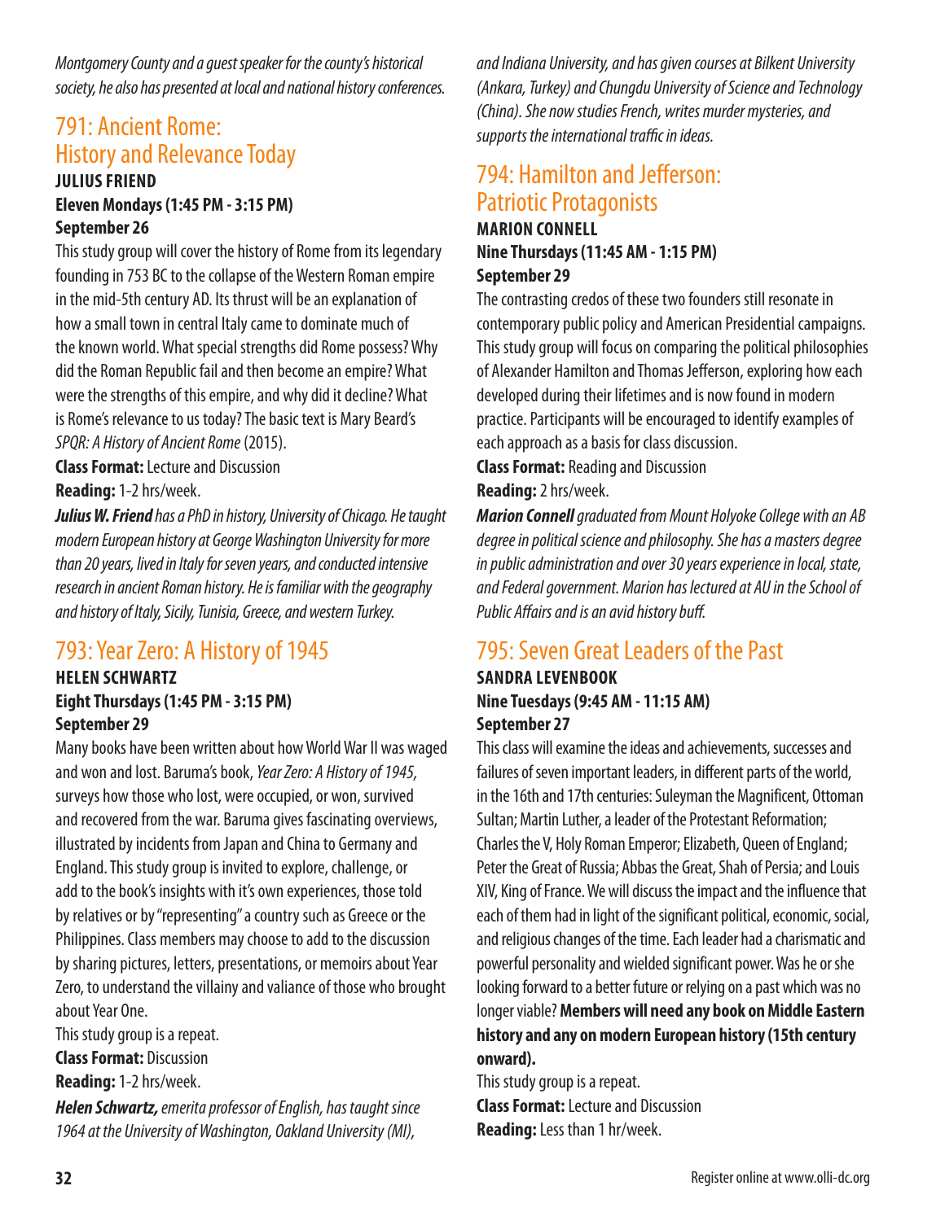*Montgomery County and a guest speaker for the county's historical society, he also has presented at local and national history conferences.*

## 791: Ancient Rome: History and Relevance Today

**JULIUS FRIEND**
**Eleven Mondays (1:45 PM - 3:15 PM)**
**September 26**

This study group will cover the history of Rome from its legendary founding in 753 BC to the collapse of the Western Roman empire in the mid-5th century AD. Its thrust will be an explanation of how a small town in central Italy came to dominate much of the known world. What special strengths did Rome possess? Why did the Roman Republic fail and then become an empire? What were the strengths of this empire, and why did it decline? What is Rome's relevance to us today? The basic text is Mary Beard's *SPQR: A History of Ancient Rome* (2015).

**Class Format:** Lecture and Discussion
**Reading:** 1-2 hrs/week.

***Julius W. Friend*** *has a PhD in history, University of Chicago. He taught modern European history at George Washington University for more than 20 years, lived in Italy for seven years, and conducted intensive research in ancient Roman history. He is familiar with the geography and history of Italy, Sicily, Tunisia, Greece, and western Turkey.*

## 793: Year Zero: A History of 1945

**HELEN SCHWARTZ**
**Eight Thursdays (1:45 PM - 3:15 PM)**
**September 29**

Many books have been written about how World War II was waged and won and lost. Baruma's book, *Year Zero: A History of 1945,* surveys how those who lost, were occupied, or won, survived and recovered from the war. Baruma gives fascinating overviews, illustrated by incidents from Japan and China to Germany and England. This study group is invited to explore, challenge, or add to the book's insights with it's own experiences, those told by relatives or by "representing" a country such as Greece or the Philippines. Class members may choose to add to the discussion by sharing pictures, letters, presentations, or memoirs about Year Zero, to understand the villainy and valiance of those who brought about Year One.

This study group is a repeat.
**Class Format:** Discussion
**Reading:** 1-2 hrs/week.

***Helen Schwartz,*** *emerita professor of English, has taught since 1964 at the University of Washington, Oakland University (MI), and Indiana University, and has given courses at Bilkent University (Ankara, Turkey) and Chungdu University of Science and Technology (China). She now studies French, writes murder mysteries, and supports the international traffic in ideas.*

## 794: Hamilton and Jefferson: Patriotic Protagonists

**MARION CONNELL**
**Nine Thursdays (11:45 AM - 1:15 PM)**
**September 29**

The contrasting credos of these two founders still resonate in contemporary public policy and American Presidential campaigns. This study group will focus on comparing the political philosophies of Alexander Hamilton and Thomas Jefferson, exploring how each developed during their lifetimes and is now found in modern practice. Participants will be encouraged to identify examples of each approach as a basis for class discussion.

**Class Format:** Reading and Discussion
**Reading:** 2 hrs/week.

***Marion Connell*** *graduated from Mount Holyoke College with an AB degree in political science and philosophy. She has a masters degree in public administration and over 30 years experience in local, state, and Federal government. Marion has lectured at AU in the School of Public Affairs and is an avid history buff.*

## 795: Seven Great Leaders of the Past

**SANDRA LEVENBOOK**
**Nine Tuesdays (9:45 AM - 11:15 AM)**
**September 27**

This class will examine the ideas and achievements, successes and failures of seven important leaders, in different parts of the world, in the 16th and 17th centuries: Suleyman the Magnificent, Ottoman Sultan; Martin Luther, a leader of the Protestant Reformation; Charles the V, Holy Roman Emperor; Elizabeth, Queen of England; Peter the Great of Russia; Abbas the Great, Shah of Persia; and Louis XIV, King of France. We will discuss the impact and the influence that each of them had in light of the significant political, economic, social, and religious changes of the time. Each leader had a charismatic and powerful personality and wielded significant power. Was he or she looking forward to a better future or relying on a past which was no longer viable? **Members will need any book on Middle Eastern history and any on modern European history (15th century onward).**

This study group is a repeat.
**Class Format:** Lecture and Discussion
**Reading:** Less than 1 hr/week.

Register online at www.olli-dc.org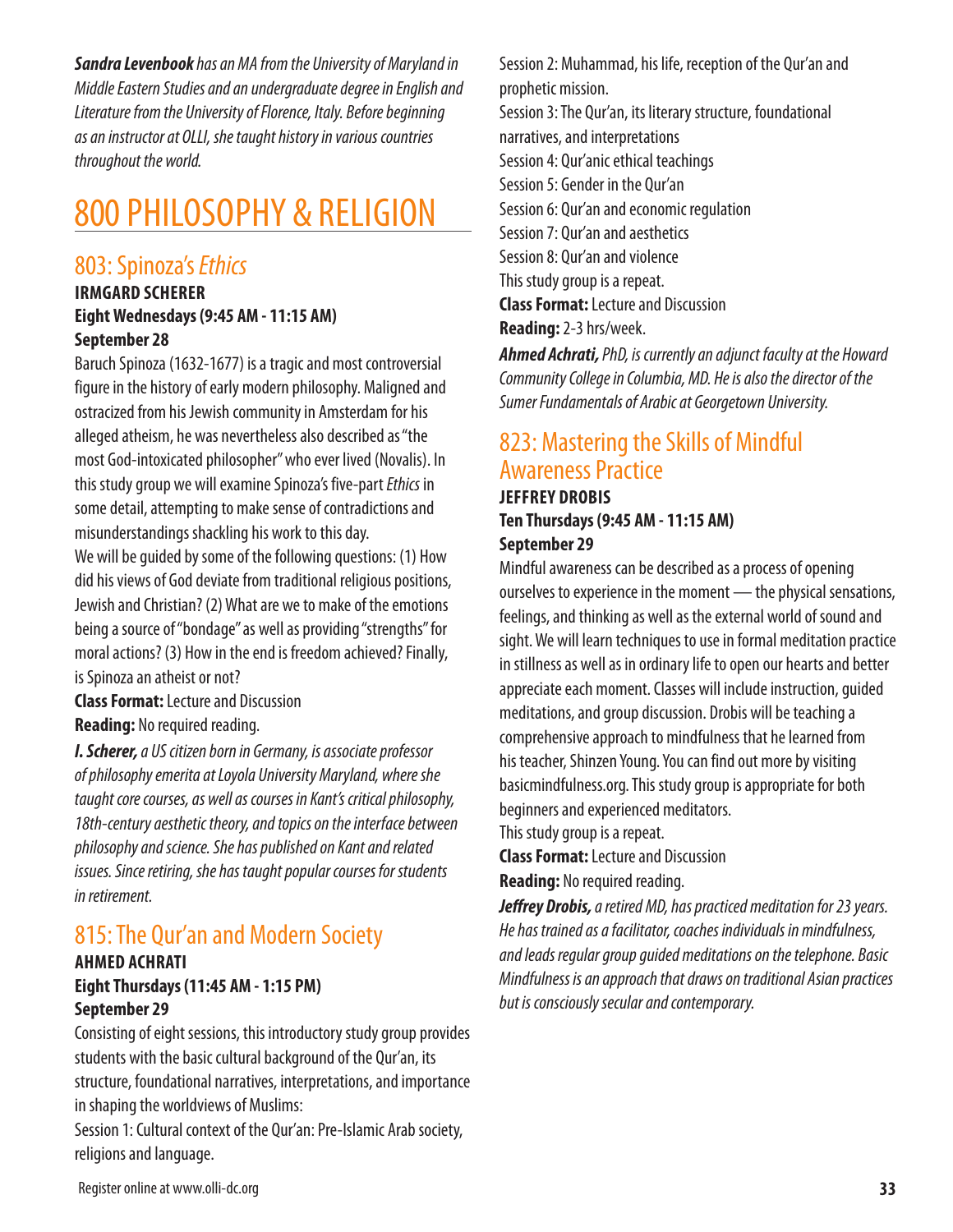***Sandra Levenbook*** *has an MA from the University of Maryland in Middle Eastern Studies and an undergraduate degree in English and Literature from the University of Florence, Italy. Before beginning as an instructor at OLLI, she taught history in various countries throughout the world.*

# 800 PHILOSOPHY & RELIGION

## 803: Spinoza's *Ethics*

**IRMGARD SCHERER**
**Eight Wednesdays (9:45 AM - 11:15 AM)**
**September 28**

Baruch Spinoza (1632-1677) is a tragic and most controversial figure in the history of early modern philosophy. Maligned and ostracized from his Jewish community in Amsterdam for his alleged atheism, he was nevertheless also described as "the most God-intoxicated philosopher" who ever lived (Novalis). In this study group we will examine Spinoza's five-part *Ethics* in some detail, attempting to make sense of contradictions and misunderstandings shackling his work to this day.

We will be guided by some of the following questions: (1) How did his views of God deviate from traditional religious positions, Jewish and Christian? (2) What are we to make of the emotions being a source of "bondage" as well as providing "strengths" for moral actions? (3) How in the end is freedom achieved? Finally, is Spinoza an atheist or not?

**Class Format:** Lecture and Discussion
**Reading:** No required reading.

***I. Scherer,*** *a US citizen born in Germany, is associate professor of philosophy emerita at Loyola University Maryland, where she taught core courses, as well as courses in Kant's critical philosophy, 18th-century aesthetic theory, and topics on the interface between philosophy and science. She has published on Kant and related issues. Since retiring, she has taught popular courses for students in retirement.*

## 815: The Qur'an and Modern Society

**AHMED ACHRATI**
**Eight Thursdays (11:45 AM - 1:15 PM)**
**September 29**

Consisting of eight sessions, this introductory study group provides students with the basic cultural background of the Qur'an, its structure, foundational narratives, interpretations, and importance in shaping the worldviews of Muslims:

Session 1: Cultural context of the Qur'an: Pre-Islamic Arab society, religions and language.
Session 2: Muhammad, his life, reception of the Qur'an and prophetic mission.
Session 3: The Qur'an, its literary structure, foundational narratives, and interpretations
Session 4: Qur'anic ethical teachings
Session 5: Gender in the Qur'an
Session 6: Qur'an and economic regulation
Session 7: Qur'an and aesthetics
Session 8: Qur'an and violence

This study group is a repeat.

**Class Format:** Lecture and Discussion
**Reading:** 2-3 hrs/week.

***Ahmed Achrati,*** *PhD, is currently an adjunct faculty at the Howard Community College in Columbia, MD. He is also the director of the Sumer Fundamentals of Arabic at Georgetown University.*

## 823: Mastering the Skills of Mindful Awareness Practice

**JEFFREY DROBIS**
**Ten Thursdays (9:45 AM - 11:15 AM)**
**September 29**

Mindful awareness can be described as a process of opening ourselves to experience in the moment — the physical sensations, feelings, and thinking as well as the external world of sound and sight. We will learn techniques to use in formal meditation practice in stillness as well as in ordinary life to open our hearts and better appreciate each moment. Classes will include instruction, guided meditations, and group discussion. Drobis will be teaching a comprehensive approach to mindfulness that he learned from his teacher, Shinzen Young. You can find out more by visiting basicmindfulness.org. This study group is appropriate for both beginners and experienced meditators.

This study group is a repeat.

**Class Format:** Lecture and Discussion
**Reading:** No required reading.

***Jeffrey Drobis,*** *a retired MD, has practiced meditation for 23 years. He has trained as a facilitator, coaches individuals in mindfulness, and leads regular group guided meditations on the telephone. Basic Mindfulness is an approach that draws on traditional Asian practices but is consciously secular and contemporary.*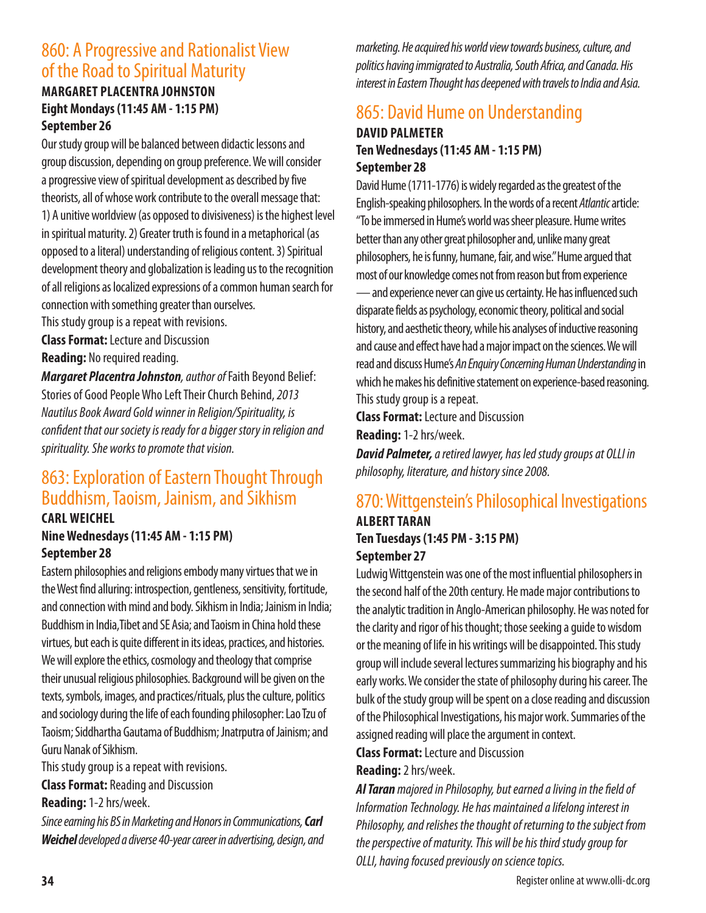## 860: A Progressive and Rationalist View of the Road to Spiritual Maturity

**MARGARET PLACENTRA JOHNSTON**
**Eight Mondays (11:45 AM - 1:15 PM)**
**September 26**

Our study group will be balanced between didactic lessons and group discussion, depending on group preference. We will consider a progressive view of spiritual development as described by five theorists, all of whose work contribute to the overall message that: 1) A unitive worldview (as opposed to divisiveness) is the highest level in spiritual maturity. 2) Greater truth is found in a metaphorical (as opposed to a literal) understanding of religious content. 3) Spiritual development theory and globalization is leading us to the recognition of all religions as localized expressions of a common human search for connection with something greater than ourselves.

This study group is a repeat with revisions.

**Class Format:** Lecture and Discussion

**Reading:** No required reading.

***Margaret Placentra Johnston****, author of* Faith Beyond Belief: Stories of Good People Who Left Their Church Behind, *2013 Nautilus Book Award Gold winner in Religion/Spirituality, is confident that our society is ready for a bigger story in religion and spirituality. She works to promote that vision.*

## 863: Exploration of Eastern Thought Through Buddhism, Taoism, Jainism, and Sikhism

**CARL WEICHEL**
**Nine Wednesdays (11:45 AM - 1:15 PM)**
**September 28**

Eastern philosophies and religions embody many virtues that we in the West find alluring: introspection, gentleness, sensitivity, fortitude, and connection with mind and body. Sikhism in India; Jainism in India; Buddhism in India,Tibet and SE Asia; and Taoism in China hold these virtues, but each is quite different in its ideas, practices, and histories. We will explore the ethics, cosmology and theology that comprise their unusual religious philosophies. Background will be given on the texts, symbols, images, and practices/rituals, plus the culture, politics and sociology during the life of each founding philosopher: Lao Tzu of Taoism; Siddhartha Gautama of Buddhism; Jnatrputra of Jainism; and Guru Nanak of Sikhism.

This study group is a repeat with revisions.

**Class Format:** Reading and Discussion

**Reading:** 1-2 hrs/week.

*Since earning his BS in Marketing and Honors in Communications,* ***Carl Weichel*** *developed a diverse 40-year career in advertising, design, and marketing. He acquired his world view towards business, culture, and politics having immigrated to Australia, South Africa, and Canada. His interest in Eastern Thought has deepened with travels to India and Asia.*

## 865: David Hume on Understanding

**DAVID PALMETER**
**Ten Wednesdays (11:45 AM - 1:15 PM)**
**September 28**

David Hume (1711-1776) is widely regarded as the greatest of the English-speaking philosophers. In the words of a recent *Atlantic* article: "To be immersed in Hume's world was sheer pleasure. Hume writes better than any other great philosopher and, unlike many great philosophers, he is funny, humane, fair, and wise." Hume argued that most of our knowledge comes not from reason but from experience — and experience never can give us certainty. He has influenced such disparate fields as psychology, economic theory, political and social history, and aesthetic theory, while his analyses of inductive reasoning and cause and effect have had a major impact on the sciences. We will read and discuss Hume's *An Enquiry Concerning Human Understanding* in which he makes his definitive statement on experience-based reasoning.

This study group is a repeat.

**Class Format:** Lecture and Discussion

**Reading:** 1-2 hrs/week.

***David Palmeter,*** *a retired lawyer, has led study groups at OLLI in philosophy, literature, and history since 2008.*

## 870: Wittgenstein's Philosophical Investigations

**ALBERT TARAN**
**Ten Tuesdays (1:45 PM - 3:15 PM)**
**September 27**

Ludwig Wittgenstein was one of the most influential philosophers in the second half of the 20th century. He made major contributions to the analytic tradition in Anglo-American philosophy. He was noted for the clarity and rigor of his thought; those seeking a guide to wisdom or the meaning of life in his writings will be disappointed. This study group will include several lectures summarizing his biography and his early works. We consider the state of philosophy during his career. The bulk of the study group will be spent on a close reading and discussion of the Philosophical Investigations, his major work. Summaries of the assigned reading will place the argument in context.

**Class Format:** Lecture and Discussion

**Reading:** 2 hrs/week.

***Al Taran*** *majored in Philosophy, but earned a living in the field of Information Technology. He has maintained a lifelong interest in Philosophy, and relishes the thought of returning to the subject from the perspective of maturity. This will be his third study group for OLLI, having focused previously on science topics.*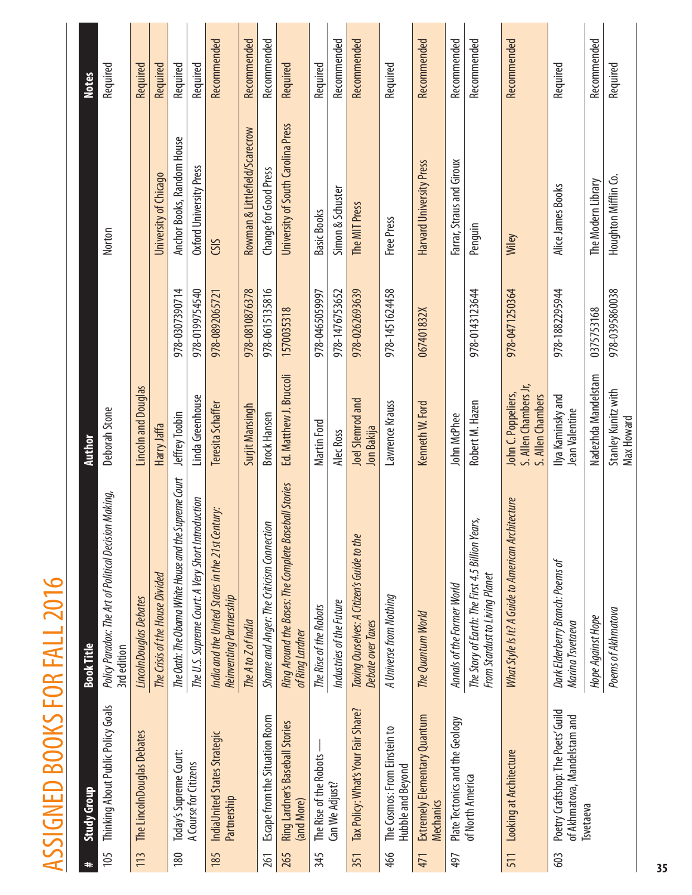# ASSIGNED BOOKS FOR FALL 2016

| # | Study Group | Book Title | Author | | | Notes |
|---|---|---|---|---|---|---|
| 105 | Thinking About Public Policy Goals | *Policy Paradox: The Art of Political Decision Making,* 3rd edition | Deborah Stone | | Norton | Required |
| 113 | The LincolnDouglas Debates | *LincolnDouglas Debates* | Lincoln and Douglas | | | Required |
| | | *The Crisis of the House Divided* | Harry Jaffa | | University of Chicago | Required |
| 180 | Today's Supreme Court: A Course for Citizens | *The Oath: The Obama White House and the Supreme Court* | Jeffrey Toobin | 978-0307390714 | Anchor Books, Random House | Required |
| | | *The U.S. Supreme Court: A Very Short Introduction* | Linda Greenhouse | 978-0199754540 | Oxford University Press | Required |
| 185 | IndiaUnited States Strategic Partnership | *India and the United States in the 21st Century: Reinventing Partnership* | Teresita Schaffer | 978-0892065721 | CSIS | Recommended |
| | | *The A to Z of India* | Surjit Mansingh | 978-0810876378 | Rowman & Littlefield/Scarecrow | Recommended |
| 261 | Escape from the Situation Room | *Shame and Anger: The Criticism Connection* | Brock Hansen | 978-0615135816 | Change for Good Press | Recommended |
| 265 | Ring Lardner's Baseball Stories (and More) | *Ring Around the Bases: The Complete Baseball Stories of Ring Lardner* | Ed. Matthew J. Bruccoli | 1570035318 | University of South Carolina Press | Required |
| 345 | The Rise of the Robots — Can We Adjust? | *The Rise of the Robots* | Martin Ford | 978-0465059997 | Basic Books | Required |
| | | *Industries of the Future* | Alec Ross | 978-1476753652 | Simon & Schuster | Recommended |
| 351 | Tax Policy: What's Your Fair Share? | *Taxing Ourselves: A Citizen's Guide to the Debate over Taxes* | Joel Slemrod and Jon Bakija | 978-0262693639 | The MIT Press | Recommended |
| 466 | The Cosmos: From Einstein to Hubble and Beyond | *A Universe from Nothing* | Lawrence Krauss | 978-1451624458 | Free Press | Required |
| 471 | Extremely Elementary Quantum Mechanics | *The Quantum World* | Kenneth W. Ford | 067401832X | Harvard University Press | Recommended |
| 497 | Plate Tectonics and the Geology of North America | *Annals of the Former World* | John McPhee | | Farrar, Straus and Giroux | Recommended |
| | | *The Story of Earth: The First 4.5 Billion Years, From Stardust to Living Planet* | Robert M. Hazen | 978-0143123644 | Penguin | Recommended |
| 511 | Looking at Architecture | *What Style Is It? A Guide to American Architecture* | John C. Poppeliers, S. Allen Chambers Jr, S. Allen Chambers | 978-0471250364 | Wiley | Recommended |
| 603 | Poetry Craftshop: The Poets' Guild of Akhmatova, Mandelstam and Tsvetaeva | *Dark Elderberry Branch: Poems of Marina Tsvetaeva* | Ilya Kaminsky and Jean Valentine | 978-1882295944 | Alice James Books | Required |
| | | *Hope Against Hope* | Nadezhda Mandelstam | 0375753168 | The Modern Library | Recommended |
| | | *Poems of Akhmatova* | Stanley Kunitz with Max Howard | 978-0395860038 | Houghton Mifflin Co. | Required |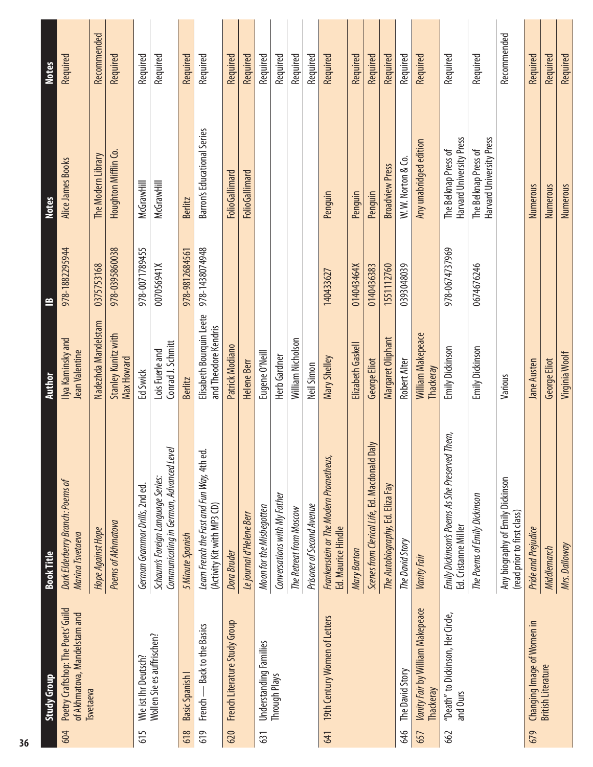| | Study Group | Book Title | Author | IB | Notes | Notes |
|---|---|---|---|---|---|---|
| 604 | Poetry Craftshop: The Poets' Guild of Akhmatova, Mandelstam and Tsvetaeva | *Dark Elderberry Branch: Poems of Marina Tsvetaeva* | Ilya Kaminsky and Jean Valentine | 978-1882295944 | Alice James Books | Required |
| | | *Hope Against Hope* | Nadezhda Mandelstam | 0375753168 | The Modern Library | Recommended |
| | | *Poems of Akhmatova* | Stanley Kunitz with Max Howard | 978-0395860038 | Houghton Mifflin Co. | Required |
| 615 | Wie ist Ihr Deutsch? Wollen Sie es auffrischen? | *German Grammar Drills*, 2nd ed. | Ed Swick | 978-0071789455 | McGrawHill | Required |
| | | *Schaum's Foreign Language Series: Communicating in German, Advanced Level* | Lois Fuerle and Conrad J. Schmitt | 007056941X | McGrawHill | Required |
| 618 | Basic Spanish I | *5 Minute Spanish* | Berlitz | 978-9812684561 | Berlitz | Required |
| 619 | French — Back to the Basics | *Learn French the Fast and Fun Way*, 4th ed. (Activity Kit with MP3 CD) | Elisabeth Bourquin Leete and Theodore Kendris | 978-1438074948 | Barron's Educational Series | Required |
| 620 | French Literature Study Group | *Dora Bruder* | Patrick Modiano | | FolioGallimard | Required |
| | | *Le journal d'Helene Berr* | Helene Berr | | FolioGallimard | Required |
| 631 | Understanding Families Through Plays | *Moon for the Misbegotten* | Eugene O'Neill | | | Required |
| | | *Conversations with My Father* | Herb Gardner | | | Required |
| | | *The Retreat from Moscow* | William Nicholson | | | Required |
| | | *Prisoner of Second Avenue* | Neil Simon | | | Required |
| 641 | 19th Century Women of Letters | *Frankenstein or The Modern Prometheus*, Ed. Maurice Hindle | Mary Shelley | 140433627 | Penguin | Required |
| | | *Mary Barton* | Elizabeth Gaskell | 014043464X | Penguin | Required |
| | | *Scenes from Clerical Life*, Ed. Macdonald Daly | George Eliot | 0140436383 | Penguin | Required |
| | | *The Autobiography*, Ed. Eliza Fay | Margaret Oliphant | 1551112760 | Broadview Press | Required |
| 646 | The David Story | *The David Story* | Robert Alter | 0393048039 | W. W. Norton & Co. | Required |
| 657 | *Vanity Fair* by William Makepeace Thackeray | *Vanity Fair* | William Makepeace Thackeray | | Any unabridged edition | Required |
| 662 | "Death" to Dickinson, Her Circle, and Ours | *Emily Dickinson's Poems As She Preserved Them*, Ed. Cristanne Miller | Emily Dickinson | 978-067473769 | The Belknap Press of Harvard University Press | Required |
| | | *The Poems of Emily Dickinson* | Emily Dickinson | 0674676246 | The Belknap Press of Harvard University Press | Required |
| | | Any biography of Emily Dickinson (read prior to first class) | Various | | | Recommended |
| 679 | Changing Image of Women in British Literature | *Pride and Prejudice* | Jane Austen | | Numerous | Required |
| | | *Middlemarch* | George Eliot | | Numerous | Required |
| | | *Mrs. Dalloway* | Virginia Woolf | | Numerous | Required |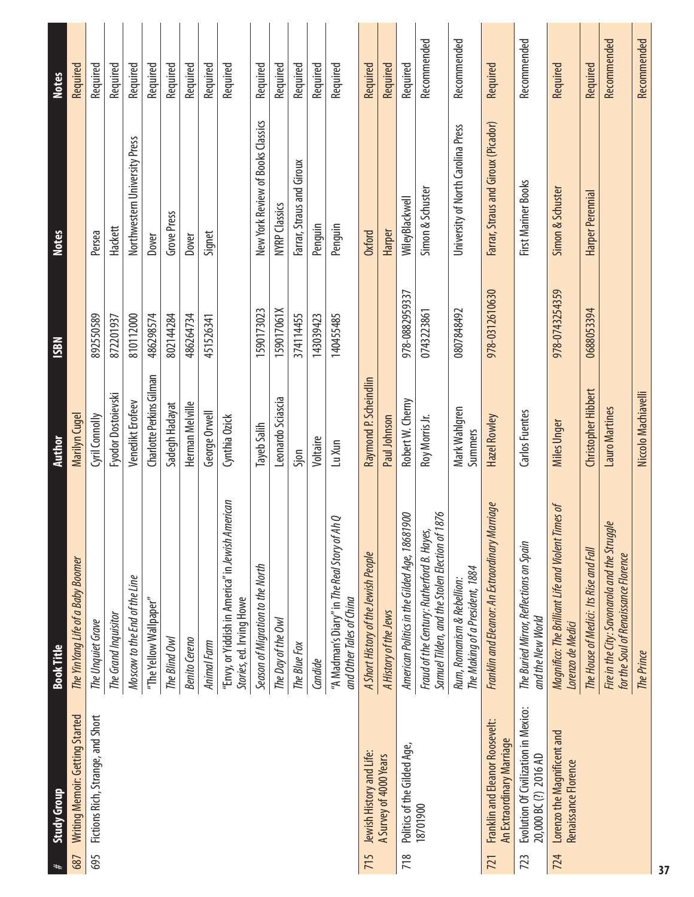| # | Study Group | Book Title | Author | ISBN | Notes | Notes |
|---|---|---|---|---|---|---|
| 687 | Writing Memoir: Getting Started | *The Yin Yang Life of a Baby Boomer* | Marilyn Cugel | | | Required |
| 695 | Fictions Rich, Strange, and Short | *The Unquiet Grave* | Cyril Connolly | 892550589 | Persea | Required |
| | | *The Grand Inquisitor* | Fyodor Dostoievski | 872201937 | Hackett | Required |
| | | *Moscow to the End of the Line* | Venedikt Erofeev | 810112000 | Northwestern University Press | Required |
| | | "The Yellow Wallpaper" | Charlotte Perkins Gilman | 486298574 | Dover | Required |
| | | *The Blind Owl* | Sadegh Hadayat | 802144284 | Grove Press | Required |
| | | *Benito Cereno* | Herman Melville | 486264734 | Dover | Required |
| | | *Animal Farm* | George Orwell | 451526341 | Signet | Required |
| | | "Envy, or Yiddish in America" in *Jewish American Stories*, ed. Irving Howe | Cynthia Ozick | | | Required |
| | | *Season of Migration to the North* | Tayeb Salih | 1590173023 | New York Review of Books Classics | Required |
| | | *The Day of the Owl* | Leonardo Sciascia | 159017061X | NYRP Classics | Required |
| | | *The Blue Fox* | Sjon | 374114455 | Farrar, Straus and Giroux | Required |
| | | *Candide* | Voltaire | 143039423 | Penguin | Required |
| | | "A Madman's Diary" in *The Real Story of Ah Q and Other Tales of China* | Lu Xun | 140455485 | Penguin | Required |
| 715 | Jewish History and Life: A Survey of 4000 Years | *A Short History of the Jewish People* | Raymond P. Scheindlin | | Oxford | Required |
| | | *A History of the Jews* | Paul Johnson | | Harper | Required |
| 718 | Politics of the Gilded Age, 18701900 | *American Politics in the Gilded Age, 18681900* | Robert W. Cherny | 978-0882959337 | WileyBlackwell | Required |
| | | *Fraud of the Century: Rutherford B. Hayes, Samuel Tilden, and the Stolen Election of 1876* | Roy Morris Jr. | 0743223861 | Simon & Schuster | Recommended |
| | | *Rum, Romanism & Rebellion: The Making of a President, 1884* | Mark Wahlgren Summers | 0807848492 | University of North Carolina Press | Recommended |
| 721 | Franklin and Eleanor Roosevelt: An Extraordinary Marriage | *Franklin and Eleanor: An Extraordinary Marriage* | Hazel Rowley | 978-0312610630 | Farrar, Straus and Giroux (Picador) | Required |
| 723 | Evolution Of Civilization in Mexico: 20,000 BC (?) 2016 AD | *The Buried Mirror, Reflections on Spain and the New World* | Carlos Fuentes | | First Mariner Books | Recommended |
| 724 | Lorenzo the Magnificent and Renaissance Florence | *Magnifico: The Brilliant Life and Violent Times of Lorenzo de Medici* | Miles Unger | 978-0743254359 | Simon & Schuster | Required |
| | | *The House of Medici: Its Rise and Fall* | Christopher Hibbert | 0688053394 | Harper Perennial | Required |
| | | *Fire in the City: Savonarola and the Struggle for the Soul of Renaissance Florence* | Lauro Martines | | | Recommended |
| | | *The Prince* | Niccolo Machiavelli | | | Recommended |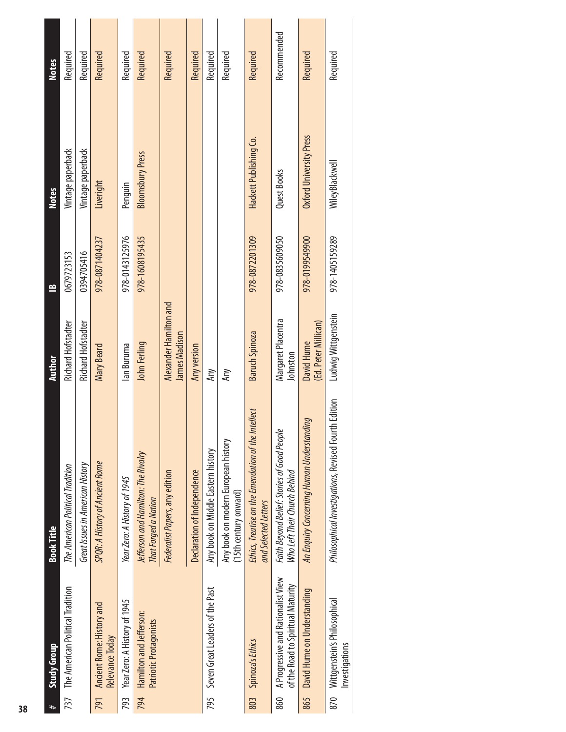| # | Study Group | Book Title | Author | IB | Notes | Notes |
|---|---|---|---|---|---|---|
| 737 | The American Political Tradition | *The American Political Tradition* | Richard Hofstadter | 0679723153 | Vintage paperback | Required |
| | | *Great Issues in American History* | Richard Hofstadter | 0394705416 | Vintage paperback | Required |
| 791 | Ancient Rome: History and Relevance Today | *SPQR: A History of Ancient Rome* | Mary Beard | 978-0871404237 | Liveright | Required |
| 793 | Year Zero: A History of 1945 | *Year Zero: A History of 1945* | Ian Buruma | 978-0143125976 | Penguin | Required |
| 794 | Hamilton and Jefferson: Patriotic Protagonists | *Jefferson and Hamilton: The Rivalry That Forged a Nation* | John Ferling | 978-1608195435 | Bloomsbury Press | Required |
| | | *Federalist Papers*, any edition | Alexander Hamilton and James Madison | | | Required |
| | | Declaration of Independence | Any version | | | Required |
| 795 | Seven Great Leaders of the Past | Any book on Middle Eastern history | Any | | | Required |
| | | Any book on modern European history (15th century onward) | Any | | | Required |
| 803 | Spinoza's *Ethics* | *Ethics, Treatise on the Emendation of the Intellect and Selected Letters* | Baruch Spinoza | 978-0872201309 | Hackett Publishing Co. | Required |
| 860 | A Progressive and Rationalist View of the Road to Spiritual Maturity | *Faith Beyond Belief: Stories of Good People Who Left Their Church Behind* | Margaret Placentra Johnston | 978-0835609050 | Quest Books | Recommended |
| 865 | David Hume on Understanding | *An Enquiry Concerning Human Understanding* | David Hume (Ed. Peter Millican) | 978-0199549900 | Oxford University Press | Required |
| 870 | Wittgenstein's Philosophical Investigations | *Philosophical Investigations*, Revised Fourth Edition | Ludwig Wittgenstein | 978-1405159289 | WileyBlackwell | Required |